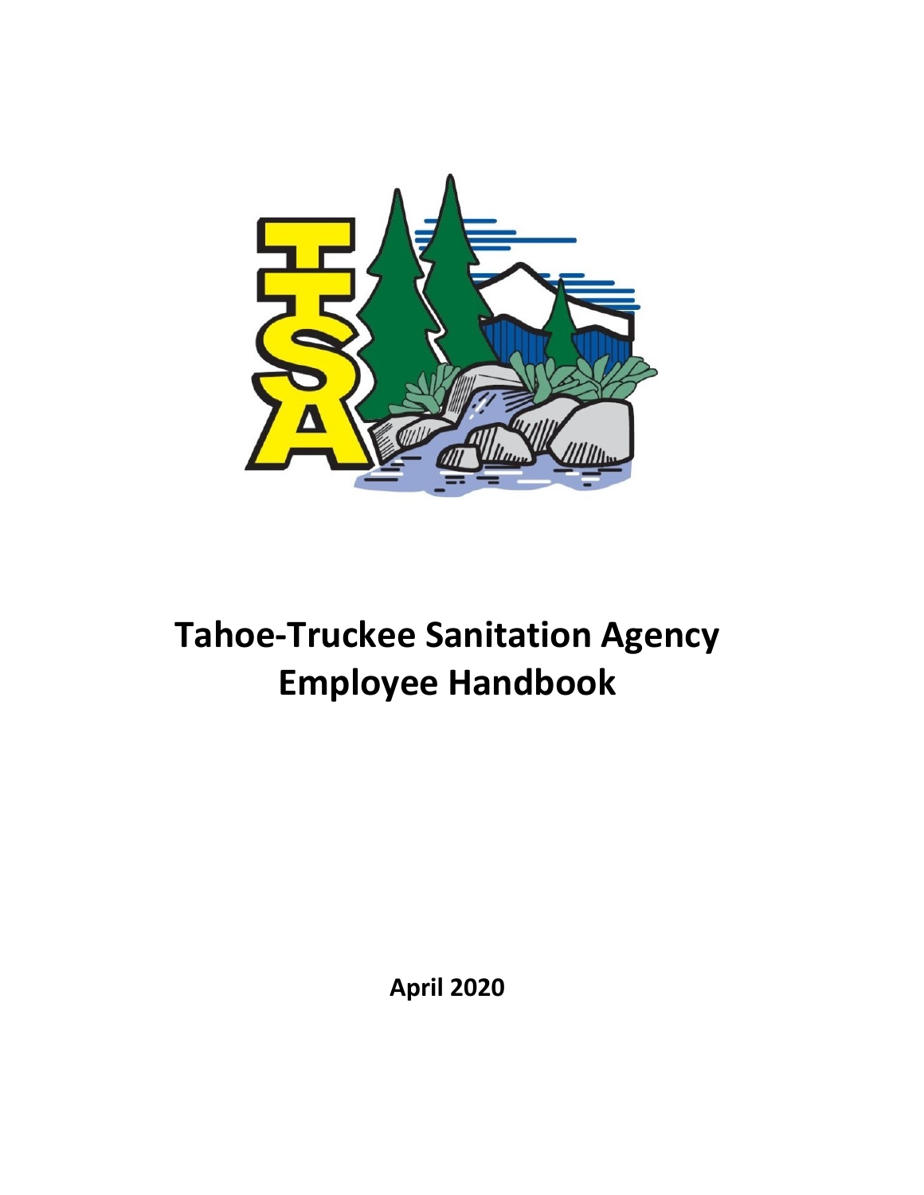# Tahoe-Truckee Sanitation Agency Employee Handbook

**April 2020**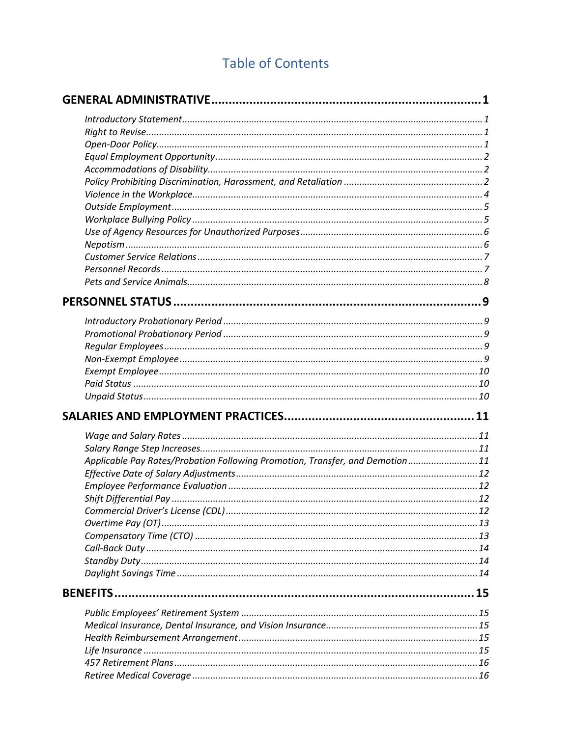# Table of Contents

**GENERAL ADMINISTRATIVE** .......... **1**

*Introductory Statement* .......... *1*
*Right to Revise* .......... *1*
*Open-Door Policy* .......... *1*
*Equal Employment Opportunity* .......... *2*
*Accommodations of Disability* .......... *2*
*Policy Prohibiting Discrimination, Harassment, and Retaliation* .......... *2*
*Violence in the Workplace* .......... *4*
*Outside Employment* .......... *5*
*Workplace Bullying Policy* .......... *5*
*Use of Agency Resources for Unauthorized Purposes* .......... *6*
*Nepotism* .......... *6*
*Customer Service Relations* .......... *7*
*Personnel Records* .......... *7*
*Pets and Service Animals* .......... *8*

**PERSONNEL STATUS** .......... **9**

*Introductory Probationary Period* .......... *9*
*Promotional Probationary Period* .......... *9*
*Regular Employees* .......... *9*
*Non-Exempt Employee* .......... *9*
*Exempt Employee* .......... *10*
*Paid Status* .......... *10*
*Unpaid Status* .......... *10*

**SALARIES AND EMPLOYMENT PRACTICES** .......... **11**

*Wage and Salary Rates* .......... *11*
*Salary Range Step Increases* .......... *11*
*Applicable Pay Rates/Probation Following Promotion, Transfer, and Demotion* .......... *11*
*Effective Date of Salary Adjustments* .......... *12*
*Employee Performance Evaluation* .......... *12*
*Shift Differential Pay* .......... *12*
*Commercial Driver's License (CDL)* .......... *12*
*Overtime Pay (OT)* .......... *13*
*Compensatory Time (CTO)* .......... *13*
*Call-Back Duty* .......... *14*
*Standby Duty* .......... *14*
*Daylight Savings Time* .......... *14*

**BENEFITS** .......... **15**

*Public Employees' Retirement System* .......... *15*
*Medical Insurance, Dental Insurance, and Vision Insurance* .......... *15*
*Health Reimbursement Arrangement* .......... *15*
*Life Insurance* .......... *15*
*457 Retirement Plans* .......... *16*
*Retiree Medical Coverage* .......... *16*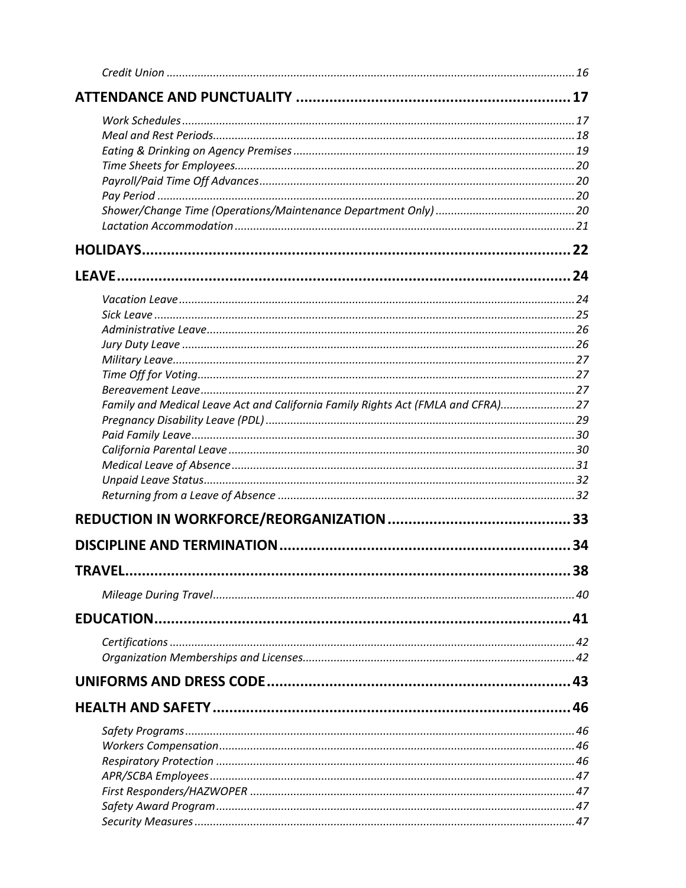*Credit Union* .......... 16

**ATTENDANCE AND PUNCTUALITY** .......... **17**

*Work Schedules* .......... 17
*Meal and Rest Periods* .......... 18
*Eating & Drinking on Agency Premises* .......... 19
*Time Sheets for Employees* .......... 20
*Payroll/Paid Time Off Advances* .......... 20
*Pay Period* .......... 20
*Shower/Change Time (Operations/Maintenance Department Only)* .......... 20
*Lactation Accommodation* .......... 21

**HOLIDAYS** .......... **22**

**LEAVE** .......... **24**

*Vacation Leave* .......... 24
*Sick Leave* .......... 25
*Administrative Leave* .......... 26
*Jury Duty Leave* .......... 26
*Military Leave* .......... 27
*Time Off for Voting* .......... 27
*Bereavement Leave* .......... 27
*Family and Medical Leave Act and California Family Rights Act (FMLA and CFRA)* .......... 27
*Pregnancy Disability Leave (PDL)* .......... 29
*Paid Family Leave* .......... 30
*California Parental Leave* .......... 30
*Medical Leave of Absence* .......... 31
*Unpaid Leave Status* .......... 32
*Returning from a Leave of Absence* .......... 32

**REDUCTION IN WORKFORCE/REORGANIZATION** .......... **33**

**DISCIPLINE AND TERMINATION** .......... **34**

**TRAVEL** .......... **38**

*Mileage During Travel* .......... 40

**EDUCATION** .......... **41**

*Certifications* .......... 42
*Organization Memberships and Licenses* .......... 42

**UNIFORMS AND DRESS CODE** .......... **43**

**HEALTH AND SAFETY** .......... **46**

*Safety Programs* .......... 46
*Workers Compensation* .......... 46
*Respiratory Protection* .......... 46
*APR/SCBA Employees* .......... 47
*First Responders/HAZWOPER* .......... 47
*Safety Award Program* .......... 47
*Security Measures* .......... 47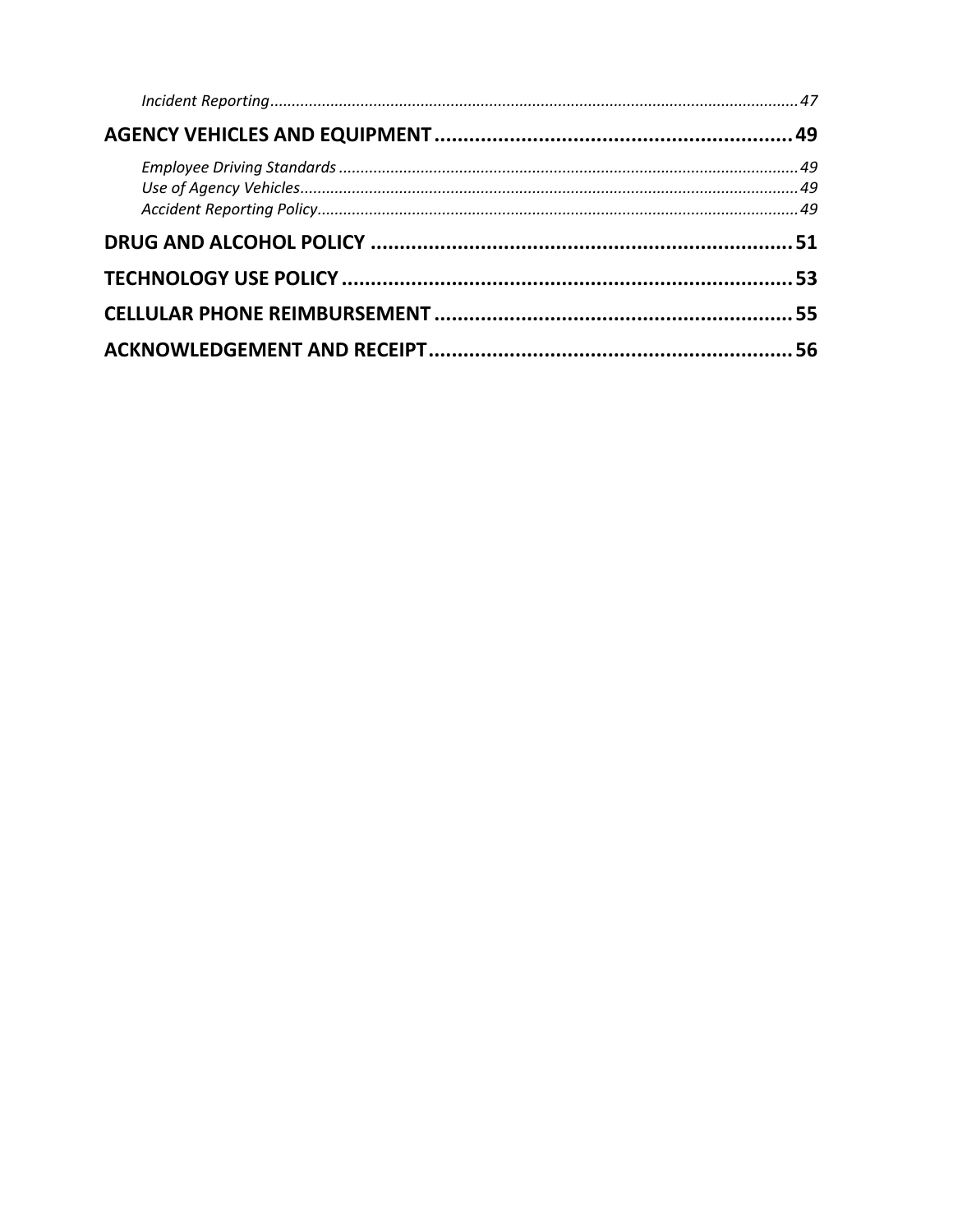*Incident Reporting* .......................................................................................................................... 47

**AGENCY VEHICLES AND EQUIPMENT** .............................................................. 49

*Employee Driving Standards* .......................................................................................................... 49
*Use of Agency Vehicles* .................................................................................................................. 49
*Accident Reporting Policy* .............................................................................................................. 49

**DRUG AND ALCOHOL POLICY** ......................................................................... 51

**TECHNOLOGY USE POLICY** .............................................................................. 53

**CELLULAR PHONE REIMBURSEMENT** .............................................................. 55

**ACKNOWLEDGEMENT AND RECEIPT** ................................................................ 56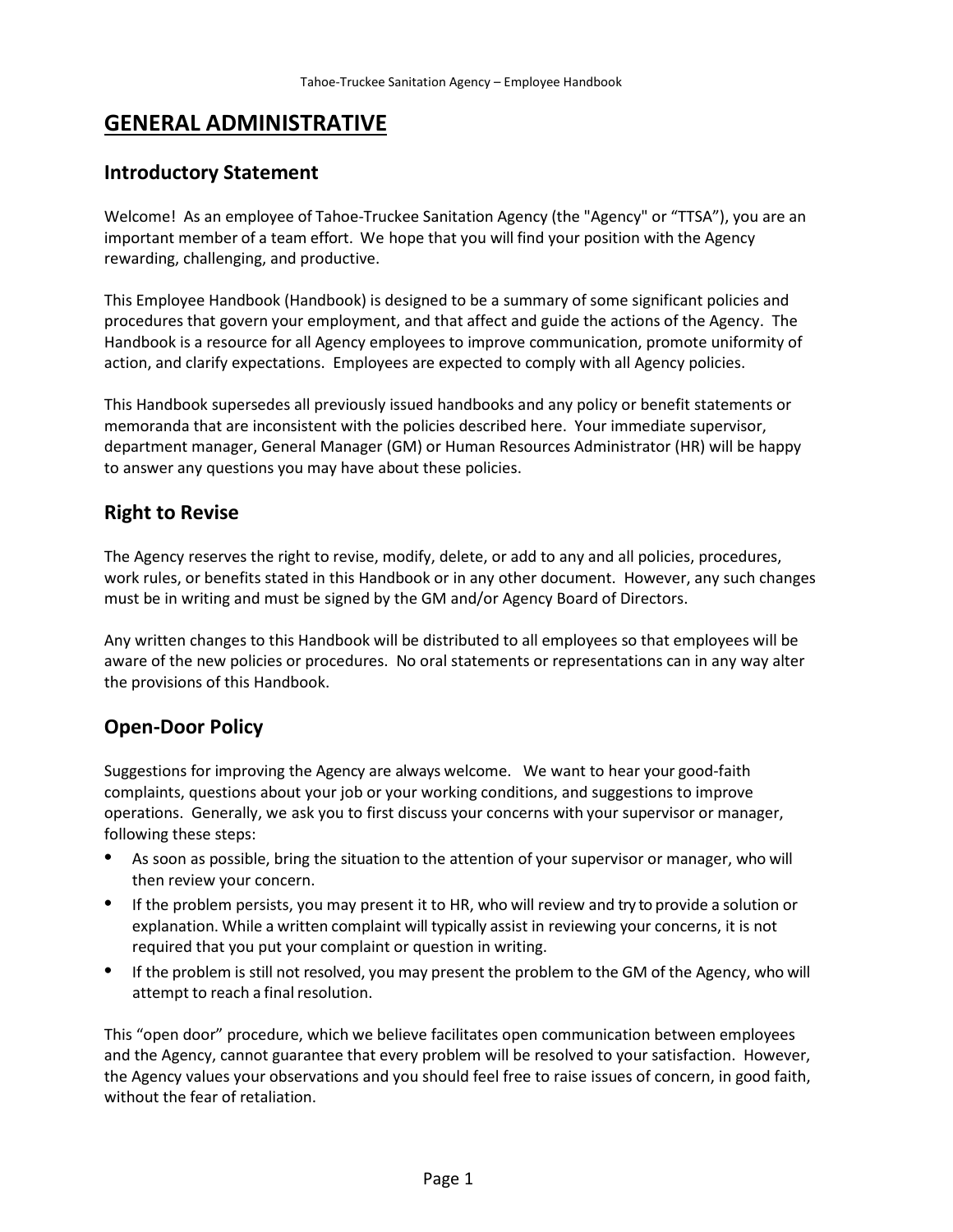# GENERAL ADMINISTRATIVE

## Introductory Statement

Welcome! As an employee of Tahoe-Truckee Sanitation Agency (the "Agency" or "TTSA"), you are an important member of a team effort. We hope that you will find your position with the Agency rewarding, challenging, and productive.

This Employee Handbook (Handbook) is designed to be a summary of some significant policies and procedures that govern your employment, and that affect and guide the actions of the Agency. The Handbook is a resource for all Agency employees to improve communication, promote uniformity of action, and clarify expectations. Employees are expected to comply with all Agency policies.

This Handbook supersedes all previously issued handbooks and any policy or benefit statements or memoranda that are inconsistent with the policies described here. Your immediate supervisor, department manager, General Manager (GM) or Human Resources Administrator (HR) will be happy to answer any questions you may have about these policies.

## Right to Revise

The Agency reserves the right to revise, modify, delete, or add to any and all policies, procedures, work rules, or benefits stated in this Handbook or in any other document. However, any such changes must be in writing and must be signed by the GM and/or Agency Board of Directors.

Any written changes to this Handbook will be distributed to all employees so that employees will be aware of the new policies or procedures. No oral statements or representations can in any way alter the provisions of this Handbook.

## Open-Door Policy

Suggestions for improving the Agency are always welcome. We want to hear your good-faith complaints, questions about your job or your working conditions, and suggestions to improve operations. Generally, we ask you to first discuss your concerns with your supervisor or manager, following these steps:

- As soon as possible, bring the situation to the attention of your supervisor or manager, who will then review your concern.
- If the problem persists, you may present it to HR, who will review and try to provide a solution or explanation. While a written complaint will typically assist in reviewing your concerns, it is not required that you put your complaint or question in writing.
- If the problem is still not resolved, you may present the problem to the GM of the Agency, who will attempt to reach a final resolution.

This "open door" procedure, which we believe facilitates open communication between employees and the Agency, cannot guarantee that every problem will be resolved to your satisfaction. However, the Agency values your observations and you should feel free to raise issues of concern, in good faith, without the fear of retaliation.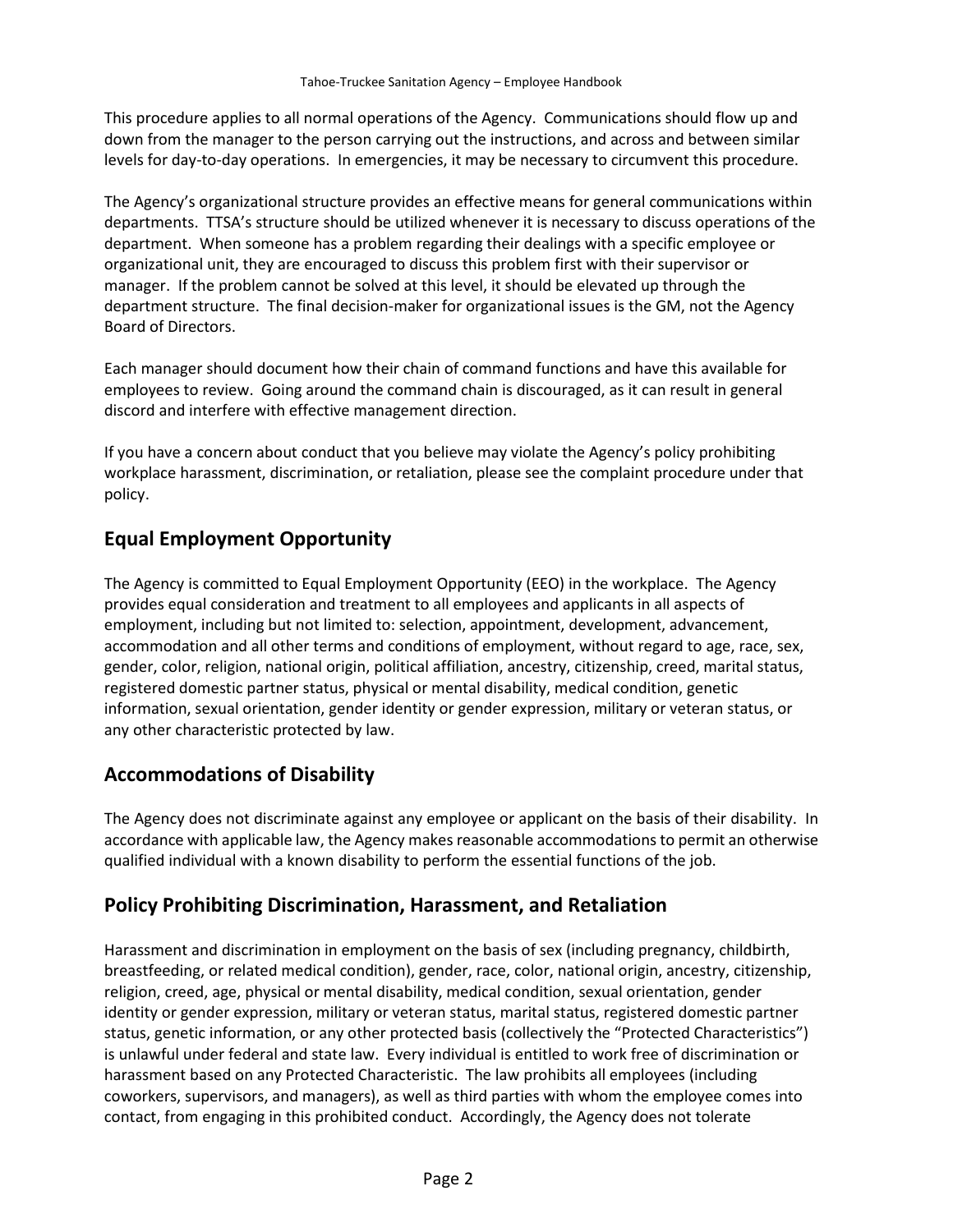This procedure applies to all normal operations of the Agency. Communications should flow up and down from the manager to the person carrying out the instructions, and across and between similar levels for day-to-day operations. In emergencies, it may be necessary to circumvent this procedure.

The Agency's organizational structure provides an effective means for general communications within departments. TTSA's structure should be utilized whenever it is necessary to discuss operations of the department. When someone has a problem regarding their dealings with a specific employee or organizational unit, they are encouraged to discuss this problem first with their supervisor or manager. If the problem cannot be solved at this level, it should be elevated up through the department structure. The final decision-maker for organizational issues is the GM, not the Agency Board of Directors.

Each manager should document how their chain of command functions and have this available for employees to review. Going around the command chain is discouraged, as it can result in general discord and interfere with effective management direction.

If you have a concern about conduct that you believe may violate the Agency's policy prohibiting workplace harassment, discrimination, or retaliation, please see the complaint procedure under that policy.

## Equal Employment Opportunity

The Agency is committed to Equal Employment Opportunity (EEO) in the workplace. The Agency provides equal consideration and treatment to all employees and applicants in all aspects of employment, including but not limited to: selection, appointment, development, advancement, accommodation and all other terms and conditions of employment, without regard to age, race, sex, gender, color, religion, national origin, political affiliation, ancestry, citizenship, creed, marital status, registered domestic partner status, physical or mental disability, medical condition, genetic information, sexual orientation, gender identity or gender expression, military or veteran status, or any other characteristic protected by law.

## Accommodations of Disability

The Agency does not discriminate against any employee or applicant on the basis of their disability. In accordance with applicable law, the Agency makes reasonable accommodations to permit an otherwise qualified individual with a known disability to perform the essential functions of the job.

## Policy Prohibiting Discrimination, Harassment, and Retaliation

Harassment and discrimination in employment on the basis of sex (including pregnancy, childbirth, breastfeeding, or related medical condition), gender, race, color, national origin, ancestry, citizenship, religion, creed, age, physical or mental disability, medical condition, sexual orientation, gender identity or gender expression, military or veteran status, marital status, registered domestic partner status, genetic information, or any other protected basis (collectively the "Protected Characteristics") is unlawful under federal and state law. Every individual is entitled to work free of discrimination or harassment based on any Protected Characteristic. The law prohibits all employees (including coworkers, supervisors, and managers), as well as third parties with whom the employee comes into contact, from engaging in this prohibited conduct. Accordingly, the Agency does not tolerate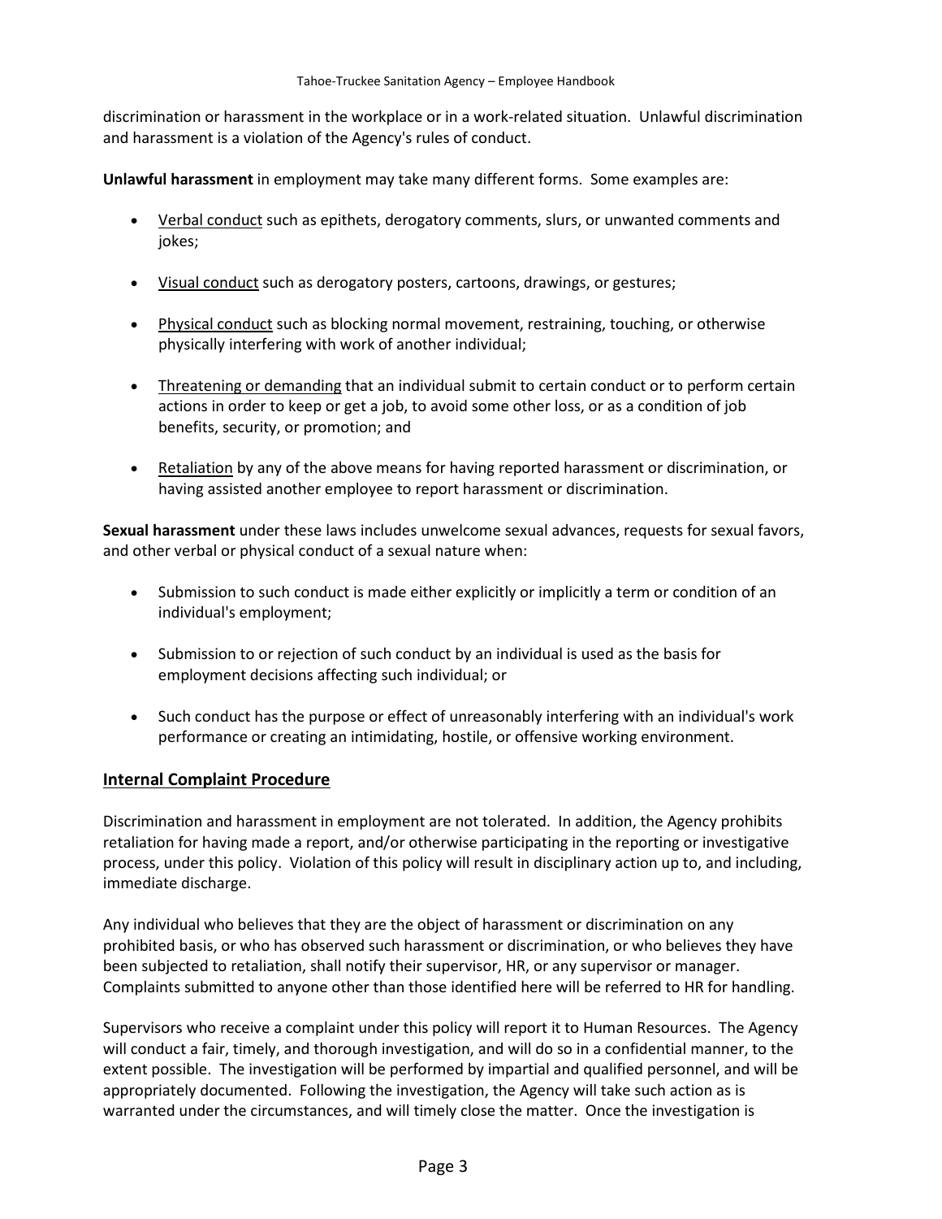discrimination or harassment in the workplace or in a work-related situation. Unlawful discrimination and harassment is a violation of the Agency's rules of conduct.

**Unlawful harassment** in employment may take many different forms. Some examples are:

- <u>Verbal conduct</u> such as epithets, derogatory comments, slurs, or unwanted comments and jokes;
- <u>Visual conduct</u> such as derogatory posters, cartoons, drawings, or gestures;
- <u>Physical conduct</u> such as blocking normal movement, restraining, touching, or otherwise physically interfering with work of another individual;
- <u>Threatening or demanding</u> that an individual submit to certain conduct or to perform certain actions in order to keep or get a job, to avoid some other loss, or as a condition of job benefits, security, or promotion; and
- <u>Retaliation</u> by any of the above means for having reported harassment or discrimination, or having assisted another employee to report harassment or discrimination.

**Sexual harassment** under these laws includes unwelcome sexual advances, requests for sexual favors, and other verbal or physical conduct of a sexual nature when:

- Submission to such conduct is made either explicitly or implicitly a term or condition of an individual's employment;
- Submission to or rejection of such conduct by an individual is used as the basis for employment decisions affecting such individual; or
- Such conduct has the purpose or effect of unreasonably interfering with an individual's work performance or creating an intimidating, hostile, or offensive working environment.

## Internal Complaint Procedure

Discrimination and harassment in employment are not tolerated. In addition, the Agency prohibits retaliation for having made a report, and/or otherwise participating in the reporting or investigative process, under this policy. Violation of this policy will result in disciplinary action up to, and including, immediate discharge.

Any individual who believes that they are the object of harassment or discrimination on any prohibited basis, or who has observed such harassment or discrimination, or who believes they have been subjected to retaliation, shall notify their supervisor, HR, or any supervisor or manager. Complaints submitted to anyone other than those identified here will be referred to HR for handling.

Supervisors who receive a complaint under this policy will report it to Human Resources. The Agency will conduct a fair, timely, and thorough investigation, and will do so in a confidential manner, to the extent possible. The investigation will be performed by impartial and qualified personnel, and will be appropriately documented. Following the investigation, the Agency will take such action as is warranted under the circumstances, and will timely close the matter. Once the investigation is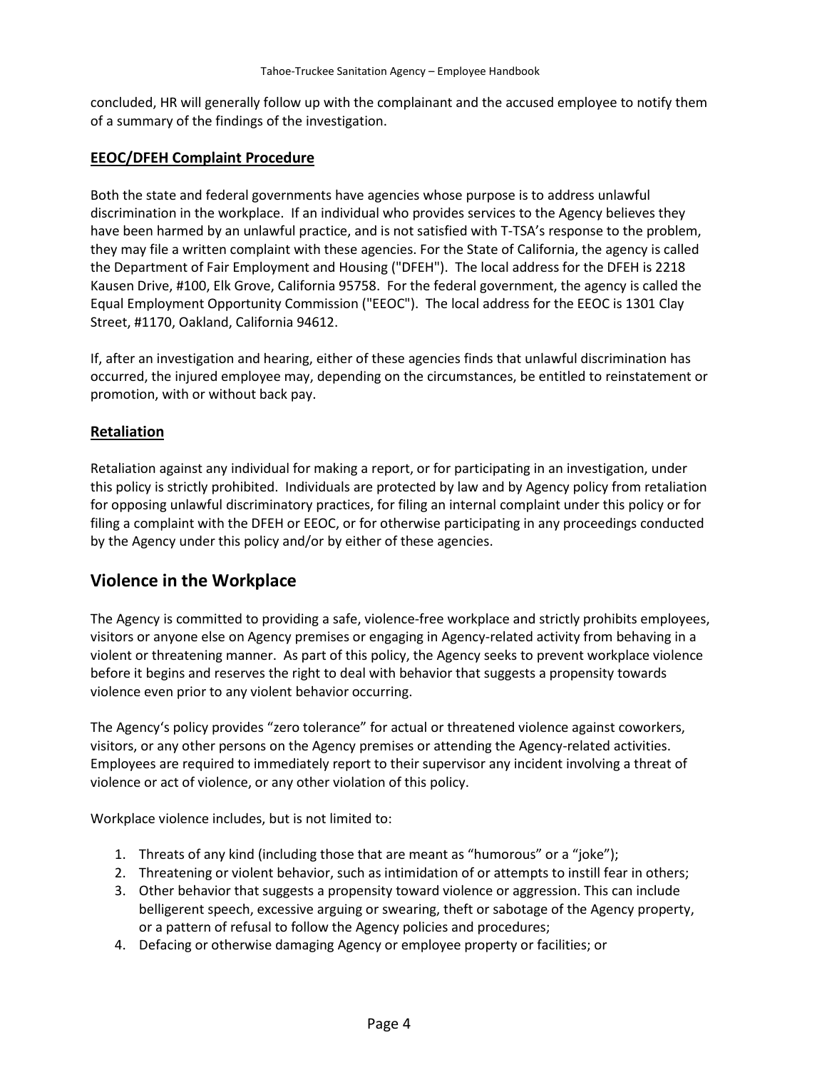concluded, HR will generally follow up with the complainant and the accused employee to notify them of a summary of the findings of the investigation.

### EEOC/DFEH Complaint Procedure

Both the state and federal governments have agencies whose purpose is to address unlawful discrimination in the workplace. If an individual who provides services to the Agency believes they have been harmed by an unlawful practice, and is not satisfied with T-TSA's response to the problem, they may file a written complaint with these agencies. For the State of California, the agency is called the Department of Fair Employment and Housing ("DFEH"). The local address for the DFEH is 2218 Kausen Drive, #100, Elk Grove, California 95758. For the federal government, the agency is called the Equal Employment Opportunity Commission ("EEOC"). The local address for the EEOC is 1301 Clay Street, #1170, Oakland, California 94612.

If, after an investigation and hearing, either of these agencies finds that unlawful discrimination has occurred, the injured employee may, depending on the circumstances, be entitled to reinstatement or promotion, with or without back pay.

### Retaliation

Retaliation against any individual for making a report, or for participating in an investigation, under this policy is strictly prohibited. Individuals are protected by law and by Agency policy from retaliation for opposing unlawful discriminatory practices, for filing an internal complaint under this policy or for filing a complaint with the DFEH or EEOC, or for otherwise participating in any proceedings conducted by the Agency under this policy and/or by either of these agencies.

## Violence in the Workplace

The Agency is committed to providing a safe, violence-free workplace and strictly prohibits employees, visitors or anyone else on Agency premises or engaging in Agency-related activity from behaving in a violent or threatening manner. As part of this policy, the Agency seeks to prevent workplace violence before it begins and reserves the right to deal with behavior that suggests a propensity towards violence even prior to any violent behavior occurring.

The Agency's policy provides "zero tolerance" for actual or threatened violence against coworkers, visitors, or any other persons on the Agency premises or attending the Agency-related activities. Employees are required to immediately report to their supervisor any incident involving a threat of violence or act of violence, or any other violation of this policy.

Workplace violence includes, but is not limited to:

1. Threats of any kind (including those that are meant as "humorous" or a "joke");
2. Threatening or violent behavior, such as intimidation of or attempts to instill fear in others;
3. Other behavior that suggests a propensity toward violence or aggression. This can include belligerent speech, excessive arguing or swearing, theft or sabotage of the Agency property, or a pattern of refusal to follow the Agency policies and procedures;
4. Defacing or otherwise damaging Agency or employee property or facilities; or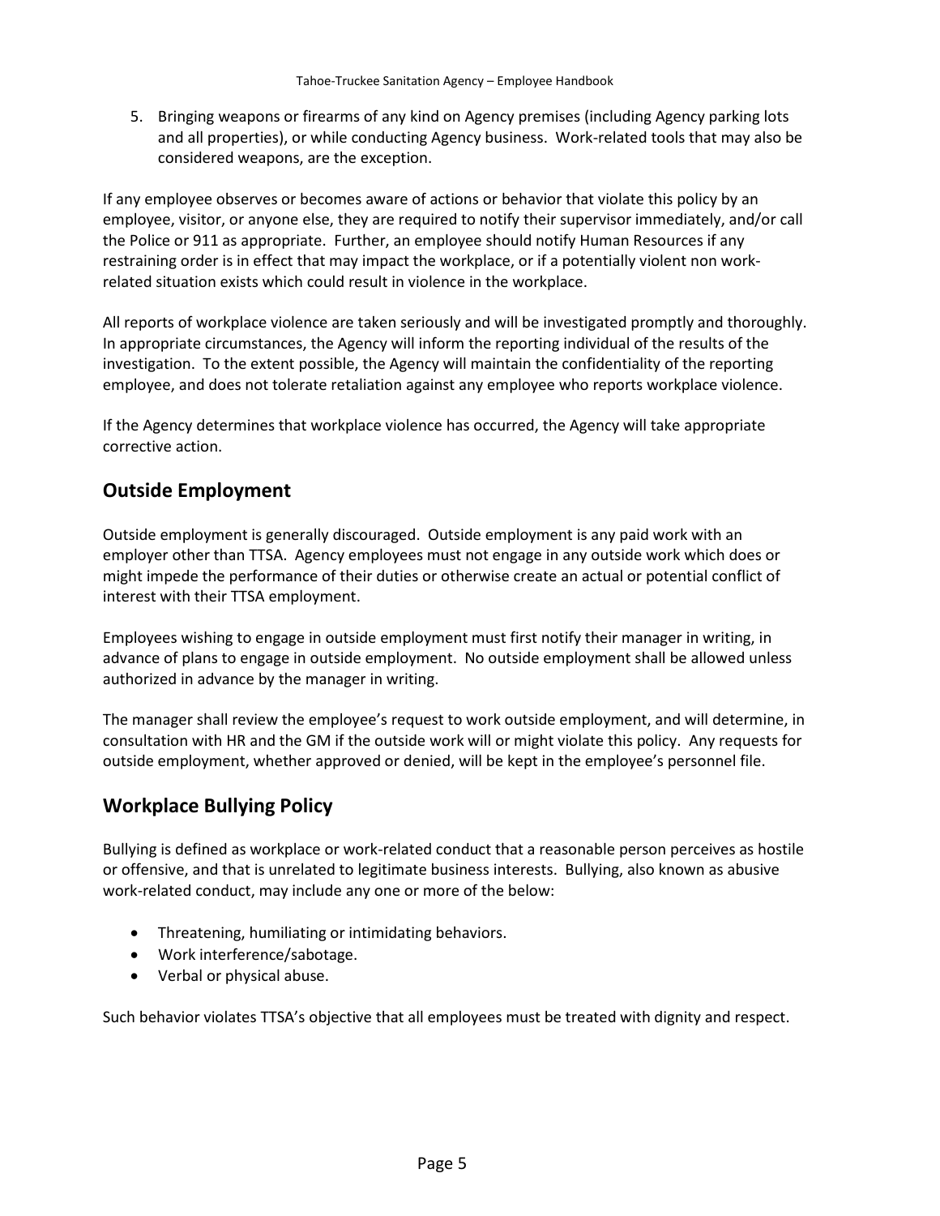5. Bringing weapons or firearms of any kind on Agency premises (including Agency parking lots and all properties), or while conducting Agency business. Work-related tools that may also be considered weapons, are the exception.

If any employee observes or becomes aware of actions or behavior that violate this policy by an employee, visitor, or anyone else, they are required to notify their supervisor immediately, and/or call the Police or 911 as appropriate. Further, an employee should notify Human Resources if any restraining order is in effect that may impact the workplace, or if a potentially violent non work-related situation exists which could result in violence in the workplace.

All reports of workplace violence are taken seriously and will be investigated promptly and thoroughly. In appropriate circumstances, the Agency will inform the reporting individual of the results of the investigation. To the extent possible, the Agency will maintain the confidentiality of the reporting employee, and does not tolerate retaliation against any employee who reports workplace violence.

If the Agency determines that workplace violence has occurred, the Agency will take appropriate corrective action.

## Outside Employment

Outside employment is generally discouraged. Outside employment is any paid work with an employer other than TTSA. Agency employees must not engage in any outside work which does or might impede the performance of their duties or otherwise create an actual or potential conflict of interest with their TTSA employment.

Employees wishing to engage in outside employment must first notify their manager in writing, in advance of plans to engage in outside employment. No outside employment shall be allowed unless authorized in advance by the manager in writing.

The manager shall review the employee's request to work outside employment, and will determine, in consultation with HR and the GM if the outside work will or might violate this policy. Any requests for outside employment, whether approved or denied, will be kept in the employee's personnel file.

## Workplace Bullying Policy

Bullying is defined as workplace or work-related conduct that a reasonable person perceives as hostile or offensive, and that is unrelated to legitimate business interests. Bullying, also known as abusive work-related conduct, may include any one or more of the below:

- Threatening, humiliating or intimidating behaviors.
- Work interference/sabotage.
- Verbal or physical abuse.

Such behavior violates TTSA's objective that all employees must be treated with dignity and respect.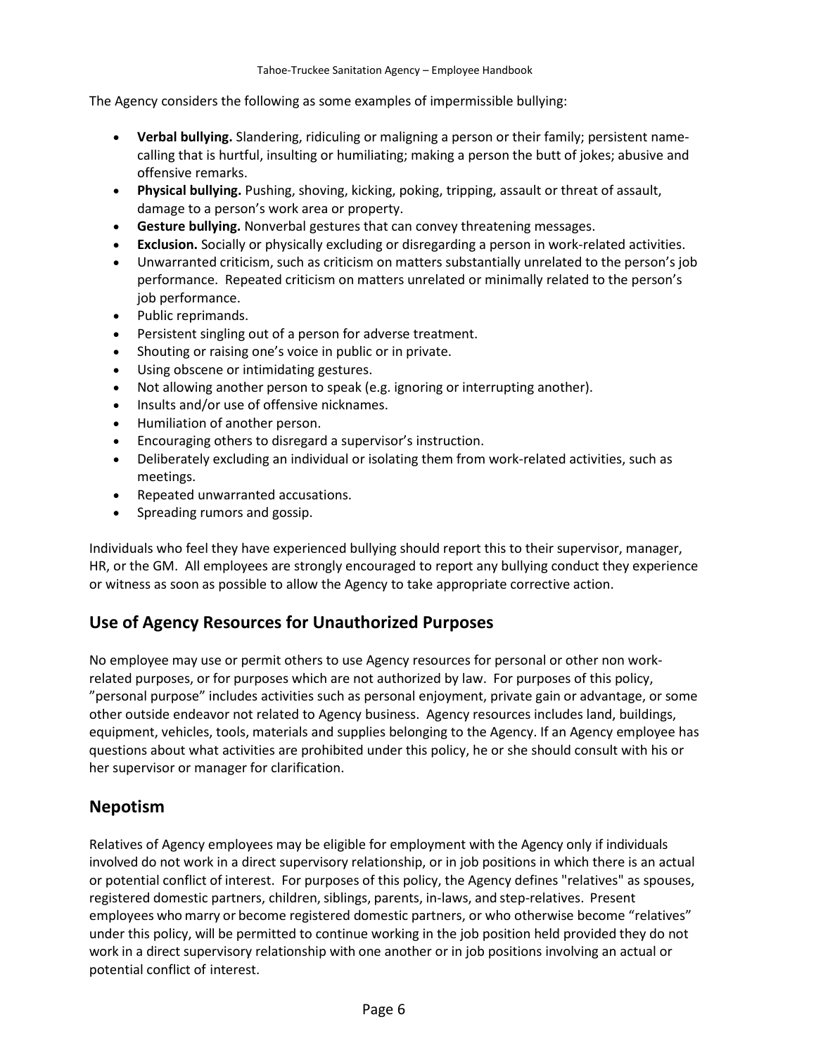The Agency considers the following as some examples of impermissible bullying:

- **Verbal bullying.** Slandering, ridiculing or maligning a person or their family; persistent name-calling that is hurtful, insulting or humiliating; making a person the butt of jokes; abusive and offensive remarks.
- **Physical bullying.** Pushing, shoving, kicking, poking, tripping, assault or threat of assault, damage to a person's work area or property.
- **Gesture bullying.** Nonverbal gestures that can convey threatening messages.
- **Exclusion.** Socially or physically excluding or disregarding a person in work-related activities.
- Unwarranted criticism, such as criticism on matters substantially unrelated to the person's job performance. Repeated criticism on matters unrelated or minimally related to the person's job performance.
- Public reprimands.
- Persistent singling out of a person for adverse treatment.
- Shouting or raising one's voice in public or in private.
- Using obscene or intimidating gestures.
- Not allowing another person to speak (e.g. ignoring or interrupting another).
- Insults and/or use of offensive nicknames.
- Humiliation of another person.
- Encouraging others to disregard a supervisor's instruction.
- Deliberately excluding an individual or isolating them from work-related activities, such as meetings.
- Repeated unwarranted accusations.
- Spreading rumors and gossip.

Individuals who feel they have experienced bullying should report this to their supervisor, manager, HR, or the GM. All employees are strongly encouraged to report any bullying conduct they experience or witness as soon as possible to allow the Agency to take appropriate corrective action.

## Use of Agency Resources for Unauthorized Purposes

No employee may use or permit others to use Agency resources for personal or other non work-related purposes, or for purposes which are not authorized by law. For purposes of this policy, "personal purpose" includes activities such as personal enjoyment, private gain or advantage, or some other outside endeavor not related to Agency business. Agency resources includes land, buildings, equipment, vehicles, tools, materials and supplies belonging to the Agency. If an Agency employee has questions about what activities are prohibited under this policy, he or she should consult with his or her supervisor or manager for clarification.

## Nepotism

Relatives of Agency employees may be eligible for employment with the Agency only if individuals involved do not work in a direct supervisory relationship, or in job positions in which there is an actual or potential conflict of interest. For purposes of this policy, the Agency defines "relatives" as spouses, registered domestic partners, children, siblings, parents, in-laws, and step-relatives. Present employees who marry or become registered domestic partners, or who otherwise become "relatives" under this policy, will be permitted to continue working in the job position held provided they do not work in a direct supervisory relationship with one another or in job positions involving an actual or potential conflict of interest.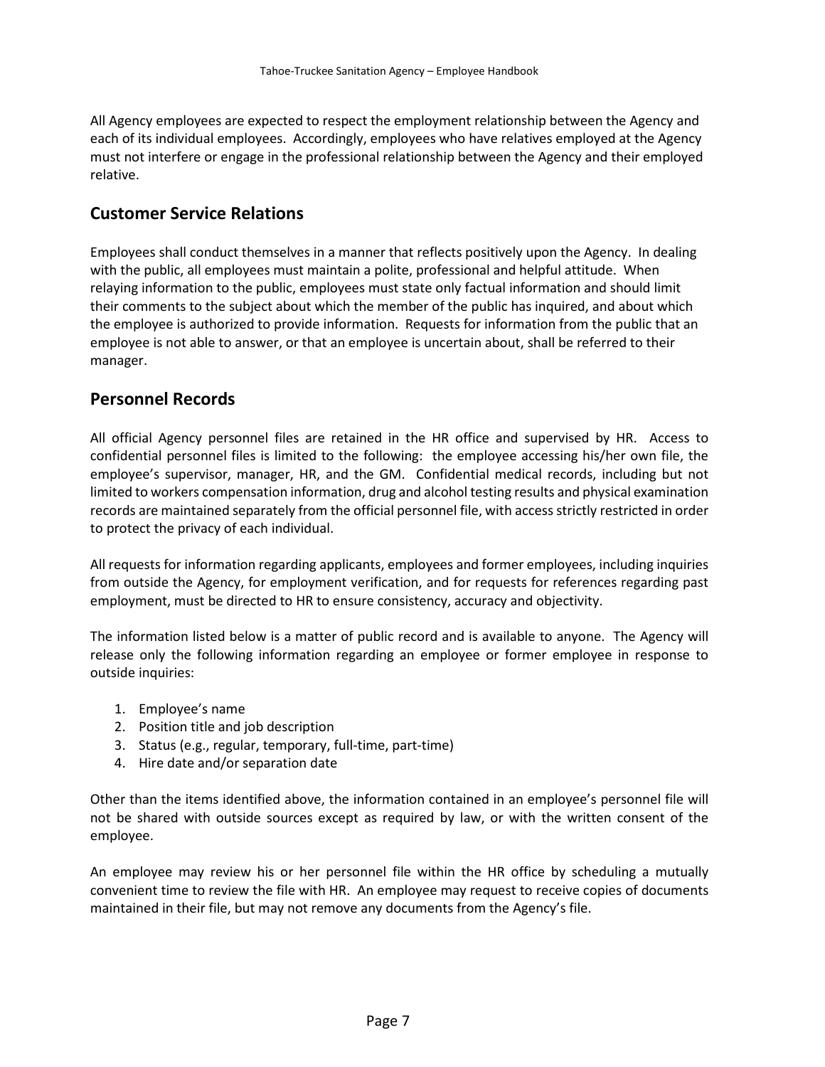All Agency employees are expected to respect the employment relationship between the Agency and each of its individual employees. Accordingly, employees who have relatives employed at the Agency must not interfere or engage in the professional relationship between the Agency and their employed relative.

## Customer Service Relations

Employees shall conduct themselves in a manner that reflects positively upon the Agency. In dealing with the public, all employees must maintain a polite, professional and helpful attitude. When relaying information to the public, employees must state only factual information and should limit their comments to the subject about which the member of the public has inquired, and about which the employee is authorized to provide information. Requests for information from the public that an employee is not able to answer, or that an employee is uncertain about, shall be referred to their manager.

## Personnel Records

All official Agency personnel files are retained in the HR office and supervised by HR. Access to confidential personnel files is limited to the following: the employee accessing his/her own file, the employee's supervisor, manager, HR, and the GM. Confidential medical records, including but not limited to workers compensation information, drug and alcohol testing results and physical examination records are maintained separately from the official personnel file, with access strictly restricted in order to protect the privacy of each individual.

All requests for information regarding applicants, employees and former employees, including inquiries from outside the Agency, for employment verification, and for requests for references regarding past employment, must be directed to HR to ensure consistency, accuracy and objectivity.

The information listed below is a matter of public record and is available to anyone. The Agency will release only the following information regarding an employee or former employee in response to outside inquiries:

1. Employee's name
2. Position title and job description
3. Status (e.g., regular, temporary, full-time, part-time)
4. Hire date and/or separation date

Other than the items identified above, the information contained in an employee's personnel file will not be shared with outside sources except as required by law, or with the written consent of the employee.

An employee may review his or her personnel file within the HR office by scheduling a mutually convenient time to review the file with HR. An employee may request to receive copies of documents maintained in their file, but may not remove any documents from the Agency's file.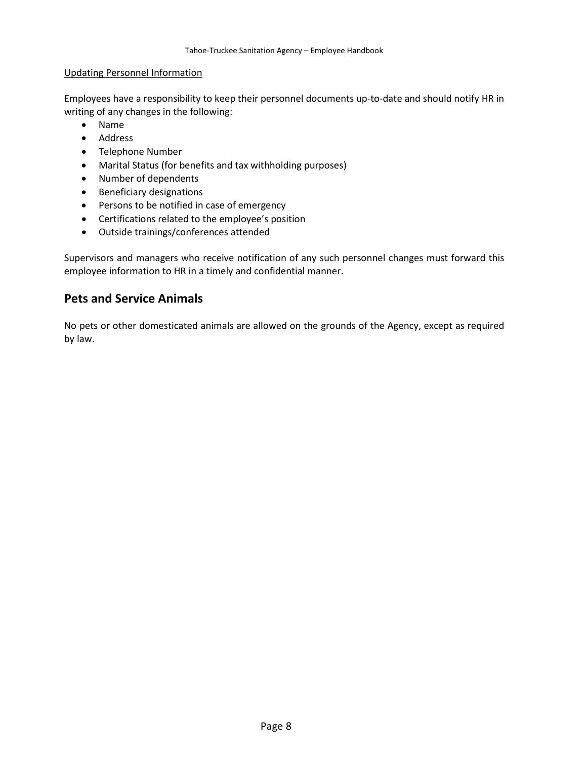Updating Personnel Information

Employees have a responsibility to keep their personnel documents up-to-date and should notify HR in writing of any changes in the following:

- Name
- Address
- Telephone Number
- Marital Status (for benefits and tax withholding purposes)
- Number of dependents
- Beneficiary designations
- Persons to be notified in case of emergency
- Certifications related to the employee's position
- Outside trainings/conferences attended

Supervisors and managers who receive notification of any such personnel changes must forward this employee information to HR in a timely and confidential manner.

## Pets and Service Animals

No pets or other domesticated animals are allowed on the grounds of the Agency, except as required by law.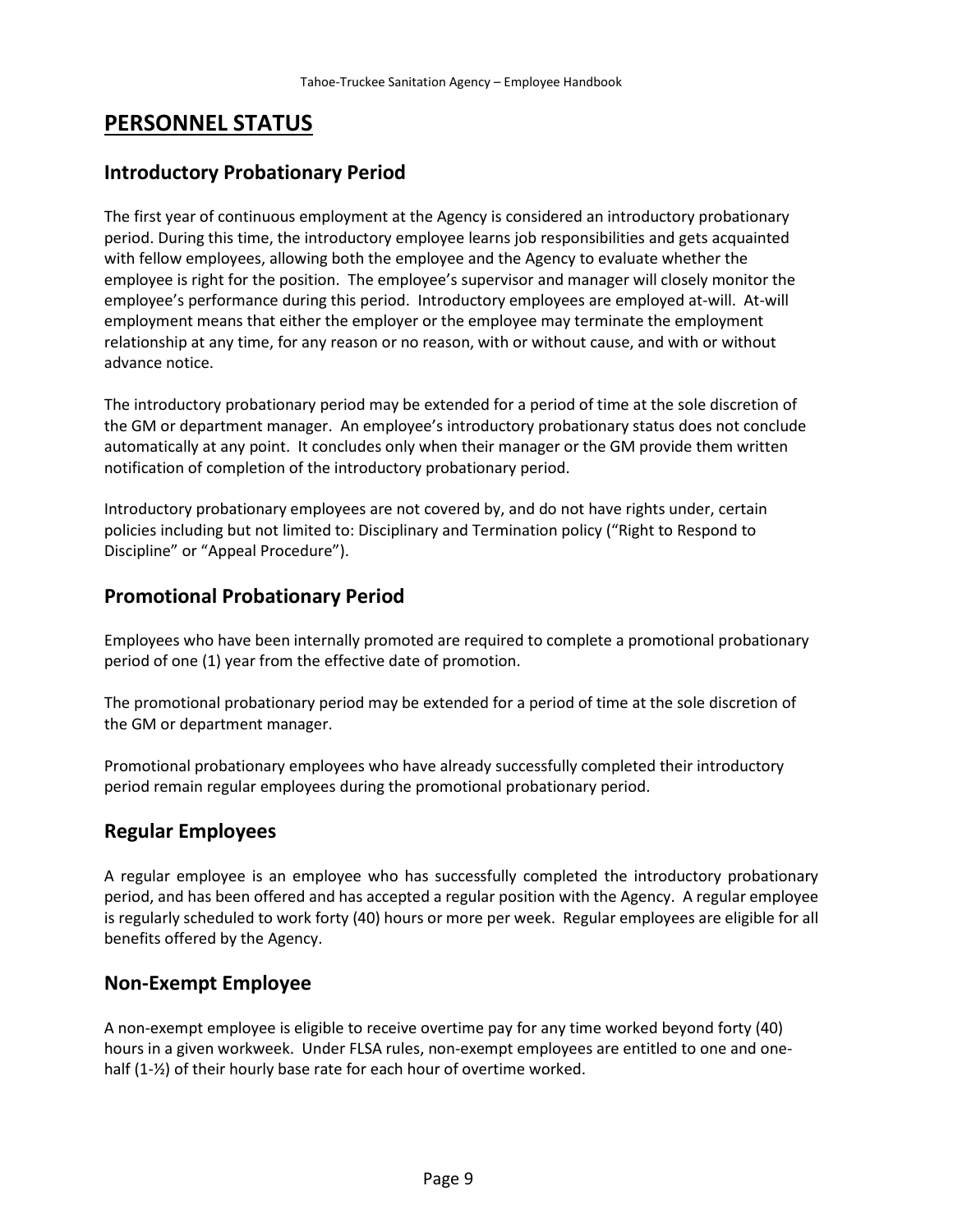# PERSONNEL STATUS

## Introductory Probationary Period

The first year of continuous employment at the Agency is considered an introductory probationary period. During this time, the introductory employee learns job responsibilities and gets acquainted with fellow employees, allowing both the employee and the Agency to evaluate whether the employee is right for the position. The employee's supervisor and manager will closely monitor the employee's performance during this period. Introductory employees are employed at-will. At-will employment means that either the employer or the employee may terminate the employment relationship at any time, for any reason or no reason, with or without cause, and with or without advance notice.

The introductory probationary period may be extended for a period of time at the sole discretion of the GM or department manager. An employee's introductory probationary status does not conclude automatically at any point. It concludes only when their manager or the GM provide them written notification of completion of the introductory probationary period.

Introductory probationary employees are not covered by, and do not have rights under, certain policies including but not limited to: Disciplinary and Termination policy ("Right to Respond to Discipline" or "Appeal Procedure").

## Promotional Probationary Period

Employees who have been internally promoted are required to complete a promotional probationary period of one (1) year from the effective date of promotion.

The promotional probationary period may be extended for a period of time at the sole discretion of the GM or department manager.

Promotional probationary employees who have already successfully completed their introductory period remain regular employees during the promotional probationary period.

## Regular Employees

A regular employee is an employee who has successfully completed the introductory probationary period, and has been offered and has accepted a regular position with the Agency. A regular employee is regularly scheduled to work forty (40) hours or more per week. Regular employees are eligible for all benefits offered by the Agency.

## Non-Exempt Employee

A non-exempt employee is eligible to receive overtime pay for any time worked beyond forty (40) hours in a given workweek. Under FLSA rules, non-exempt employees are entitled to one and one-half (1-½) of their hourly base rate for each hour of overtime worked.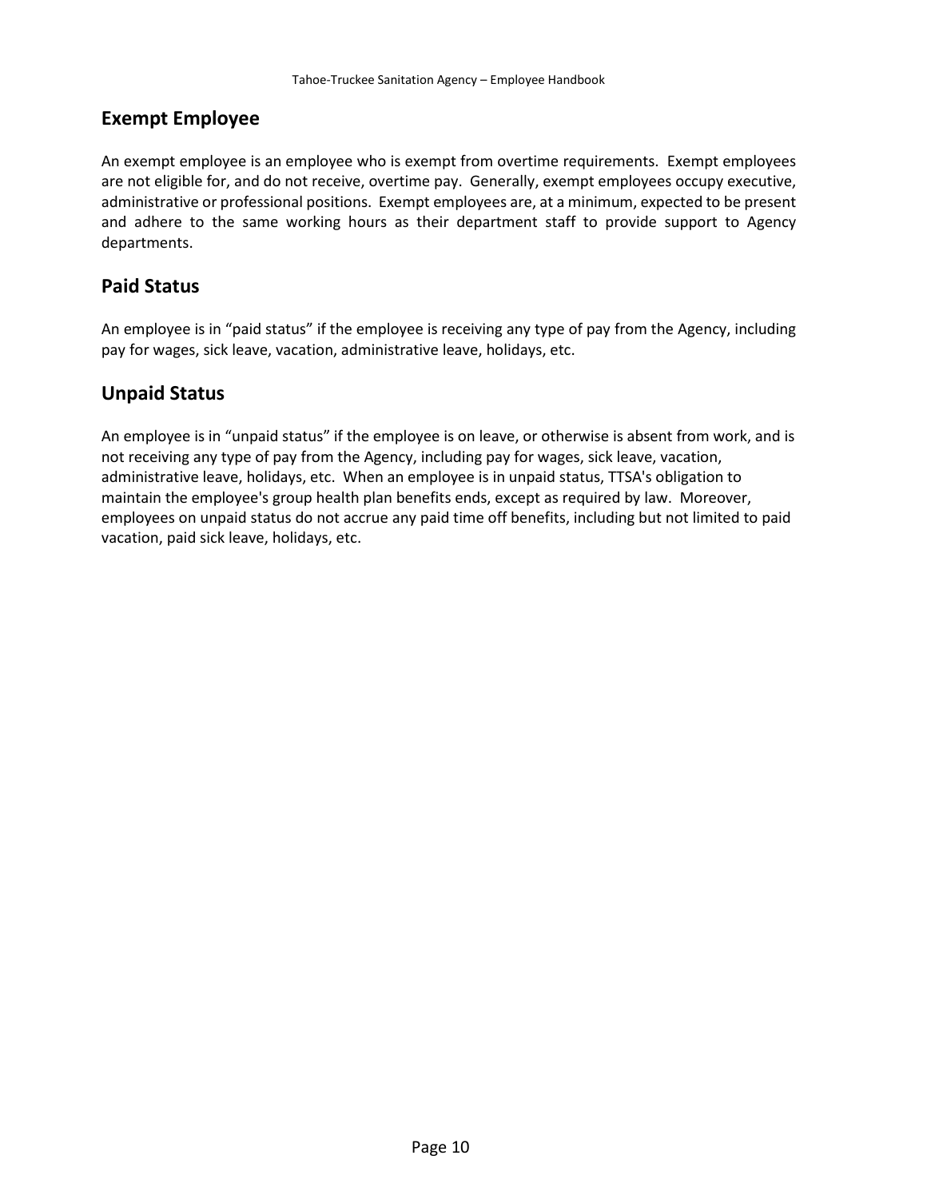## Exempt Employee

An exempt employee is an employee who is exempt from overtime requirements. Exempt employees are not eligible for, and do not receive, overtime pay. Generally, exempt employees occupy executive, administrative or professional positions. Exempt employees are, at a minimum, expected to be present and adhere to the same working hours as their department staff to provide support to Agency departments.

## Paid Status

An employee is in "paid status" if the employee is receiving any type of pay from the Agency, including pay for wages, sick leave, vacation, administrative leave, holidays, etc.

## Unpaid Status

An employee is in "unpaid status" if the employee is on leave, or otherwise is absent from work, and is not receiving any type of pay from the Agency, including pay for wages, sick leave, vacation, administrative leave, holidays, etc. When an employee is in unpaid status, TTSA's obligation to maintain the employee's group health plan benefits ends, except as required by law. Moreover, employees on unpaid status do not accrue any paid time off benefits, including but not limited to paid vacation, paid sick leave, holidays, etc.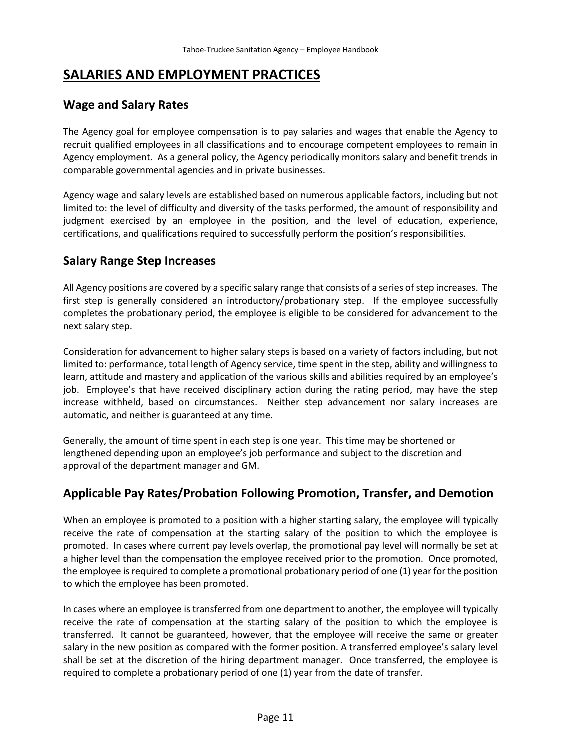# SALARIES AND EMPLOYMENT PRACTICES

## Wage and Salary Rates

The Agency goal for employee compensation is to pay salaries and wages that enable the Agency to recruit qualified employees in all classifications and to encourage competent employees to remain in Agency employment. As a general policy, the Agency periodically monitors salary and benefit trends in comparable governmental agencies and in private businesses.

Agency wage and salary levels are established based on numerous applicable factors, including but not limited to: the level of difficulty and diversity of the tasks performed, the amount of responsibility and judgment exercised by an employee in the position, and the level of education, experience, certifications, and qualifications required to successfully perform the position's responsibilities.

## Salary Range Step Increases

All Agency positions are covered by a specific salary range that consists of a series of step increases. The first step is generally considered an introductory/probationary step. If the employee successfully completes the probationary period, the employee is eligible to be considered for advancement to the next salary step.

Consideration for advancement to higher salary steps is based on a variety of factors including, but not limited to: performance, total length of Agency service, time spent in the step, ability and willingness to learn, attitude and mastery and application of the various skills and abilities required by an employee's job. Employee's that have received disciplinary action during the rating period, may have the step increase withheld, based on circumstances. Neither step advancement nor salary increases are automatic, and neither is guaranteed at any time.

Generally, the amount of time spent in each step is one year. This time may be shortened or lengthened depending upon an employee's job performance and subject to the discretion and approval of the department manager and GM.

## Applicable Pay Rates/Probation Following Promotion, Transfer, and Demotion

When an employee is promoted to a position with a higher starting salary, the employee will typically receive the rate of compensation at the starting salary of the position to which the employee is promoted. In cases where current pay levels overlap, the promotional pay level will normally be set at a higher level than the compensation the employee received prior to the promotion. Once promoted, the employee is required to complete a promotional probationary period of one (1) year for the position to which the employee has been promoted.

In cases where an employee is transferred from one department to another, the employee will typically receive the rate of compensation at the starting salary of the position to which the employee is transferred. It cannot be guaranteed, however, that the employee will receive the same or greater salary in the new position as compared with the former position. A transferred employee's salary level shall be set at the discretion of the hiring department manager. Once transferred, the employee is required to complete a probationary period of one (1) year from the date of transfer.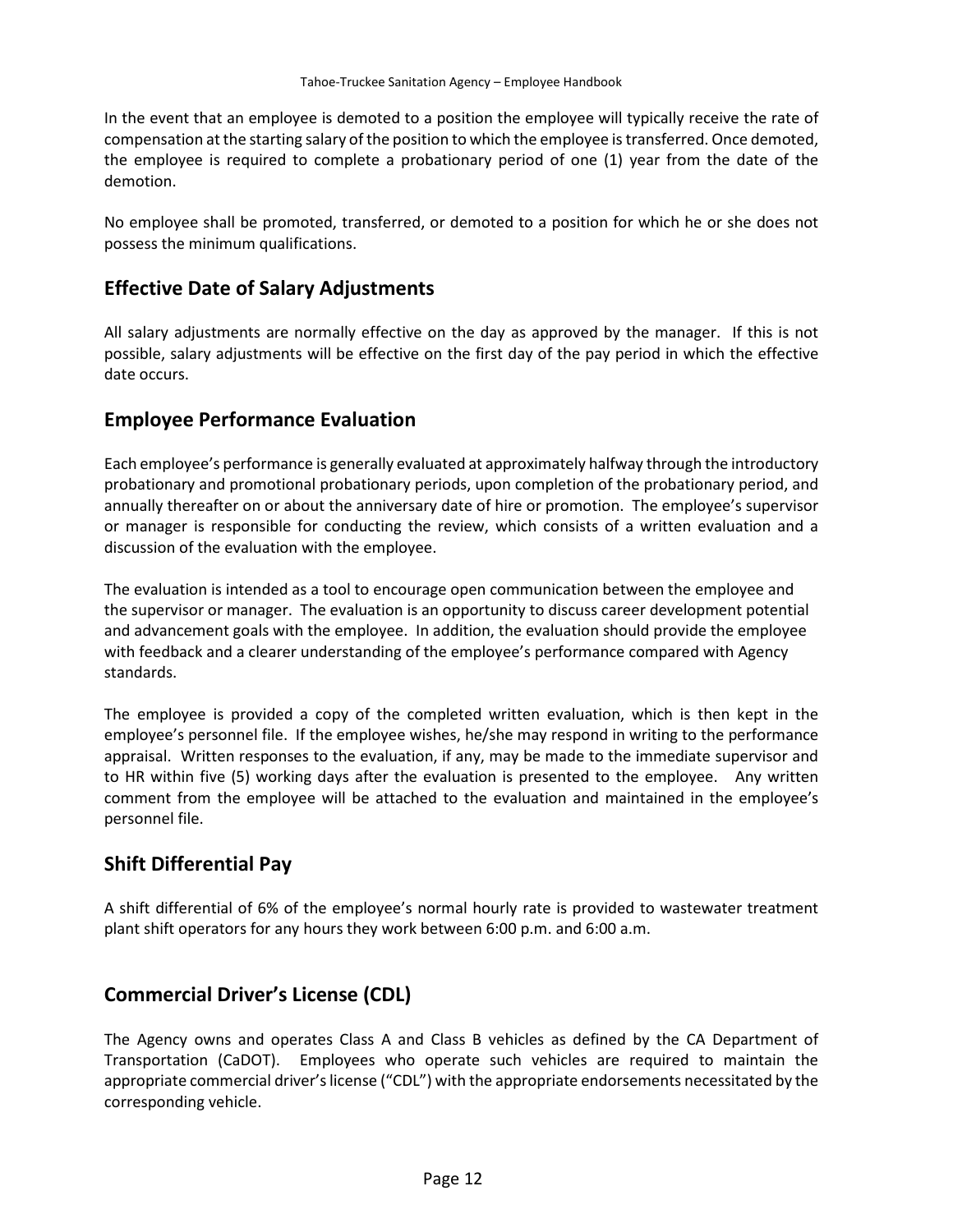In the event that an employee is demoted to a position the employee will typically receive the rate of compensation at the starting salary of the position to which the employee is transferred. Once demoted, the employee is required to complete a probationary period of one (1) year from the date of the demotion.

No employee shall be promoted, transferred, or demoted to a position for which he or she does not possess the minimum qualifications.

## Effective Date of Salary Adjustments

All salary adjustments are normally effective on the day as approved by the manager. If this is not possible, salary adjustments will be effective on the first day of the pay period in which the effective date occurs.

## Employee Performance Evaluation

Each employee's performance is generally evaluated at approximately halfway through the introductory probationary and promotional probationary periods, upon completion of the probationary period, and annually thereafter on or about the anniversary date of hire or promotion. The employee's supervisor or manager is responsible for conducting the review, which consists of a written evaluation and a discussion of the evaluation with the employee.

The evaluation is intended as a tool to encourage open communication between the employee and the supervisor or manager. The evaluation is an opportunity to discuss career development potential and advancement goals with the employee. In addition, the evaluation should provide the employee with feedback and a clearer understanding of the employee's performance compared with Agency standards.

The employee is provided a copy of the completed written evaluation, which is then kept in the employee's personnel file. If the employee wishes, he/she may respond in writing to the performance appraisal. Written responses to the evaluation, if any, may be made to the immediate supervisor and to HR within five (5) working days after the evaluation is presented to the employee. Any written comment from the employee will be attached to the evaluation and maintained in the employee's personnel file.

## Shift Differential Pay

A shift differential of 6% of the employee's normal hourly rate is provided to wastewater treatment plant shift operators for any hours they work between 6:00 p.m. and 6:00 a.m.

## Commercial Driver's License (CDL)

The Agency owns and operates Class A and Class B vehicles as defined by the CA Department of Transportation (CaDOT). Employees who operate such vehicles are required to maintain the appropriate commercial driver's license ("CDL") with the appropriate endorsements necessitated by the corresponding vehicle.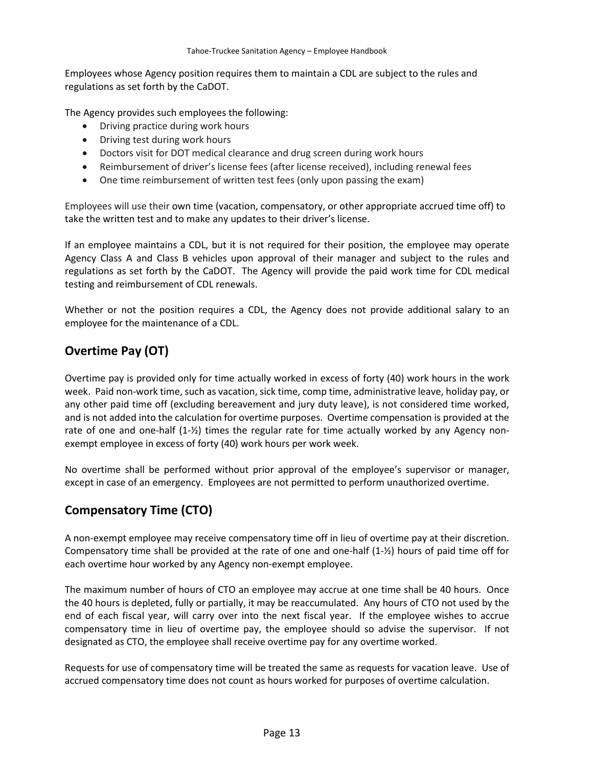Employees whose Agency position requires them to maintain a CDL are subject to the rules and regulations as set forth by the CaDOT.

The Agency provides such employees the following:

- Driving practice during work hours
- Driving test during work hours
- Doctors visit for DOT medical clearance and drug screen during work hours
- Reimbursement of driver's license fees (after license received), including renewal fees
- One time reimbursement of written test fees (only upon passing the exam)

Employees will use their own time (vacation, compensatory, or other appropriate accrued time off) to take the written test and to make any updates to their driver's license.

If an employee maintains a CDL, but it is not required for their position, the employee may operate Agency Class A and Class B vehicles upon approval of their manager and subject to the rules and regulations as set forth by the CaDOT. The Agency will provide the paid work time for CDL medical testing and reimbursement of CDL renewals.

Whether or not the position requires a CDL, the Agency does not provide additional salary to an employee for the maintenance of a CDL.

## Overtime Pay (OT)

Overtime pay is provided only for time actually worked in excess of forty (40) work hours in the work week. Paid non-work time, such as vacation, sick time, comp time, administrative leave, holiday pay, or any other paid time off (excluding bereavement and jury duty leave), is not considered time worked, and is not added into the calculation for overtime purposes. Overtime compensation is provided at the rate of one and one-half (1-½) times the regular rate for time actually worked by any Agency non-exempt employee in excess of forty (40) work hours per work week.

No overtime shall be performed without prior approval of the employee's supervisor or manager, except in case of an emergency. Employees are not permitted to perform unauthorized overtime.

## Compensatory Time (CTO)

A non-exempt employee may receive compensatory time off in lieu of overtime pay at their discretion. Compensatory time shall be provided at the rate of one and one-half (1-½) hours of paid time off for each overtime hour worked by any Agency non-exempt employee.

The maximum number of hours of CTO an employee may accrue at one time shall be 40 hours. Once the 40 hours is depleted, fully or partially, it may be reaccumulated. Any hours of CTO not used by the end of each fiscal year, will carry over into the next fiscal year. If the employee wishes to accrue compensatory time in lieu of overtime pay, the employee should so advise the supervisor. If not designated as CTO, the employee shall receive overtime pay for any overtime worked.

Requests for use of compensatory time will be treated the same as requests for vacation leave. Use of accrued compensatory time does not count as hours worked for purposes of overtime calculation.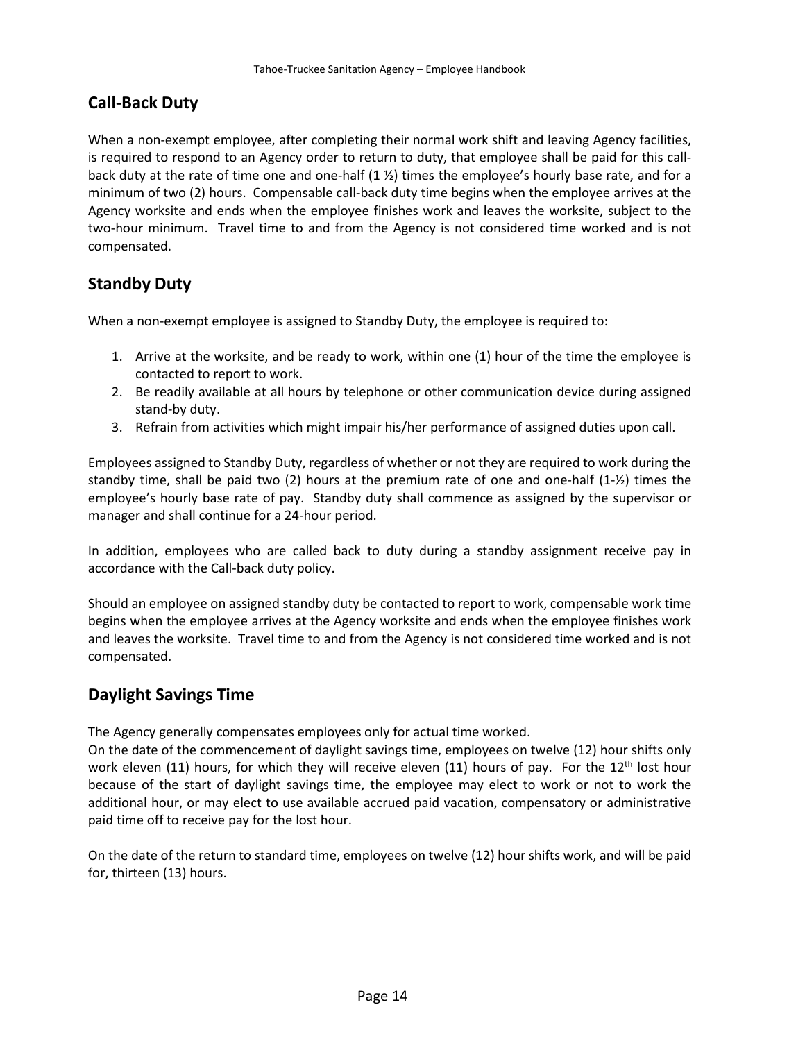## Call-Back Duty

When a non-exempt employee, after completing their normal work shift and leaving Agency facilities, is required to respond to an Agency order to return to duty, that employee shall be paid for this call-back duty at the rate of time one and one-half (1 ½) times the employee's hourly base rate, and for a minimum of two (2) hours. Compensable call-back duty time begins when the employee arrives at the Agency worksite and ends when the employee finishes work and leaves the worksite, subject to the two-hour minimum. Travel time to and from the Agency is not considered time worked and is not compensated.

## Standby Duty

When a non-exempt employee is assigned to Standby Duty, the employee is required to:

1. Arrive at the worksite, and be ready to work, within one (1) hour of the time the employee is contacted to report to work.
2. Be readily available at all hours by telephone or other communication device during assigned stand-by duty.
3. Refrain from activities which might impair his/her performance of assigned duties upon call.

Employees assigned to Standby Duty, regardless of whether or not they are required to work during the standby time, shall be paid two (2) hours at the premium rate of one and one-half (1-½) times the employee's hourly base rate of pay. Standby duty shall commence as assigned by the supervisor or manager and shall continue for a 24-hour period.

In addition, employees who are called back to duty during a standby assignment receive pay in accordance with the Call-back duty policy.

Should an employee on assigned standby duty be contacted to report to work, compensable work time begins when the employee arrives at the Agency worksite and ends when the employee finishes work and leaves the worksite. Travel time to and from the Agency is not considered time worked and is not compensated.

## Daylight Savings Time

The Agency generally compensates employees only for actual time worked.
On the date of the commencement of daylight savings time, employees on twelve (12) hour shifts only work eleven (11) hours, for which they will receive eleven (11) hours of pay. For the 12th lost hour because of the start of daylight savings time, the employee may elect to work or not to work the additional hour, or may elect to use available accrued paid vacation, compensatory or administrative paid time off to receive pay for the lost hour.

On the date of the return to standard time, employees on twelve (12) hour shifts work, and will be paid for, thirteen (13) hours.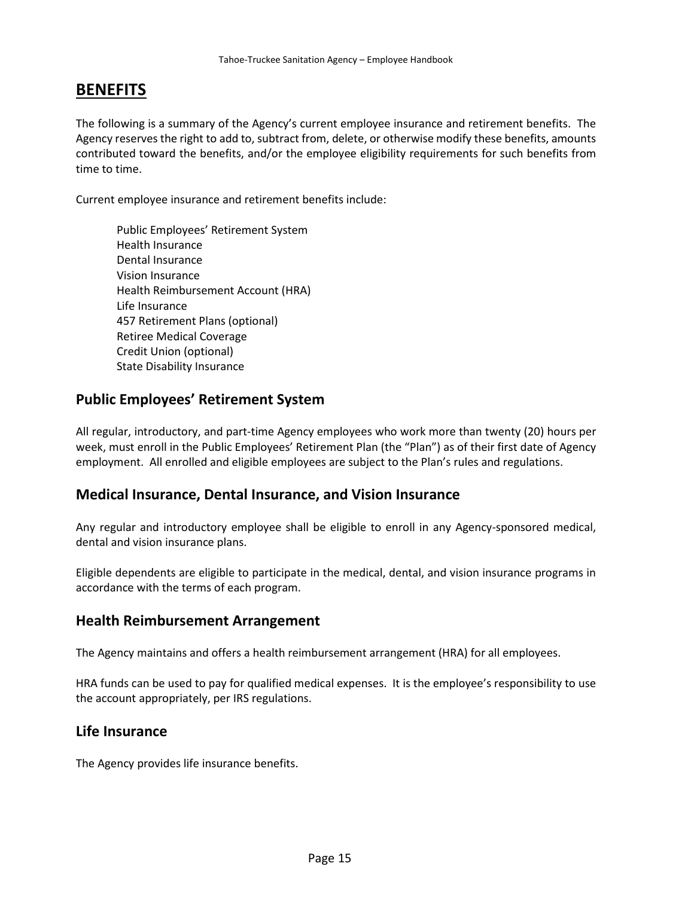# BENEFITS

The following is a summary of the Agency's current employee insurance and retirement benefits. The Agency reserves the right to add to, subtract from, delete, or otherwise modify these benefits, amounts contributed toward the benefits, and/or the employee eligibility requirements for such benefits from time to time.

Current employee insurance and retirement benefits include:

- Public Employees' Retirement System
- Health Insurance
- Dental Insurance
- Vision Insurance
- Health Reimbursement Account (HRA)
- Life Insurance
- 457 Retirement Plans (optional)
- Retiree Medical Coverage
- Credit Union (optional)
- State Disability Insurance

## Public Employees' Retirement System

All regular, introductory, and part-time Agency employees who work more than twenty (20) hours per week, must enroll in the Public Employees' Retirement Plan (the "Plan") as of their first date of Agency employment. All enrolled and eligible employees are subject to the Plan's rules and regulations.

## Medical Insurance, Dental Insurance, and Vision Insurance

Any regular and introductory employee shall be eligible to enroll in any Agency-sponsored medical, dental and vision insurance plans.

Eligible dependents are eligible to participate in the medical, dental, and vision insurance programs in accordance with the terms of each program.

## Health Reimbursement Arrangement

The Agency maintains and offers a health reimbursement arrangement (HRA) for all employees.

HRA funds can be used to pay for qualified medical expenses. It is the employee's responsibility to use the account appropriately, per IRS regulations.

## Life Insurance

The Agency provides life insurance benefits.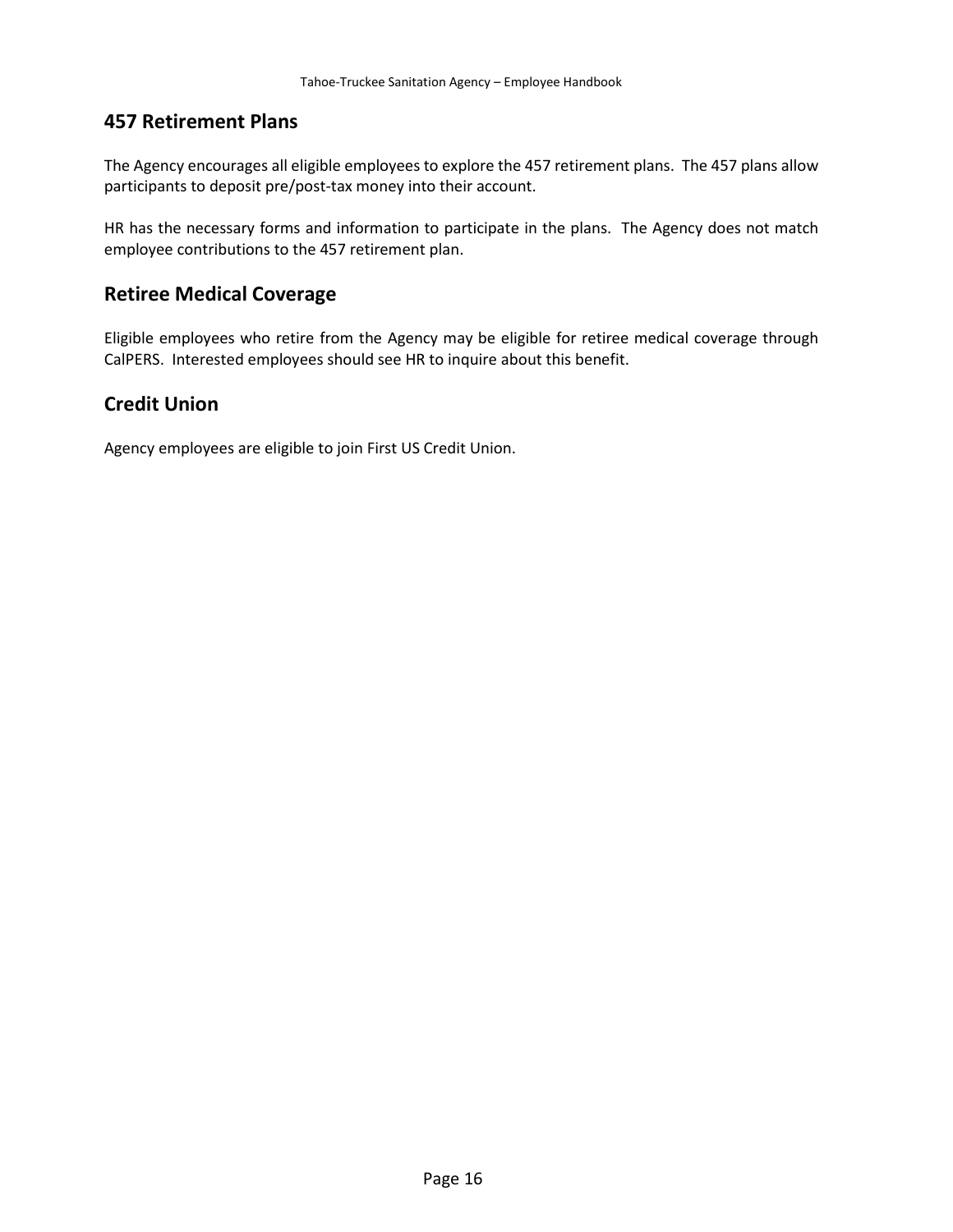## 457 Retirement Plans

The Agency encourages all eligible employees to explore the 457 retirement plans. The 457 plans allow participants to deposit pre/post-tax money into their account.

HR has the necessary forms and information to participate in the plans. The Agency does not match employee contributions to the 457 retirement plan.

## Retiree Medical Coverage

Eligible employees who retire from the Agency may be eligible for retiree medical coverage through CalPERS. Interested employees should see HR to inquire about this benefit.

## Credit Union

Agency employees are eligible to join First US Credit Union.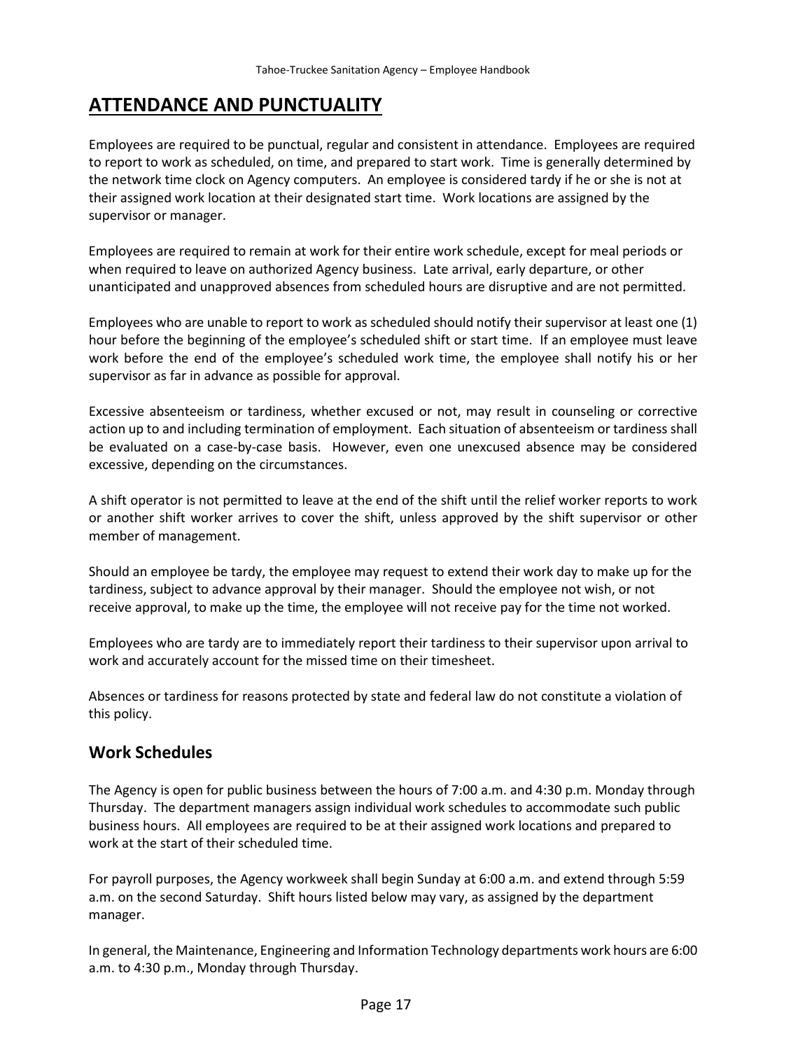# ATTENDANCE AND PUNCTUALITY

Employees are required to be punctual, regular and consistent in attendance. Employees are required to report to work as scheduled, on time, and prepared to start work. Time is generally determined by the network time clock on Agency computers. An employee is considered tardy if he or she is not at their assigned work location at their designated start time. Work locations are assigned by the supervisor or manager.

Employees are required to remain at work for their entire work schedule, except for meal periods or when required to leave on authorized Agency business. Late arrival, early departure, or other unanticipated and unapproved absences from scheduled hours are disruptive and are not permitted.

Employees who are unable to report to work as scheduled should notify their supervisor at least one (1) hour before the beginning of the employee's scheduled shift or start time. If an employee must leave work before the end of the employee's scheduled work time, the employee shall notify his or her supervisor as far in advance as possible for approval.

Excessive absenteeism or tardiness, whether excused or not, may result in counseling or corrective action up to and including termination of employment. Each situation of absenteeism or tardiness shall be evaluated on a case-by-case basis. However, even one unexcused absence may be considered excessive, depending on the circumstances.

A shift operator is not permitted to leave at the end of the shift until the relief worker reports to work or another shift worker arrives to cover the shift, unless approved by the shift supervisor or other member of management.

Should an employee be tardy, the employee may request to extend their work day to make up for the tardiness, subject to advance approval by their manager. Should the employee not wish, or not receive approval, to make up the time, the employee will not receive pay for the time not worked.

Employees who are tardy are to immediately report their tardiness to their supervisor upon arrival to work and accurately account for the missed time on their timesheet.

Absences or tardiness for reasons protected by state and federal law do not constitute a violation of this policy.

## Work Schedules

The Agency is open for public business between the hours of 7:00 a.m. and 4:30 p.m. Monday through Thursday. The department managers assign individual work schedules to accommodate such public business hours. All employees are required to be at their assigned work locations and prepared to work at the start of their scheduled time.

For payroll purposes, the Agency workweek shall begin Sunday at 6:00 a.m. and extend through 5:59 a.m. on the second Saturday. Shift hours listed below may vary, as assigned by the department manager.

In general, the Maintenance, Engineering and Information Technology departments work hours are 6:00 a.m. to 4:30 p.m., Monday through Thursday.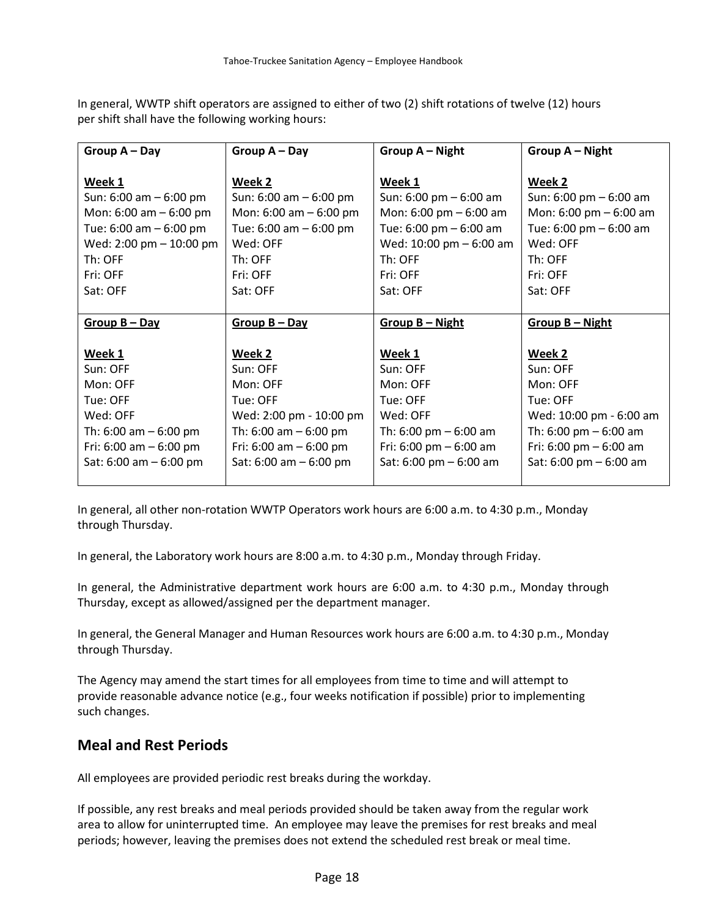In general, WWTP shift operators are assigned to either of two (2) shift rotations of twelve (12) hours per shift shall have the following working hours:

| Group A – Day | Group A – Day | Group A – Night | Group A – Night |
|---|---|---|---|
| **Week 1**<br>Sun: 6:00 am – 6:00 pm<br>Mon: 6:00 am – 6:00 pm<br>Tue: 6:00 am – 6:00 pm<br>Wed: 2:00 pm – 10:00 pm<br>Th: OFF<br>Fri: OFF<br>Sat: OFF | **Week 2**<br>Sun: 6:00 am – 6:00 pm<br>Mon: 6:00 am – 6:00 pm<br>Tue: 6:00 am – 6:00 pm<br>Wed: OFF<br>Th: OFF<br>Fri: OFF<br>Sat: OFF | **Week 1**<br>Sun: 6:00 pm – 6:00 am<br>Mon: 6:00 pm – 6:00 am<br>Tue: 6:00 pm – 6:00 am<br>Wed: 10:00 pm – 6:00 am<br>Th: OFF<br>Fri: OFF<br>Sat: OFF | **Week 2**<br>Sun: 6:00 pm – 6:00 am<br>Mon: 6:00 pm – 6:00 am<br>Tue: 6:00 pm – 6:00 am<br>Wed: OFF<br>Th: OFF<br>Fri: OFF<br>Sat: OFF |
| **Group B – Day** | **Group B – Day** | **Group B – Night** | **Group B – Night** |
| **Week 1**<br>Sun: OFF<br>Mon: OFF<br>Tue: OFF<br>Wed: OFF<br>Th: 6:00 am – 6:00 pm<br>Fri: 6:00 am – 6:00 pm<br>Sat: 6:00 am – 6:00 pm | **Week 2**<br>Sun: OFF<br>Mon: OFF<br>Tue: OFF<br>Wed: 2:00 pm - 10:00 pm<br>Th: 6:00 am – 6:00 pm<br>Fri: 6:00 am – 6:00 pm<br>Sat: 6:00 am – 6:00 pm | **Week 1**<br>Sun: OFF<br>Mon: OFF<br>Tue: OFF<br>Wed: OFF<br>Th: 6:00 pm – 6:00 am<br>Fri: 6:00 pm – 6:00 am<br>Sat: 6:00 pm – 6:00 am | **Week 2**<br>Sun: OFF<br>Mon: OFF<br>Tue: OFF<br>Wed: 10:00 pm - 6:00 am<br>Th: 6:00 pm – 6:00 am<br>Fri: 6:00 pm – 6:00 am<br>Sat: 6:00 pm – 6:00 am |

In general, all other non-rotation WWTP Operators work hours are 6:00 a.m. to 4:30 p.m., Monday through Thursday.

In general, the Laboratory work hours are 8:00 a.m. to 4:30 p.m., Monday through Friday.

In general, the Administrative department work hours are 6:00 a.m. to 4:30 p.m., Monday through Thursday, except as allowed/assigned per the department manager.

In general, the General Manager and Human Resources work hours are 6:00 a.m. to 4:30 p.m., Monday through Thursday.

The Agency may amend the start times for all employees from time to time and will attempt to provide reasonable advance notice (e.g., four weeks notification if possible) prior to implementing such changes.

## Meal and Rest Periods

All employees are provided periodic rest breaks during the workday.

If possible, any rest breaks and meal periods provided should be taken away from the regular work area to allow for uninterrupted time. An employee may leave the premises for rest breaks and meal periods; however, leaving the premises does not extend the scheduled rest break or meal time.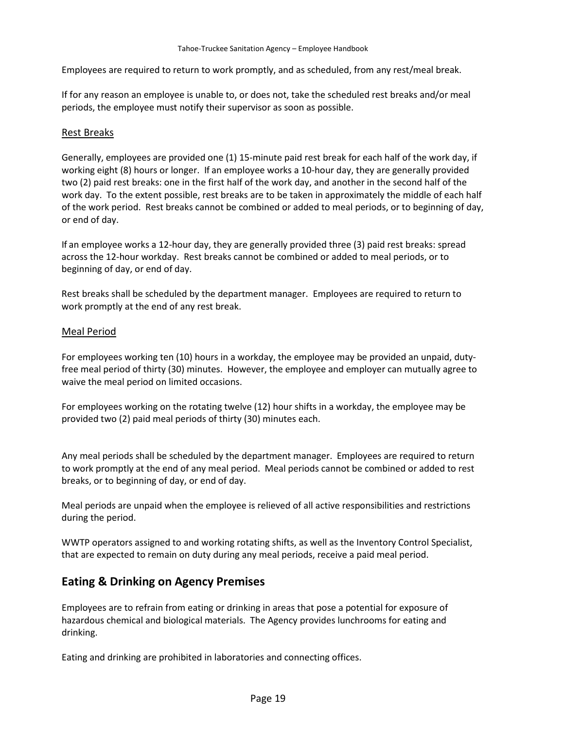Employees are required to return to work promptly, and as scheduled, from any rest/meal break.

If for any reason an employee is unable to, or does not, take the scheduled rest breaks and/or meal periods, the employee must notify their supervisor as soon as possible.

### Rest Breaks

Generally, employees are provided one (1) 15-minute paid rest break for each half of the work day, if working eight (8) hours or longer. If an employee works a 10-hour day, they are generally provided two (2) paid rest breaks: one in the first half of the work day, and another in the second half of the work day. To the extent possible, rest breaks are to be taken in approximately the middle of each half of the work period. Rest breaks cannot be combined or added to meal periods, or to beginning of day, or end of day.

If an employee works a 12-hour day, they are generally provided three (3) paid rest breaks: spread across the 12-hour workday. Rest breaks cannot be combined or added to meal periods, or to beginning of day, or end of day.

Rest breaks shall be scheduled by the department manager. Employees are required to return to work promptly at the end of any rest break.

### Meal Period

For employees working ten (10) hours in a workday, the employee may be provided an unpaid, duty-free meal period of thirty (30) minutes. However, the employee and employer can mutually agree to waive the meal period on limited occasions.

For employees working on the rotating twelve (12) hour shifts in a workday, the employee may be provided two (2) paid meal periods of thirty (30) minutes each.

Any meal periods shall be scheduled by the department manager. Employees are required to return to work promptly at the end of any meal period. Meal periods cannot be combined or added to rest breaks, or to beginning of day, or end of day.

Meal periods are unpaid when the employee is relieved of all active responsibilities and restrictions during the period.

WWTP operators assigned to and working rotating shifts, as well as the Inventory Control Specialist, that are expected to remain on duty during any meal periods, receive a paid meal period.

## Eating & Drinking on Agency Premises

Employees are to refrain from eating or drinking in areas that pose a potential for exposure of hazardous chemical and biological materials. The Agency provides lunchrooms for eating and drinking.

Eating and drinking are prohibited in laboratories and connecting offices.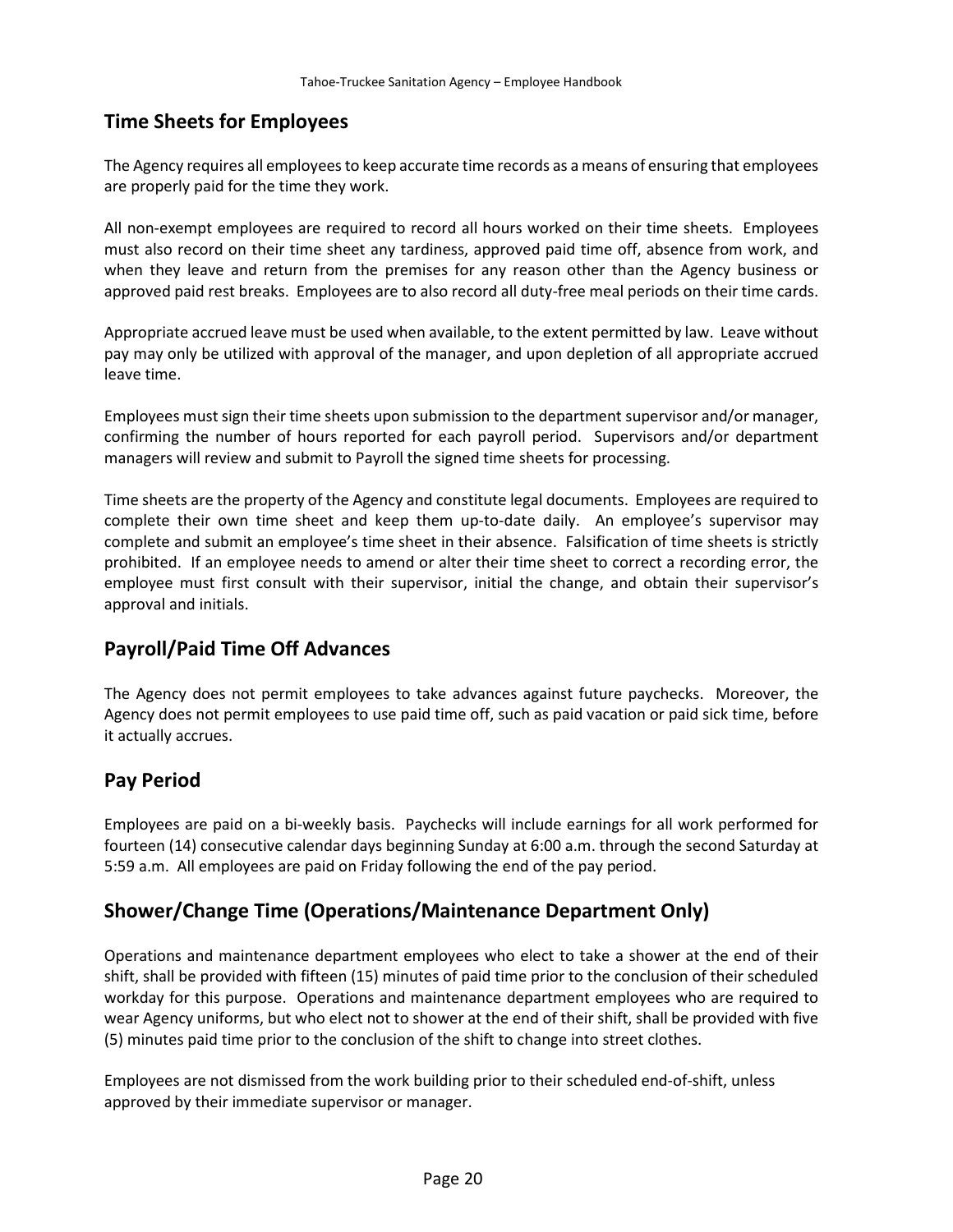## Time Sheets for Employees

The Agency requires all employees to keep accurate time records as a means of ensuring that employees are properly paid for the time they work.

All non-exempt employees are required to record all hours worked on their time sheets. Employees must also record on their time sheet any tardiness, approved paid time off, absence from work, and when they leave and return from the premises for any reason other than the Agency business or approved paid rest breaks. Employees are to also record all duty-free meal periods on their time cards.

Appropriate accrued leave must be used when available, to the extent permitted by law. Leave without pay may only be utilized with approval of the manager, and upon depletion of all appropriate accrued leave time.

Employees must sign their time sheets upon submission to the department supervisor and/or manager, confirming the number of hours reported for each payroll period. Supervisors and/or department managers will review and submit to Payroll the signed time sheets for processing.

Time sheets are the property of the Agency and constitute legal documents. Employees are required to complete their own time sheet and keep them up-to-date daily. An employee's supervisor may complete and submit an employee's time sheet in their absence. Falsification of time sheets is strictly prohibited. If an employee needs to amend or alter their time sheet to correct a recording error, the employee must first consult with their supervisor, initial the change, and obtain their supervisor's approval and initials.

## Payroll/Paid Time Off Advances

The Agency does not permit employees to take advances against future paychecks. Moreover, the Agency does not permit employees to use paid time off, such as paid vacation or paid sick time, before it actually accrues.

## Pay Period

Employees are paid on a bi-weekly basis. Paychecks will include earnings for all work performed for fourteen (14) consecutive calendar days beginning Sunday at 6:00 a.m. through the second Saturday at 5:59 a.m. All employees are paid on Friday following the end of the pay period.

## Shower/Change Time (Operations/Maintenance Department Only)

Operations and maintenance department employees who elect to take a shower at the end of their shift, shall be provided with fifteen (15) minutes of paid time prior to the conclusion of their scheduled workday for this purpose. Operations and maintenance department employees who are required to wear Agency uniforms, but who elect not to shower at the end of their shift, shall be provided with five (5) minutes paid time prior to the conclusion of the shift to change into street clothes.

Employees are not dismissed from the work building prior to their scheduled end-of-shift, unless approved by their immediate supervisor or manager.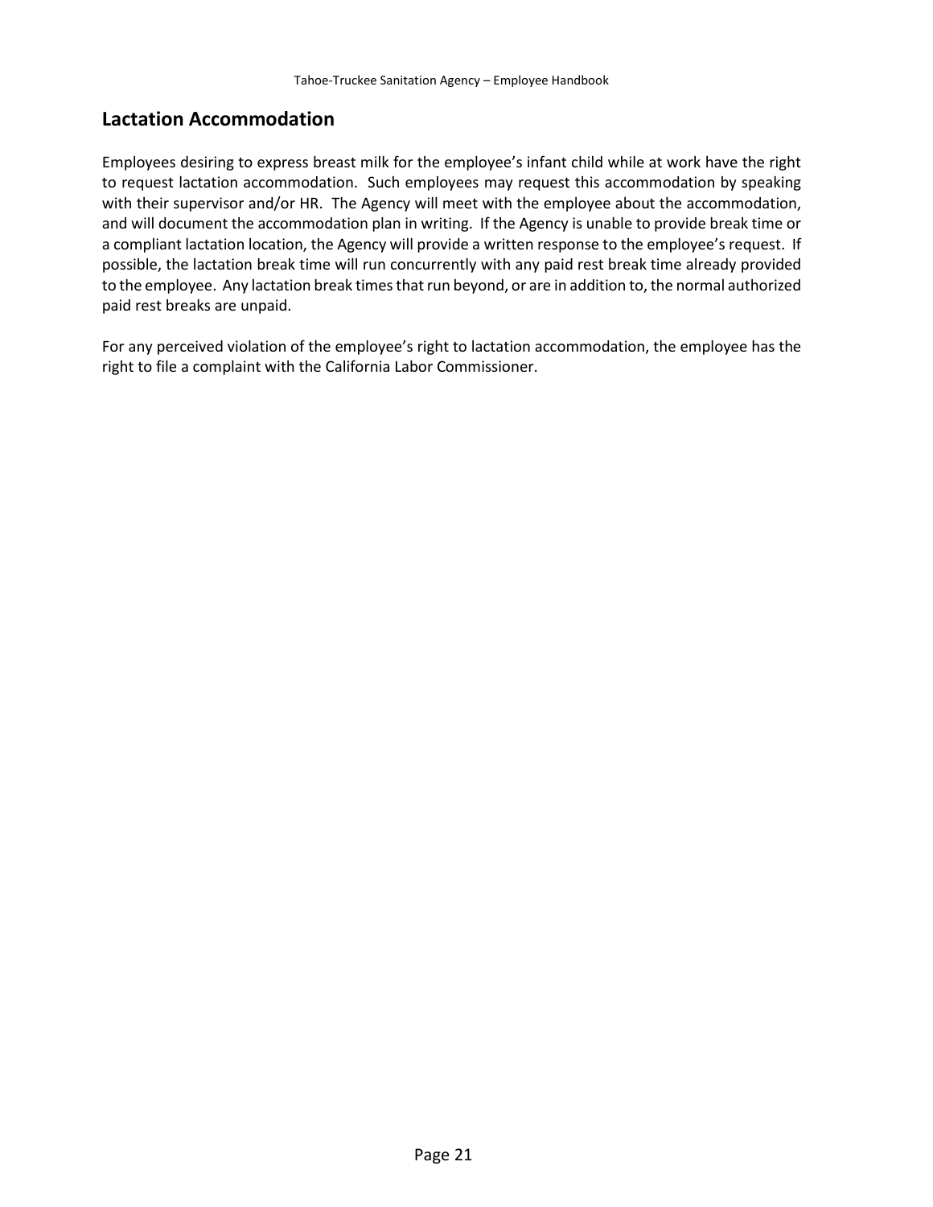## Lactation Accommodation

Employees desiring to express breast milk for the employee's infant child while at work have the right to request lactation accommodation. Such employees may request this accommodation by speaking with their supervisor and/or HR. The Agency will meet with the employee about the accommodation, and will document the accommodation plan in writing. If the Agency is unable to provide break time or a compliant lactation location, the Agency will provide a written response to the employee's request. If possible, the lactation break time will run concurrently with any paid rest break time already provided to the employee. Any lactation break times that run beyond, or are in addition to, the normal authorized paid rest breaks are unpaid.

For any perceived violation of the employee's right to lactation accommodation, the employee has the right to file a complaint with the California Labor Commissioner.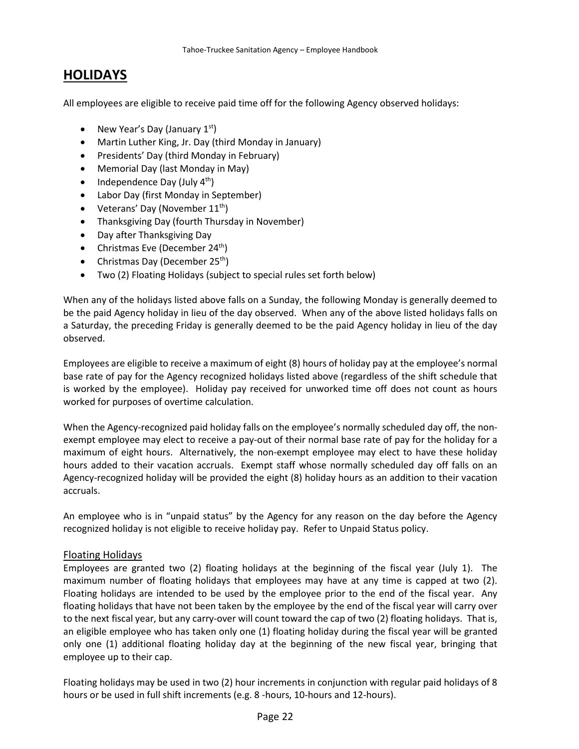## HOLIDAYS

All employees are eligible to receive paid time off for the following Agency observed holidays:

- New Year's Day (January 1st)
- Martin Luther King, Jr. Day (third Monday in January)
- Presidents' Day (third Monday in February)
- Memorial Day (last Monday in May)
- Independence Day (July 4th)
- Labor Day (first Monday in September)
- Veterans' Day (November 11th)
- Thanksgiving Day (fourth Thursday in November)
- Day after Thanksgiving Day
- Christmas Eve (December 24th)
- Christmas Day (December 25th)
- Two (2) Floating Holidays (subject to special rules set forth below)

When any of the holidays listed above falls on a Sunday, the following Monday is generally deemed to be the paid Agency holiday in lieu of the day observed. When any of the above listed holidays falls on a Saturday, the preceding Friday is generally deemed to be the paid Agency holiday in lieu of the day observed.

Employees are eligible to receive a maximum of eight (8) hours of holiday pay at the employee's normal base rate of pay for the Agency recognized holidays listed above (regardless of the shift schedule that is worked by the employee). Holiday pay received for unworked time off does not count as hours worked for purposes of overtime calculation.

When the Agency-recognized paid holiday falls on the employee's normally scheduled day off, the non-exempt employee may elect to receive a pay-out of their normal base rate of pay for the holiday for a maximum of eight hours. Alternatively, the non-exempt employee may elect to have these holiday hours added to their vacation accruals. Exempt staff whose normally scheduled day off falls on an Agency-recognized holiday will be provided the eight (8) holiday hours as an addition to their vacation accruals.

An employee who is in "unpaid status" by the Agency for any reason on the day before the Agency recognized holiday is not eligible to receive holiday pay. Refer to Unpaid Status policy.

### Floating Holidays

Employees are granted two (2) floating holidays at the beginning of the fiscal year (July 1). The maximum number of floating holidays that employees may have at any time is capped at two (2). Floating holidays are intended to be used by the employee prior to the end of the fiscal year. Any floating holidays that have not been taken by the employee by the end of the fiscal year will carry over to the next fiscal year, but any carry-over will count toward the cap of two (2) floating holidays. That is, an eligible employee who has taken only one (1) floating holiday during the fiscal year will be granted only one (1) additional floating holiday day at the beginning of the new fiscal year, bringing that employee up to their cap.

Floating holidays may be used in two (2) hour increments in conjunction with regular paid holidays of 8 hours or be used in full shift increments (e.g. 8 -hours, 10-hours and 12-hours).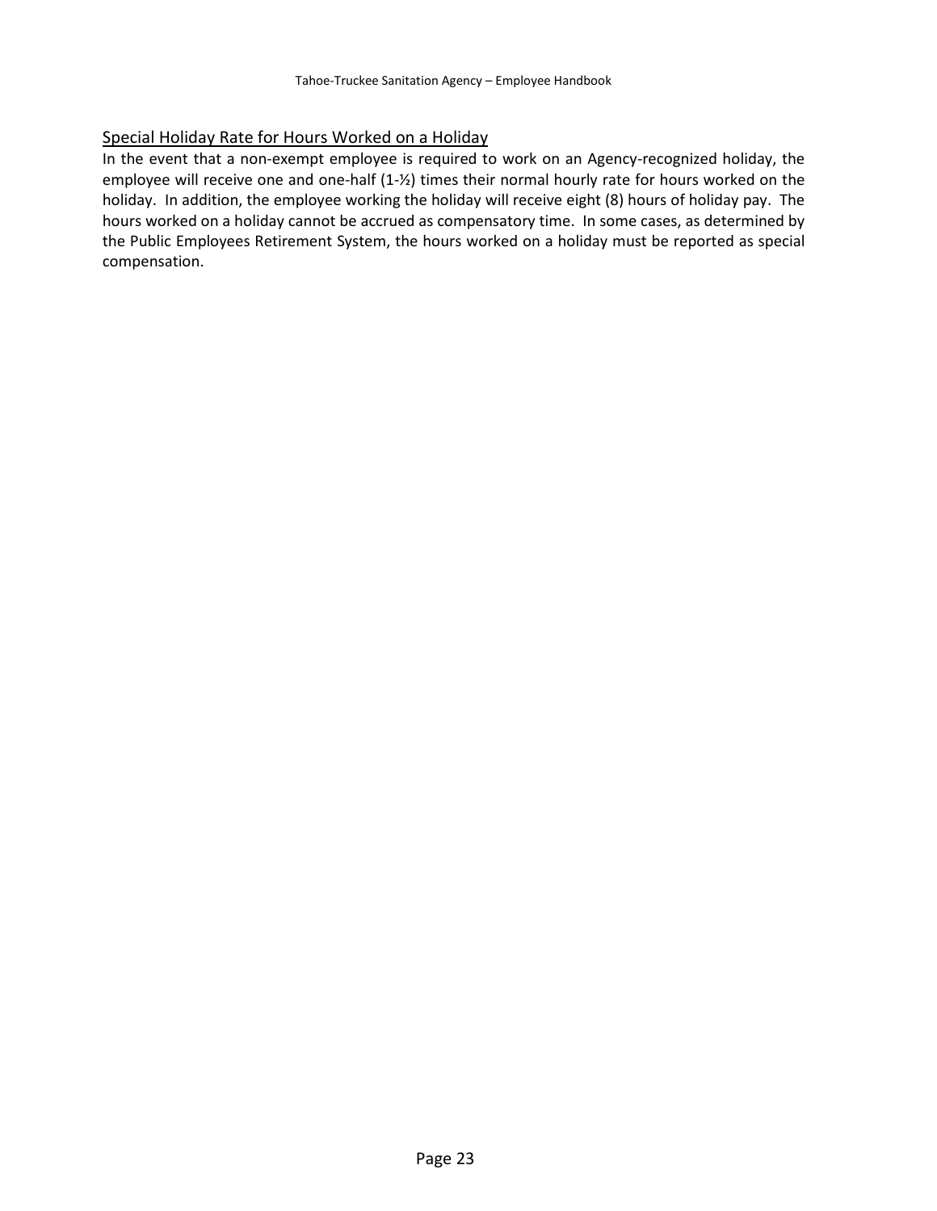### Special Holiday Rate for Hours Worked on a Holiday

In the event that a non-exempt employee is required to work on an Agency-recognized holiday, the employee will receive one and one-half (1-½) times their normal hourly rate for hours worked on the holiday. In addition, the employee working the holiday will receive eight (8) hours of holiday pay. The hours worked on a holiday cannot be accrued as compensatory time. In some cases, as determined by the Public Employees Retirement System, the hours worked on a holiday must be reported as special compensation.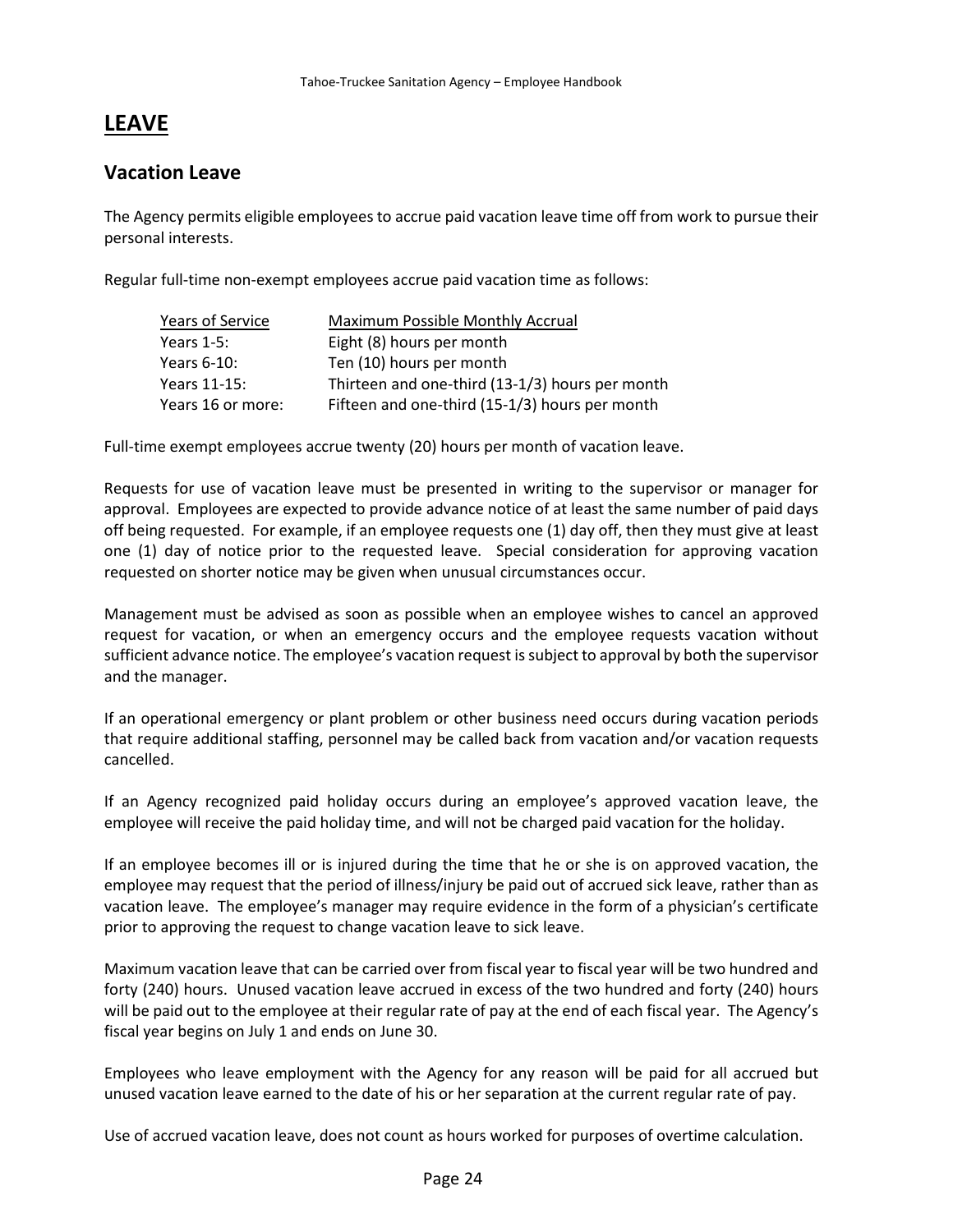# LEAVE

## Vacation Leave

The Agency permits eligible employees to accrue paid vacation leave time off from work to pursue their personal interests.

Regular full-time non-exempt employees accrue paid vacation time as follows:

| Years of Service | Maximum Possible Monthly Accrual |
| --- | --- |
| Years 1-5: | Eight (8) hours per month |
| Years 6-10: | Ten (10) hours per month |
| Years 11-15: | Thirteen and one-third (13-1/3) hours per month |
| Years 16 or more: | Fifteen and one-third (15-1/3) hours per month |

Full-time exempt employees accrue twenty (20) hours per month of vacation leave.

Requests for use of vacation leave must be presented in writing to the supervisor or manager for approval. Employees are expected to provide advance notice of at least the same number of paid days off being requested. For example, if an employee requests one (1) day off, then they must give at least one (1) day of notice prior to the requested leave. Special consideration for approving vacation requested on shorter notice may be given when unusual circumstances occur.

Management must be advised as soon as possible when an employee wishes to cancel an approved request for vacation, or when an emergency occurs and the employee requests vacation without sufficient advance notice. The employee's vacation request is subject to approval by both the supervisor and the manager.

If an operational emergency or plant problem or other business need occurs during vacation periods that require additional staffing, personnel may be called back from vacation and/or vacation requests cancelled.

If an Agency recognized paid holiday occurs during an employee's approved vacation leave, the employee will receive the paid holiday time, and will not be charged paid vacation for the holiday.

If an employee becomes ill or is injured during the time that he or she is on approved vacation, the employee may request that the period of illness/injury be paid out of accrued sick leave, rather than as vacation leave. The employee's manager may require evidence in the form of a physician's certificate prior to approving the request to change vacation leave to sick leave.

Maximum vacation leave that can be carried over from fiscal year to fiscal year will be two hundred and forty (240) hours. Unused vacation leave accrued in excess of the two hundred and forty (240) hours will be paid out to the employee at their regular rate of pay at the end of each fiscal year. The Agency's fiscal year begins on July 1 and ends on June 30.

Employees who leave employment with the Agency for any reason will be paid for all accrued but unused vacation leave earned to the date of his or her separation at the current regular rate of pay.

Use of accrued vacation leave, does not count as hours worked for purposes of overtime calculation.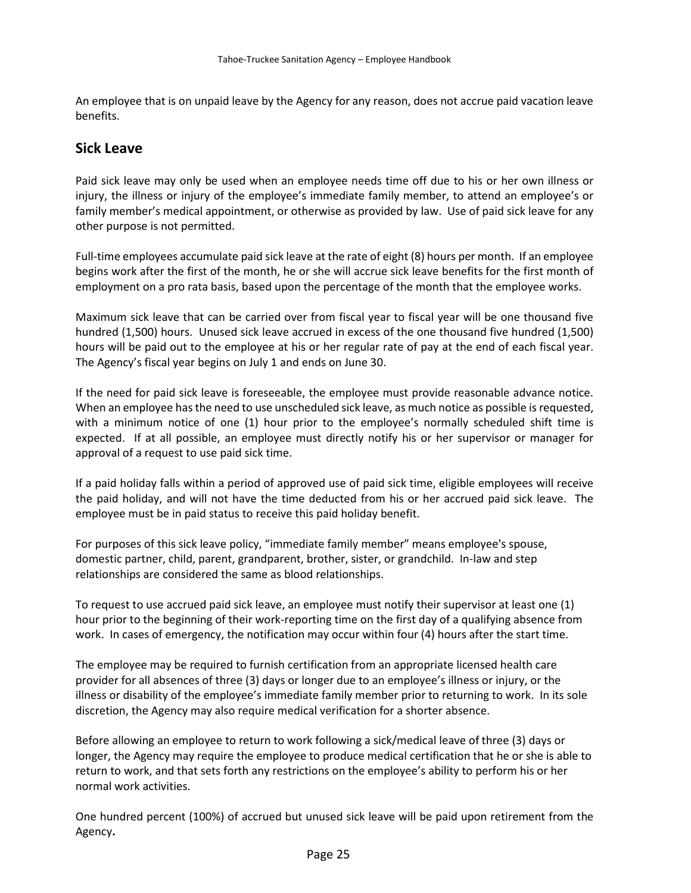An employee that is on unpaid leave by the Agency for any reason, does not accrue paid vacation leave benefits.

## Sick Leave

Paid sick leave may only be used when an employee needs time off due to his or her own illness or injury, the illness or injury of the employee's immediate family member, to attend an employee's or family member's medical appointment, or otherwise as provided by law. Use of paid sick leave for any other purpose is not permitted.

Full-time employees accumulate paid sick leave at the rate of eight (8) hours per month. If an employee begins work after the first of the month, he or she will accrue sick leave benefits for the first month of employment on a pro rata basis, based upon the percentage of the month that the employee works.

Maximum sick leave that can be carried over from fiscal year to fiscal year will be one thousand five hundred (1,500) hours. Unused sick leave accrued in excess of the one thousand five hundred (1,500) hours will be paid out to the employee at his or her regular rate of pay at the end of each fiscal year. The Agency's fiscal year begins on July 1 and ends on June 30.

If the need for paid sick leave is foreseeable, the employee must provide reasonable advance notice. When an employee has the need to use unscheduled sick leave, as much notice as possible is requested, with a minimum notice of one (1) hour prior to the employee's normally scheduled shift time is expected. If at all possible, an employee must directly notify his or her supervisor or manager for approval of a request to use paid sick time.

If a paid holiday falls within a period of approved use of paid sick time, eligible employees will receive the paid holiday, and will not have the time deducted from his or her accrued paid sick leave. The employee must be in paid status to receive this paid holiday benefit.

For purposes of this sick leave policy, "immediate family member" means employee's spouse, domestic partner, child, parent, grandparent, brother, sister, or grandchild. In-law and step relationships are considered the same as blood relationships.

To request to use accrued paid sick leave, an employee must notify their supervisor at least one (1) hour prior to the beginning of their work-reporting time on the first day of a qualifying absence from work. In cases of emergency, the notification may occur within four (4) hours after the start time.

The employee may be required to furnish certification from an appropriate licensed health care provider for all absences of three (3) days or longer due to an employee's illness or injury, or the illness or disability of the employee's immediate family member prior to returning to work. In its sole discretion, the Agency may also require medical verification for a shorter absence.

Before allowing an employee to return to work following a sick/medical leave of three (3) days or longer, the Agency may require the employee to produce medical certification that he or she is able to return to work, and that sets forth any restrictions on the employee's ability to perform his or her normal work activities.

One hundred percent (100%) of accrued but unused sick leave will be paid upon retirement from the Agency**.**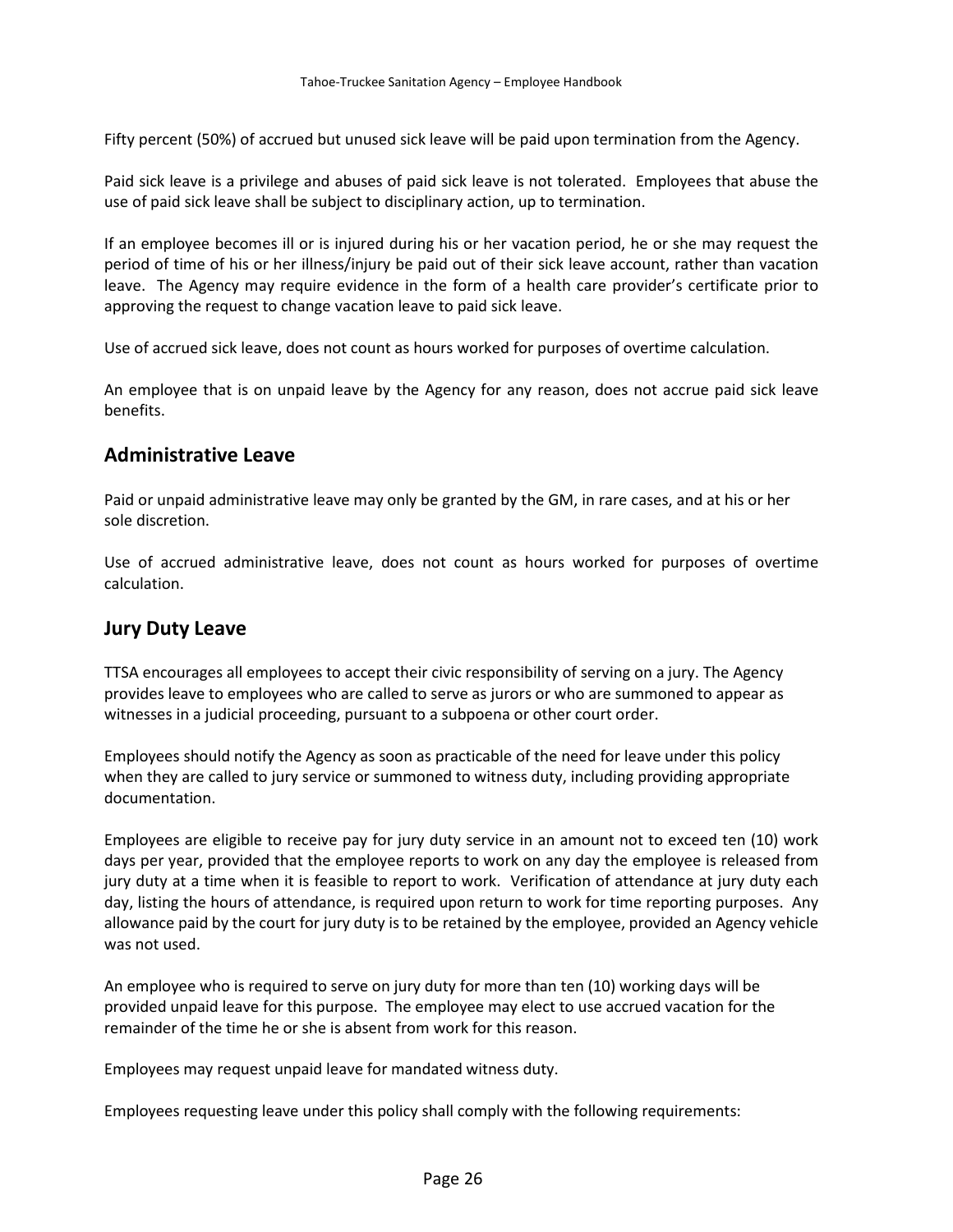Fifty percent (50%) of accrued but unused sick leave will be paid upon termination from the Agency.

Paid sick leave is a privilege and abuses of paid sick leave is not tolerated. Employees that abuse the use of paid sick leave shall be subject to disciplinary action, up to termination.

If an employee becomes ill or is injured during his or her vacation period, he or she may request the period of time of his or her illness/injury be paid out of their sick leave account, rather than vacation leave. The Agency may require evidence in the form of a health care provider's certificate prior to approving the request to change vacation leave to paid sick leave.

Use of accrued sick leave, does not count as hours worked for purposes of overtime calculation.

An employee that is on unpaid leave by the Agency for any reason, does not accrue paid sick leave benefits.

## Administrative Leave

Paid or unpaid administrative leave may only be granted by the GM, in rare cases, and at his or her sole discretion.

Use of accrued administrative leave, does not count as hours worked for purposes of overtime calculation.

## Jury Duty Leave

TTSA encourages all employees to accept their civic responsibility of serving on a jury. The Agency provides leave to employees who are called to serve as jurors or who are summoned to appear as witnesses in a judicial proceeding, pursuant to a subpoena or other court order.

Employees should notify the Agency as soon as practicable of the need for leave under this policy when they are called to jury service or summoned to witness duty, including providing appropriate documentation.

Employees are eligible to receive pay for jury duty service in an amount not to exceed ten (10) work days per year, provided that the employee reports to work on any day the employee is released from jury duty at a time when it is feasible to report to work. Verification of attendance at jury duty each day, listing the hours of attendance, is required upon return to work for time reporting purposes. Any allowance paid by the court for jury duty is to be retained by the employee, provided an Agency vehicle was not used.

An employee who is required to serve on jury duty for more than ten (10) working days will be provided unpaid leave for this purpose. The employee may elect to use accrued vacation for the remainder of the time he or she is absent from work for this reason.

Employees may request unpaid leave for mandated witness duty.

Employees requesting leave under this policy shall comply with the following requirements: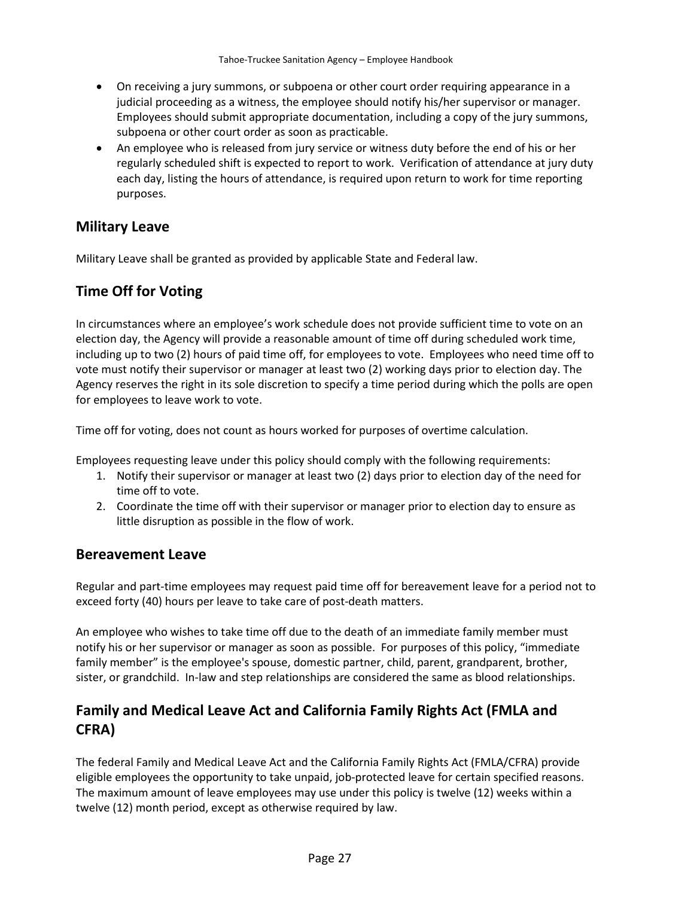- On receiving a jury summons, or subpoena or other court order requiring appearance in a judicial proceeding as a witness, the employee should notify his/her supervisor or manager. Employees should submit appropriate documentation, including a copy of the jury summons, subpoena or other court order as soon as practicable.
- An employee who is released from jury service or witness duty before the end of his or her regularly scheduled shift is expected to report to work. Verification of attendance at jury duty each day, listing the hours of attendance, is required upon return to work for time reporting purposes.

## Military Leave

Military Leave shall be granted as provided by applicable State and Federal law.

## Time Off for Voting

In circumstances where an employee's work schedule does not provide sufficient time to vote on an election day, the Agency will provide a reasonable amount of time off during scheduled work time, including up to two (2) hours of paid time off, for employees to vote. Employees who need time off to vote must notify their supervisor or manager at least two (2) working days prior to election day. The Agency reserves the right in its sole discretion to specify a time period during which the polls are open for employees to leave work to vote.

Time off for voting, does not count as hours worked for purposes of overtime calculation.

Employees requesting leave under this policy should comply with the following requirements:

1. Notify their supervisor or manager at least two (2) days prior to election day of the need for time off to vote.
2. Coordinate the time off with their supervisor or manager prior to election day to ensure as little disruption as possible in the flow of work.

## Bereavement Leave

Regular and part-time employees may request paid time off for bereavement leave for a period not to exceed forty (40) hours per leave to take care of post-death matters.

An employee who wishes to take time off due to the death of an immediate family member must notify his or her supervisor or manager as soon as possible. For purposes of this policy, "immediate family member" is the employee's spouse, domestic partner, child, parent, grandparent, brother, sister, or grandchild. In-law and step relationships are considered the same as blood relationships.

## Family and Medical Leave Act and California Family Rights Act (FMLA and CFRA)

The federal Family and Medical Leave Act and the California Family Rights Act (FMLA/CFRA) provide eligible employees the opportunity to take unpaid, job-protected leave for certain specified reasons. The maximum amount of leave employees may use under this policy is twelve (12) weeks within a twelve (12) month period, except as otherwise required by law.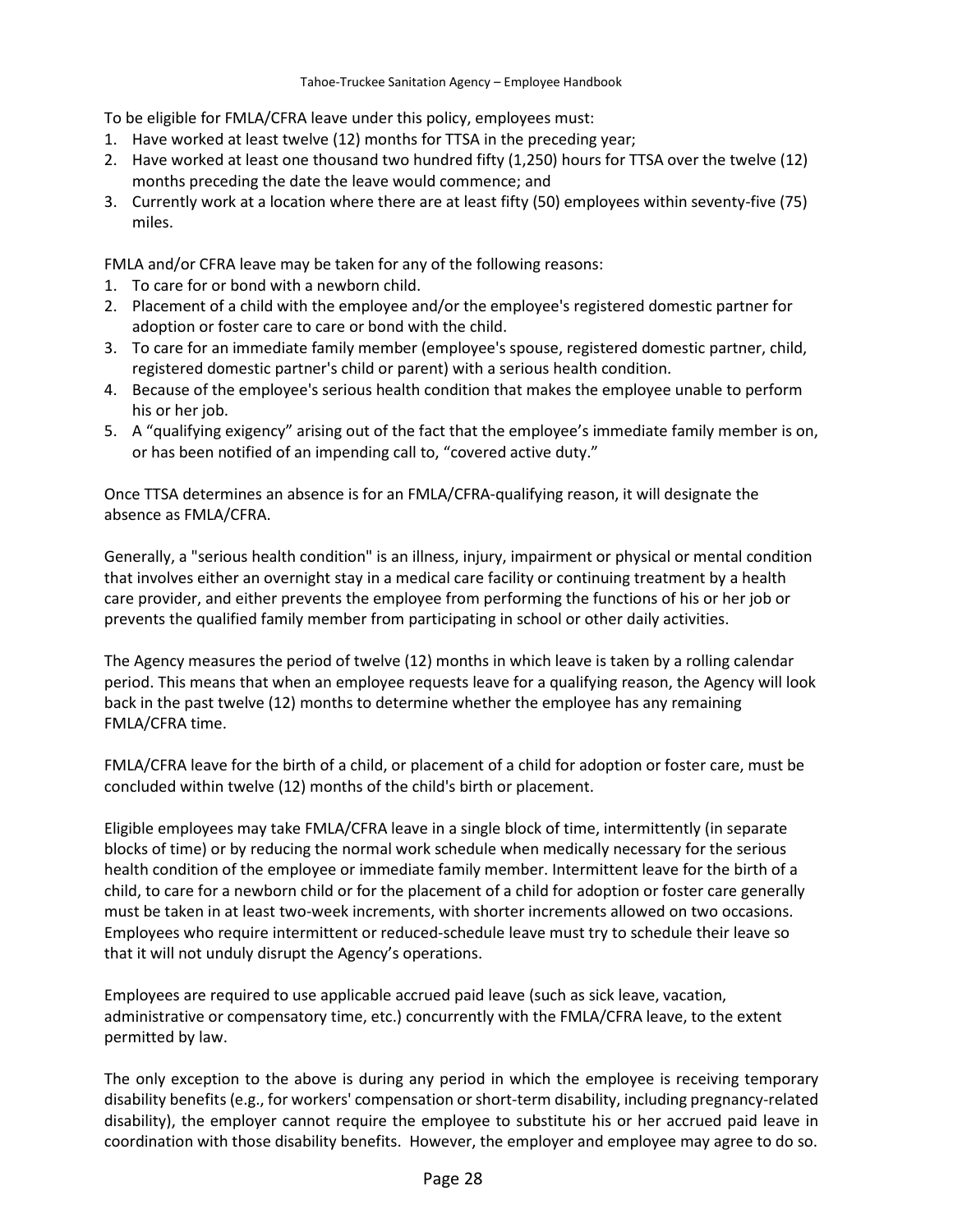To be eligible for FMLA/CFRA leave under this policy, employees must:

1. Have worked at least twelve (12) months for TTSA in the preceding year;
2. Have worked at least one thousand two hundred fifty (1,250) hours for TTSA over the twelve (12) months preceding the date the leave would commence; and
3. Currently work at a location where there are at least fifty (50) employees within seventy-five (75) miles.

FMLA and/or CFRA leave may be taken for any of the following reasons:

1. To care for or bond with a newborn child.
2. Placement of a child with the employee and/or the employee's registered domestic partner for adoption or foster care to care or bond with the child.
3. To care for an immediate family member (employee's spouse, registered domestic partner, child, registered domestic partner's child or parent) with a serious health condition.
4. Because of the employee's serious health condition that makes the employee unable to perform his or her job.
5. A "qualifying exigency" arising out of the fact that the employee's immediate family member is on, or has been notified of an impending call to, "covered active duty."

Once TTSA determines an absence is for an FMLA/CFRA-qualifying reason, it will designate the absence as FMLA/CFRA.

Generally, a "serious health condition" is an illness, injury, impairment or physical or mental condition that involves either an overnight stay in a medical care facility or continuing treatment by a health care provider, and either prevents the employee from performing the functions of his or her job or prevents the qualified family member from participating in school or other daily activities.

The Agency measures the period of twelve (12) months in which leave is taken by a rolling calendar period. This means that when an employee requests leave for a qualifying reason, the Agency will look back in the past twelve (12) months to determine whether the employee has any remaining FMLA/CFRA time.

FMLA/CFRA leave for the birth of a child, or placement of a child for adoption or foster care, must be concluded within twelve (12) months of the child's birth or placement.

Eligible employees may take FMLA/CFRA leave in a single block of time, intermittently (in separate blocks of time) or by reducing the normal work schedule when medically necessary for the serious health condition of the employee or immediate family member. Intermittent leave for the birth of a child, to care for a newborn child or for the placement of a child for adoption or foster care generally must be taken in at least two-week increments, with shorter increments allowed on two occasions. Employees who require intermittent or reduced-schedule leave must try to schedule their leave so that it will not unduly disrupt the Agency's operations.

Employees are required to use applicable accrued paid leave (such as sick leave, vacation, administrative or compensatory time, etc.) concurrently with the FMLA/CFRA leave, to the extent permitted by law.

The only exception to the above is during any period in which the employee is receiving temporary disability benefits (e.g., for workers' compensation or short-term disability, including pregnancy-related disability), the employer cannot require the employee to substitute his or her accrued paid leave in coordination with those disability benefits. However, the employer and employee may agree to do so.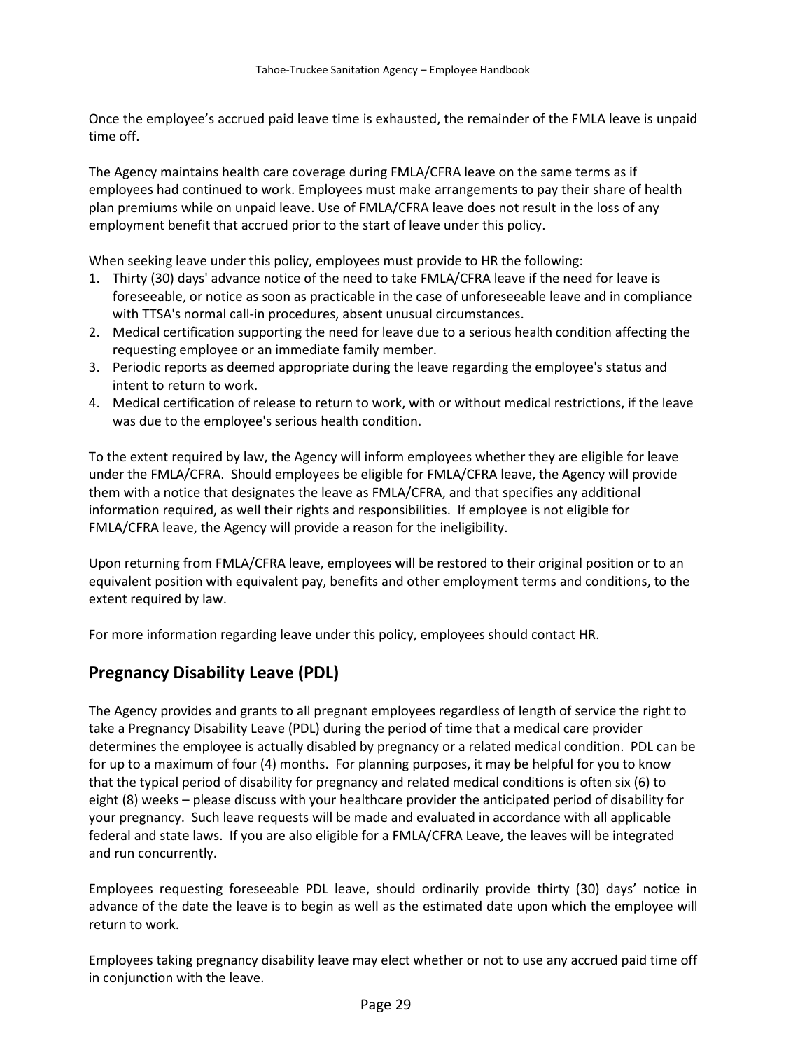Once the employee's accrued paid leave time is exhausted, the remainder of the FMLA leave is unpaid time off.

The Agency maintains health care coverage during FMLA/CFRA leave on the same terms as if employees had continued to work. Employees must make arrangements to pay their share of health plan premiums while on unpaid leave. Use of FMLA/CFRA leave does not result in the loss of any employment benefit that accrued prior to the start of leave under this policy.

When seeking leave under this policy, employees must provide to HR the following:

1. Thirty (30) days' advance notice of the need to take FMLA/CFRA leave if the need for leave is foreseeable, or notice as soon as practicable in the case of unforeseeable leave and in compliance with TTSA's normal call-in procedures, absent unusual circumstances.
2. Medical certification supporting the need for leave due to a serious health condition affecting the requesting employee or an immediate family member.
3. Periodic reports as deemed appropriate during the leave regarding the employee's status and intent to return to work.
4. Medical certification of release to return to work, with or without medical restrictions, if the leave was due to the employee's serious health condition.

To the extent required by law, the Agency will inform employees whether they are eligible for leave under the FMLA/CFRA. Should employees be eligible for FMLA/CFRA leave, the Agency will provide them with a notice that designates the leave as FMLA/CFRA, and that specifies any additional information required, as well their rights and responsibilities. If employee is not eligible for FMLA/CFRA leave, the Agency will provide a reason for the ineligibility.

Upon returning from FMLA/CFRA leave, employees will be restored to their original position or to an equivalent position with equivalent pay, benefits and other employment terms and conditions, to the extent required by law.

For more information regarding leave under this policy, employees should contact HR.

## Pregnancy Disability Leave (PDL)

The Agency provides and grants to all pregnant employees regardless of length of service the right to take a Pregnancy Disability Leave (PDL) during the period of time that a medical care provider determines the employee is actually disabled by pregnancy or a related medical condition. PDL can be for up to a maximum of four (4) months. For planning purposes, it may be helpful for you to know that the typical period of disability for pregnancy and related medical conditions is often six (6) to eight (8) weeks – please discuss with your healthcare provider the anticipated period of disability for your pregnancy. Such leave requests will be made and evaluated in accordance with all applicable federal and state laws. If you are also eligible for a FMLA/CFRA Leave, the leaves will be integrated and run concurrently.

Employees requesting foreseeable PDL leave, should ordinarily provide thirty (30) days' notice in advance of the date the leave is to begin as well as the estimated date upon which the employee will return to work.

Employees taking pregnancy disability leave may elect whether or not to use any accrued paid time off in conjunction with the leave.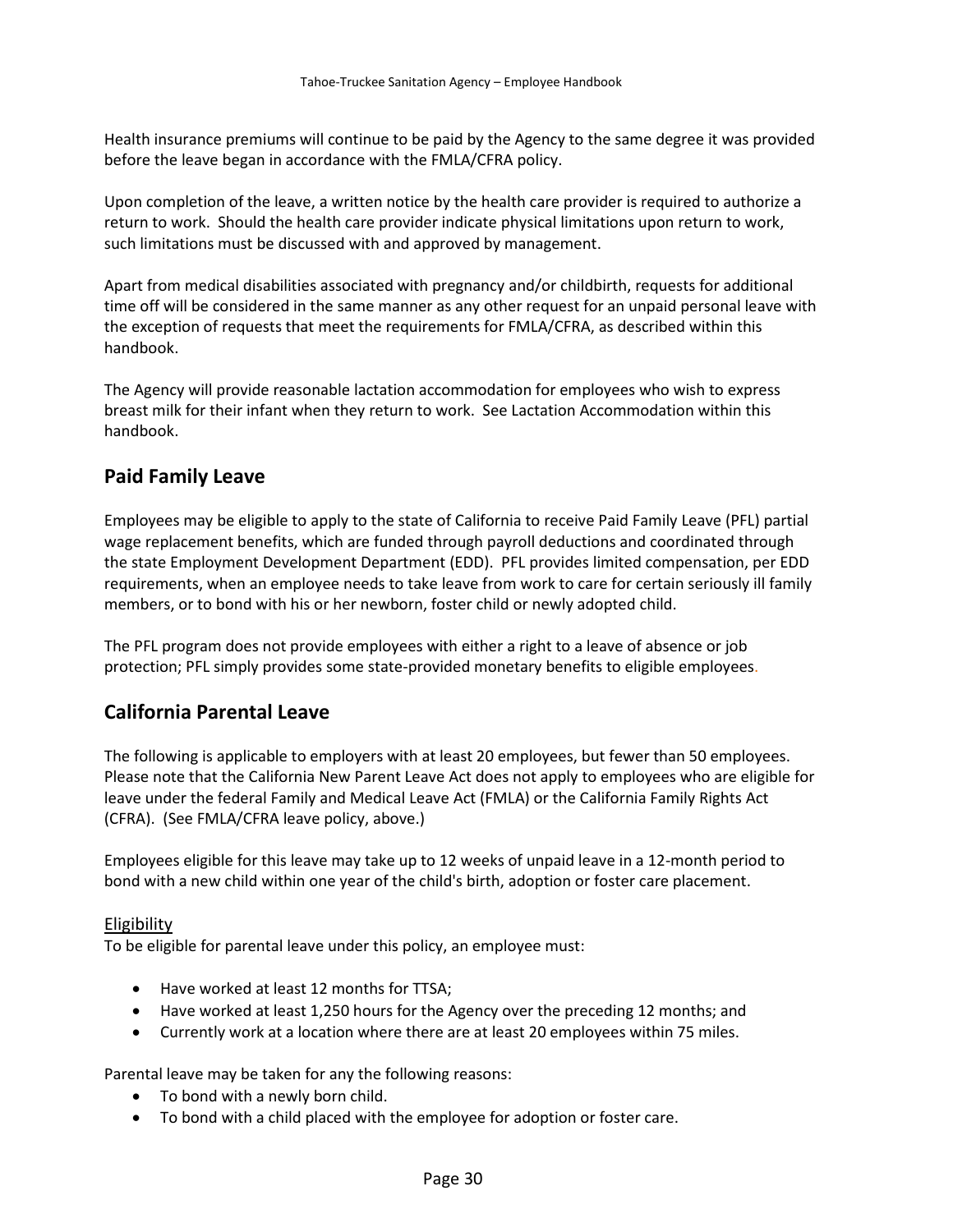Health insurance premiums will continue to be paid by the Agency to the same degree it was provided before the leave began in accordance with the FMLA/CFRA policy.

Upon completion of the leave, a written notice by the health care provider is required to authorize a return to work. Should the health care provider indicate physical limitations upon return to work, such limitations must be discussed with and approved by management.

Apart from medical disabilities associated with pregnancy and/or childbirth, requests for additional time off will be considered in the same manner as any other request for an unpaid personal leave with the exception of requests that meet the requirements for FMLA/CFRA, as described within this handbook.

The Agency will provide reasonable lactation accommodation for employees who wish to express breast milk for their infant when they return to work. See Lactation Accommodation within this handbook.

## Paid Family Leave

Employees may be eligible to apply to the state of California to receive Paid Family Leave (PFL) partial wage replacement benefits, which are funded through payroll deductions and coordinated through the state Employment Development Department (EDD). PFL provides limited compensation, per EDD requirements, when an employee needs to take leave from work to care for certain seriously ill family members, or to bond with his or her newborn, foster child or newly adopted child.

The PFL program does not provide employees with either a right to a leave of absence or job protection; PFL simply provides some state-provided monetary benefits to eligible employees.

## California Parental Leave

The following is applicable to employers with at least 20 employees, but fewer than 50 employees. Please note that the California New Parent Leave Act does not apply to employees who are eligible for leave under the federal Family and Medical Leave Act (FMLA) or the California Family Rights Act (CFRA). (See FMLA/CFRA leave policy, above.)

Employees eligible for this leave may take up to 12 weeks of unpaid leave in a 12-month period to bond with a new child within one year of the child's birth, adoption or foster care placement.

Eligibility

To be eligible for parental leave under this policy, an employee must:

- Have worked at least 12 months for TTSA;
- Have worked at least 1,250 hours for the Agency over the preceding 12 months; and
- Currently work at a location where there are at least 20 employees within 75 miles.

Parental leave may be taken for any the following reasons:

- To bond with a newly born child.
- To bond with a child placed with the employee for adoption or foster care.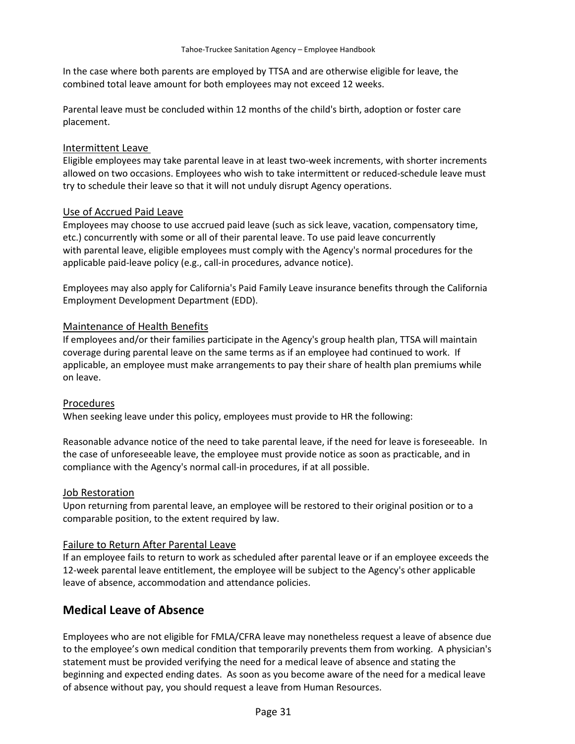In the case where both parents are employed by TTSA and are otherwise eligible for leave, the combined total leave amount for both employees may not exceed 12 weeks.

Parental leave must be concluded within 12 months of the child's birth, adoption or foster care placement.

Intermittent Leave

Eligible employees may take parental leave in at least two-week increments, with shorter increments allowed on two occasions. Employees who wish to take intermittent or reduced-schedule leave must try to schedule their leave so that it will not unduly disrupt Agency operations.

Use of Accrued Paid Leave

Employees may choose to use accrued paid leave (such as sick leave, vacation, compensatory time, etc.) concurrently with some or all of their parental leave. To use paid leave concurrently with parental leave, eligible employees must comply with the Agency's normal procedures for the applicable paid-leave policy (e.g., call-in procedures, advance notice).

Employees may also apply for California's Paid Family Leave insurance benefits through the California Employment Development Department (EDD).

Maintenance of Health Benefits

If employees and/or their families participate in the Agency's group health plan, TTSA will maintain coverage during parental leave on the same terms as if an employee had continued to work. If applicable, an employee must make arrangements to pay their share of health plan premiums while on leave.

Procedures

When seeking leave under this policy, employees must provide to HR the following:

Reasonable advance notice of the need to take parental leave, if the need for leave is foreseeable. In the case of unforeseeable leave, the employee must provide notice as soon as practicable, and in compliance with the Agency's normal call-in procedures, if at all possible.

Job Restoration

Upon returning from parental leave, an employee will be restored to their original position or to a comparable position, to the extent required by law.

Failure to Return After Parental Leave

If an employee fails to return to work as scheduled after parental leave or if an employee exceeds the 12-week parental leave entitlement, the employee will be subject to the Agency's other applicable leave of absence, accommodation and attendance policies.

## Medical Leave of Absence

Employees who are not eligible for FMLA/CFRA leave may nonetheless request a leave of absence due to the employee's own medical condition that temporarily prevents them from working. A physician's statement must be provided verifying the need for a medical leave of absence and stating the beginning and expected ending dates. As soon as you become aware of the need for a medical leave of absence without pay, you should request a leave from Human Resources.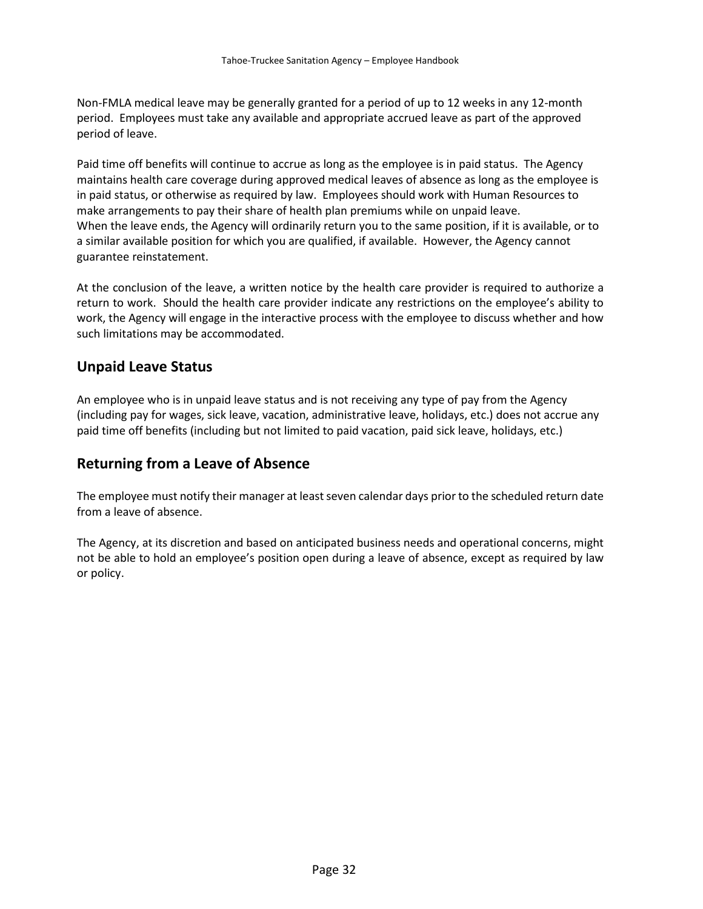Non-FMLA medical leave may be generally granted for a period of up to 12 weeks in any 12-month period. Employees must take any available and appropriate accrued leave as part of the approved period of leave.

Paid time off benefits will continue to accrue as long as the employee is in paid status. The Agency maintains health care coverage during approved medical leaves of absence as long as the employee is in paid status, or otherwise as required by law. Employees should work with Human Resources to make arrangements to pay their share of health plan premiums while on unpaid leave.
When the leave ends, the Agency will ordinarily return you to the same position, if it is available, or to a similar available position for which you are qualified, if available. However, the Agency cannot guarantee reinstatement.

At the conclusion of the leave, a written notice by the health care provider is required to authorize a return to work. Should the health care provider indicate any restrictions on the employee's ability to work, the Agency will engage in the interactive process with the employee to discuss whether and how such limitations may be accommodated.

## Unpaid Leave Status

An employee who is in unpaid leave status and is not receiving any type of pay from the Agency (including pay for wages, sick leave, vacation, administrative leave, holidays, etc.) does not accrue any paid time off benefits (including but not limited to paid vacation, paid sick leave, holidays, etc.)

## Returning from a Leave of Absence

The employee must notify their manager at least seven calendar days prior to the scheduled return date from a leave of absence.

The Agency, at its discretion and based on anticipated business needs and operational concerns, might not be able to hold an employee's position open during a leave of absence, except as required by law or policy.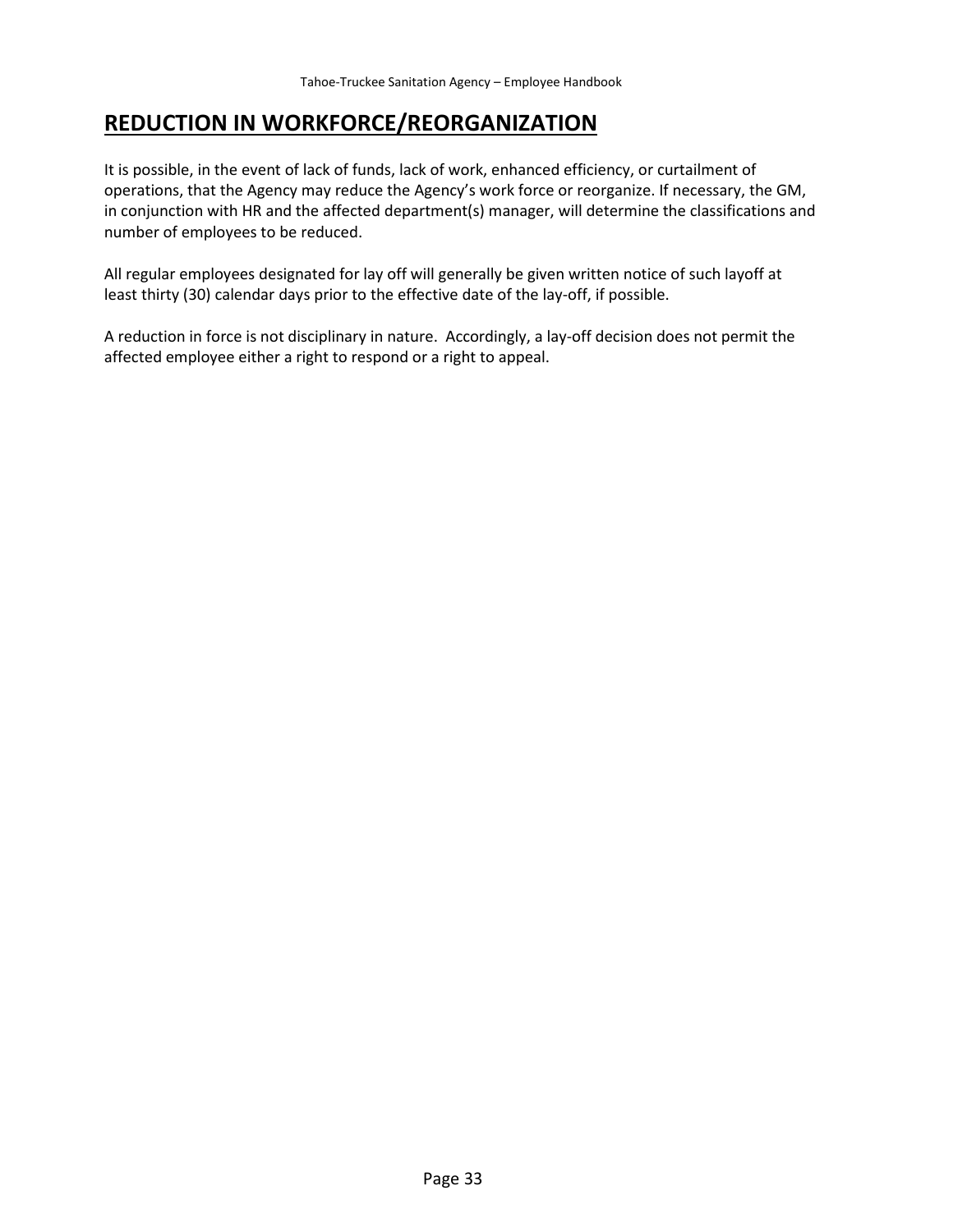# REDUCTION IN WORKFORCE/REORGANIZATION

It is possible, in the event of lack of funds, lack of work, enhanced efficiency, or curtailment of operations, that the Agency may reduce the Agency's work force or reorganize. If necessary, the GM, in conjunction with HR and the affected department(s) manager, will determine the classifications and number of employees to be reduced.

All regular employees designated for lay off will generally be given written notice of such layoff at least thirty (30) calendar days prior to the effective date of the lay-off, if possible.

A reduction in force is not disciplinary in nature. Accordingly, a lay-off decision does not permit the affected employee either a right to respond or a right to appeal.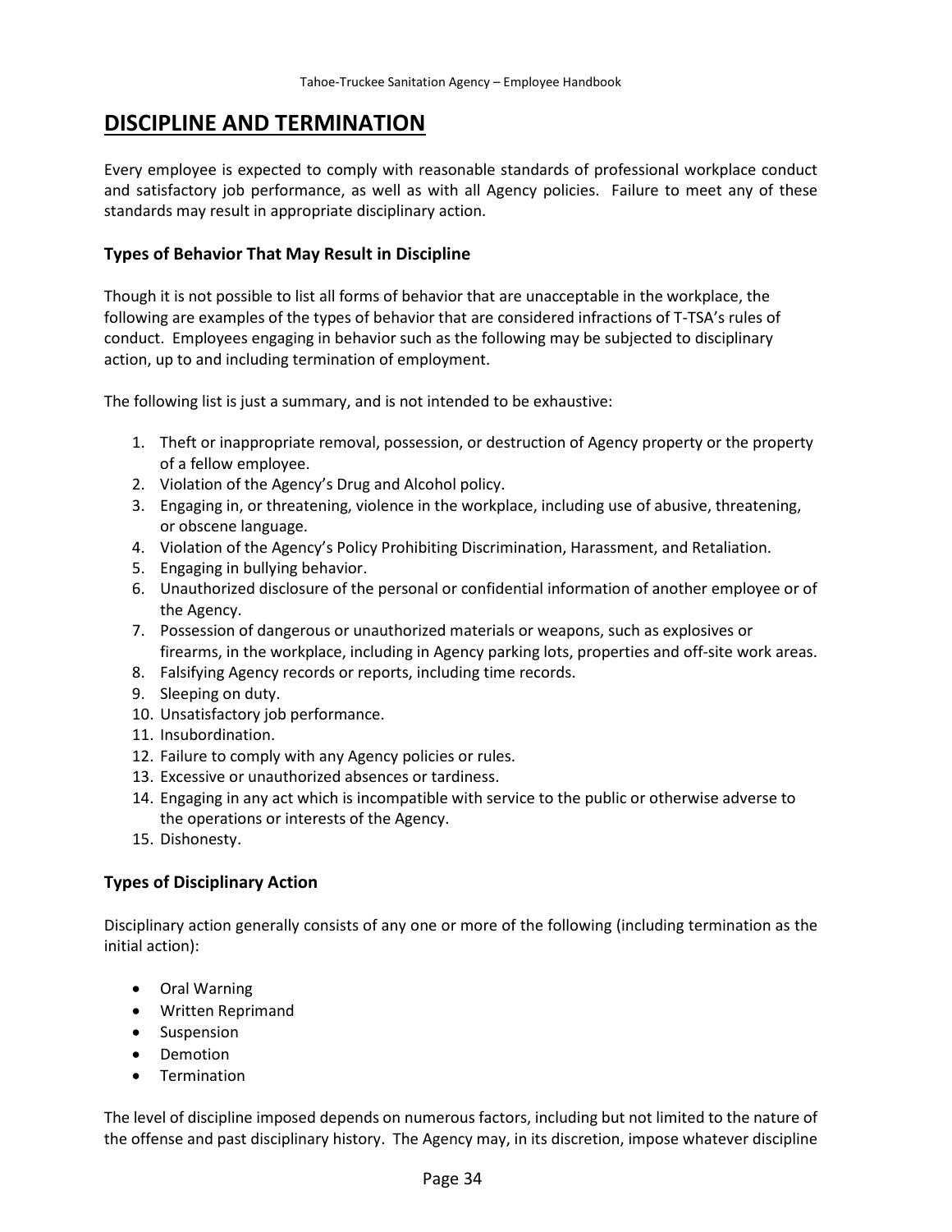# DISCIPLINE AND TERMINATION

Every employee is expected to comply with reasonable standards of professional workplace conduct and satisfactory job performance, as well as with all Agency policies. Failure to meet any of these standards may result in appropriate disciplinary action.

### Types of Behavior That May Result in Discipline

Though it is not possible to list all forms of behavior that are unacceptable in the workplace, the following are examples of the types of behavior that are considered infractions of T-TSA's rules of conduct. Employees engaging in behavior such as the following may be subjected to disciplinary action, up to and including termination of employment.

The following list is just a summary, and is not intended to be exhaustive:

1. Theft or inappropriate removal, possession, or destruction of Agency property or the property of a fellow employee.
2. Violation of the Agency's Drug and Alcohol policy.
3. Engaging in, or threatening, violence in the workplace, including use of abusive, threatening, or obscene language.
4. Violation of the Agency's Policy Prohibiting Discrimination, Harassment, and Retaliation.
5. Engaging in bullying behavior.
6. Unauthorized disclosure of the personal or confidential information of another employee or of the Agency.
7. Possession of dangerous or unauthorized materials or weapons, such as explosives or firearms, in the workplace, including in Agency parking lots, properties and off-site work areas.
8. Falsifying Agency records or reports, including time records.
9. Sleeping on duty.
10. Unsatisfactory job performance.
11. Insubordination.
12. Failure to comply with any Agency policies or rules.
13. Excessive or unauthorized absences or tardiness.
14. Engaging in any act which is incompatible with service to the public or otherwise adverse to the operations or interests of the Agency.
15. Dishonesty.

### Types of Disciplinary Action

Disciplinary action generally consists of any one or more of the following (including termination as the initial action):

- Oral Warning
- Written Reprimand
- Suspension
- Demotion
- Termination

The level of discipline imposed depends on numerous factors, including but not limited to the nature of the offense and past disciplinary history. The Agency may, in its discretion, impose whatever discipline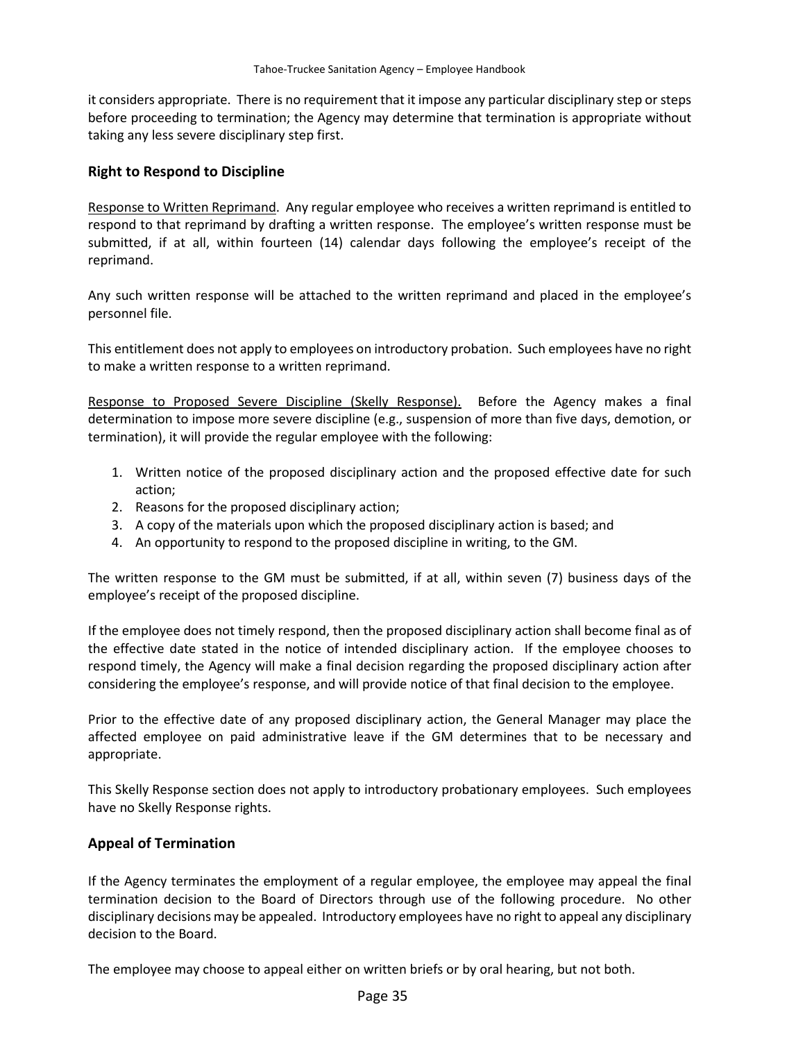it considers appropriate. There is no requirement that it impose any particular disciplinary step or steps before proceeding to termination; the Agency may determine that termination is appropriate without taking any less severe disciplinary step first.

### Right to Respond to Discipline

<u>Response to Written Reprimand</u>. Any regular employee who receives a written reprimand is entitled to respond to that reprimand by drafting a written response. The employee's written response must be submitted, if at all, within fourteen (14) calendar days following the employee's receipt of the reprimand.

Any such written response will be attached to the written reprimand and placed in the employee's personnel file.

This entitlement does not apply to employees on introductory probation. Such employees have no right to make a written response to a written reprimand.

<u>Response to Proposed Severe Discipline (Skelly Response).</u> Before the Agency makes a final determination to impose more severe discipline (e.g., suspension of more than five days, demotion, or termination), it will provide the regular employee with the following:

1. Written notice of the proposed disciplinary action and the proposed effective date for such action;
2. Reasons for the proposed disciplinary action;
3. A copy of the materials upon which the proposed disciplinary action is based; and
4. An opportunity to respond to the proposed discipline in writing, to the GM.

The written response to the GM must be submitted, if at all, within seven (7) business days of the employee's receipt of the proposed discipline.

If the employee does not timely respond, then the proposed disciplinary action shall become final as of the effective date stated in the notice of intended disciplinary action. If the employee chooses to respond timely, the Agency will make a final decision regarding the proposed disciplinary action after considering the employee's response, and will provide notice of that final decision to the employee.

Prior to the effective date of any proposed disciplinary action, the General Manager may place the affected employee on paid administrative leave if the GM determines that to be necessary and appropriate.

This Skelly Response section does not apply to introductory probationary employees. Such employees have no Skelly Response rights.

### Appeal of Termination

If the Agency terminates the employment of a regular employee, the employee may appeal the final termination decision to the Board of Directors through use of the following procedure. No other disciplinary decisions may be appealed. Introductory employees have no right to appeal any disciplinary decision to the Board.

The employee may choose to appeal either on written briefs or by oral hearing, but not both.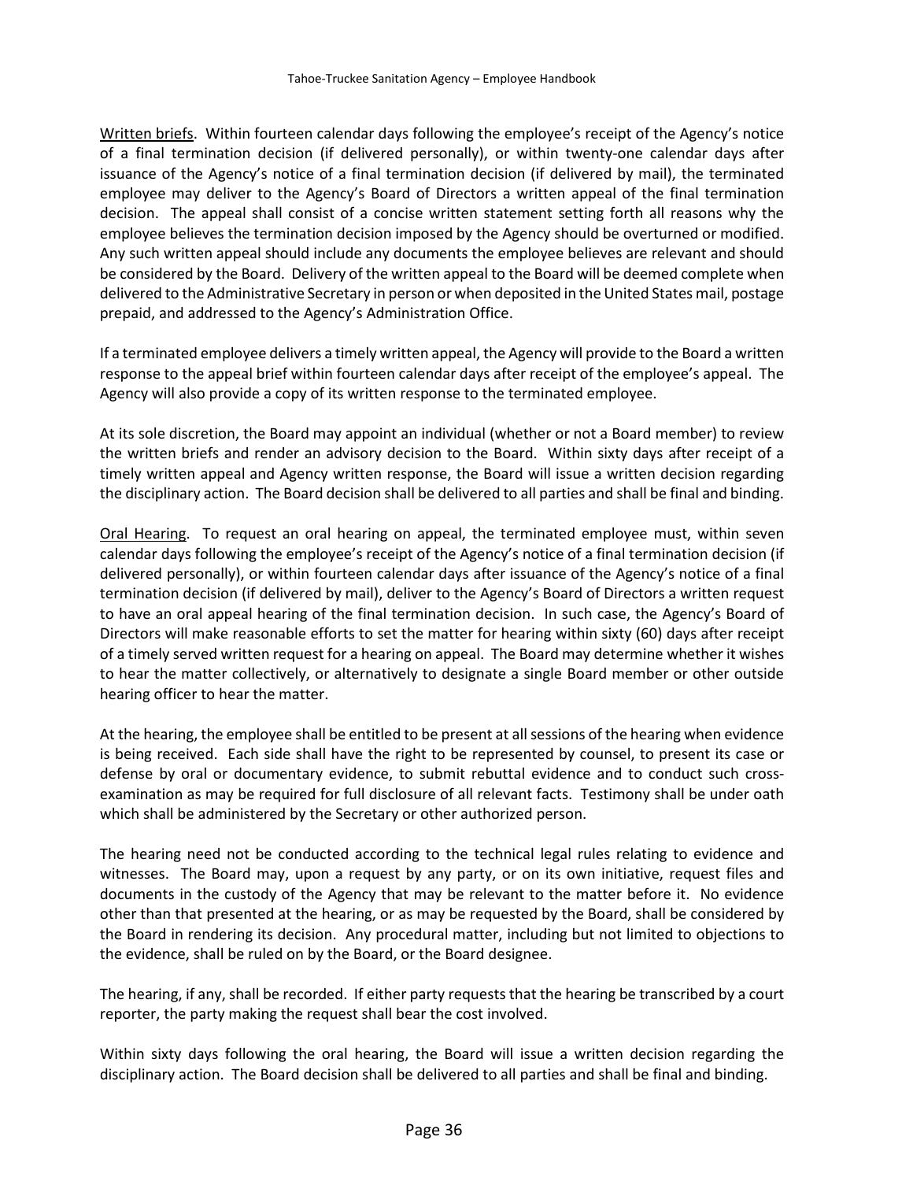<u>Written briefs</u>. Within fourteen calendar days following the employee's receipt of the Agency's notice of a final termination decision (if delivered personally), or within twenty-one calendar days after issuance of the Agency's notice of a final termination decision (if delivered by mail), the terminated employee may deliver to the Agency's Board of Directors a written appeal of the final termination decision. The appeal shall consist of a concise written statement setting forth all reasons why the employee believes the termination decision imposed by the Agency should be overturned or modified. Any such written appeal should include any documents the employee believes are relevant and should be considered by the Board. Delivery of the written appeal to the Board will be deemed complete when delivered to the Administrative Secretary in person or when deposited in the United States mail, postage prepaid, and addressed to the Agency's Administration Office.

If a terminated employee delivers a timely written appeal, the Agency will provide to the Board a written response to the appeal brief within fourteen calendar days after receipt of the employee's appeal. The Agency will also provide a copy of its written response to the terminated employee.

At its sole discretion, the Board may appoint an individual (whether or not a Board member) to review the written briefs and render an advisory decision to the Board. Within sixty days after receipt of a timely written appeal and Agency written response, the Board will issue a written decision regarding the disciplinary action. The Board decision shall be delivered to all parties and shall be final and binding.

<u>Oral Hearing</u>. To request an oral hearing on appeal, the terminated employee must, within seven calendar days following the employee's receipt of the Agency's notice of a final termination decision (if delivered personally), or within fourteen calendar days after issuance of the Agency's notice of a final termination decision (if delivered by mail), deliver to the Agency's Board of Directors a written request to have an oral appeal hearing of the final termination decision. In such case, the Agency's Board of Directors will make reasonable efforts to set the matter for hearing within sixty (60) days after receipt of a timely served written request for a hearing on appeal. The Board may determine whether it wishes to hear the matter collectively, or alternatively to designate a single Board member or other outside hearing officer to hear the matter.

At the hearing, the employee shall be entitled to be present at all sessions of the hearing when evidence is being received. Each side shall have the right to be represented by counsel, to present its case or defense by oral or documentary evidence, to submit rebuttal evidence and to conduct such cross-examination as may be required for full disclosure of all relevant facts. Testimony shall be under oath which shall be administered by the Secretary or other authorized person.

The hearing need not be conducted according to the technical legal rules relating to evidence and witnesses. The Board may, upon a request by any party, or on its own initiative, request files and documents in the custody of the Agency that may be relevant to the matter before it. No evidence other than that presented at the hearing, or as may be requested by the Board, shall be considered by the Board in rendering its decision. Any procedural matter, including but not limited to objections to the evidence, shall be ruled on by the Board, or the Board designee.

The hearing, if any, shall be recorded. If either party requests that the hearing be transcribed by a court reporter, the party making the request shall bear the cost involved.

Within sixty days following the oral hearing, the Board will issue a written decision regarding the disciplinary action. The Board decision shall be delivered to all parties and shall be final and binding.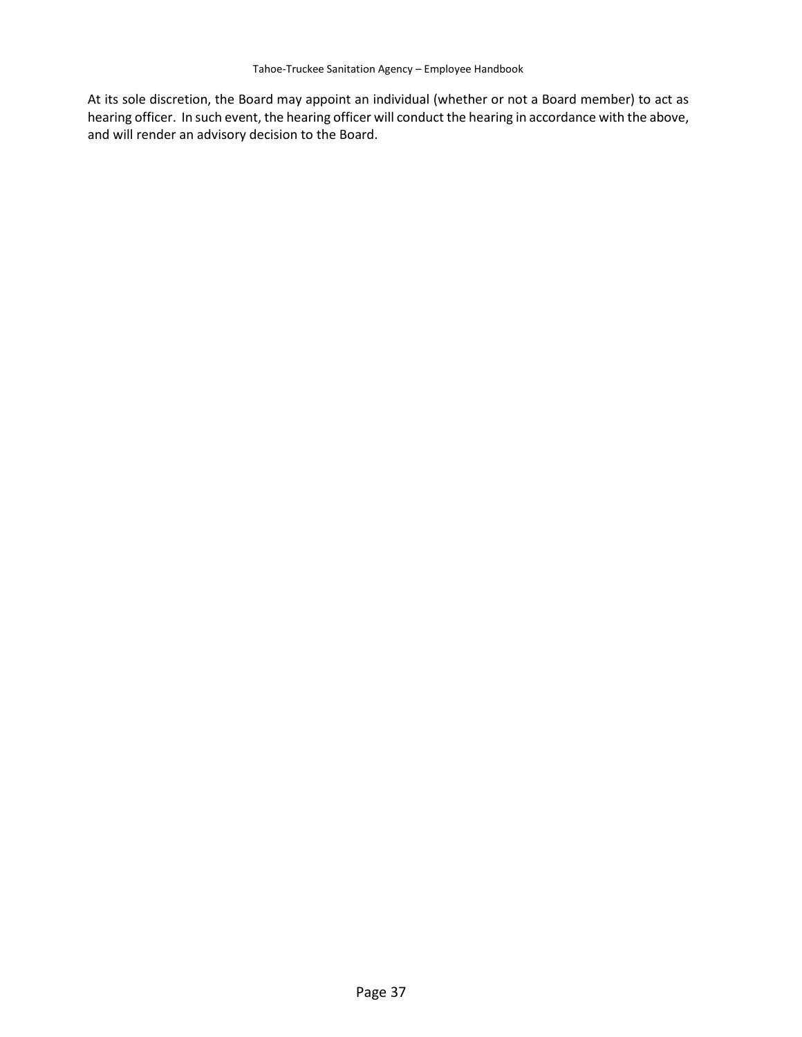At its sole discretion, the Board may appoint an individual (whether or not a Board member) to act as hearing officer. In such event, the hearing officer will conduct the hearing in accordance with the above, and will render an advisory decision to the Board.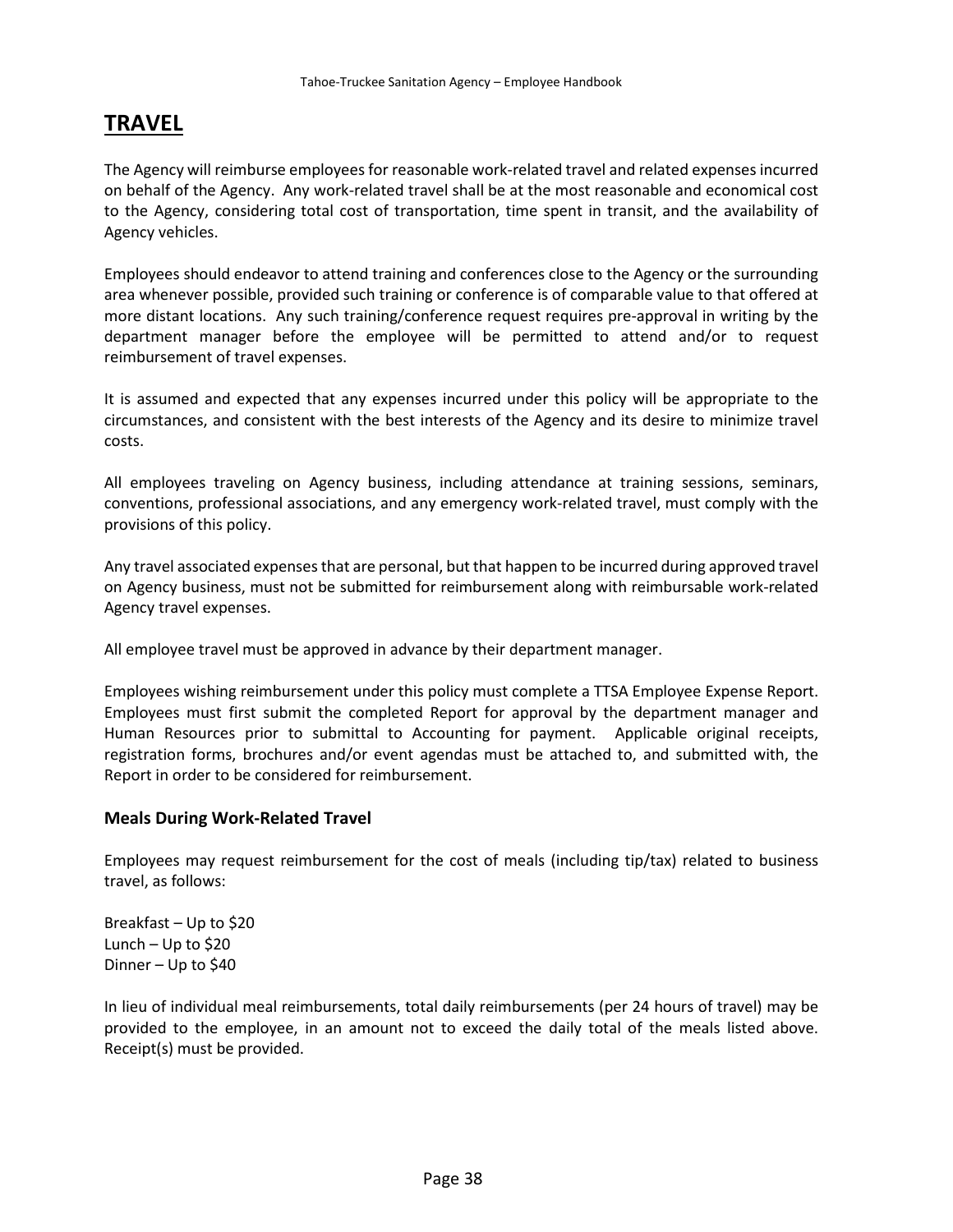# TRAVEL

The Agency will reimburse employees for reasonable work-related travel and related expenses incurred on behalf of the Agency. Any work-related travel shall be at the most reasonable and economical cost to the Agency, considering total cost of transportation, time spent in transit, and the availability of Agency vehicles.

Employees should endeavor to attend training and conferences close to the Agency or the surrounding area whenever possible, provided such training or conference is of comparable value to that offered at more distant locations. Any such training/conference request requires pre-approval in writing by the department manager before the employee will be permitted to attend and/or to request reimbursement of travel expenses.

It is assumed and expected that any expenses incurred under this policy will be appropriate to the circumstances, and consistent with the best interests of the Agency and its desire to minimize travel costs.

All employees traveling on Agency business, including attendance at training sessions, seminars, conventions, professional associations, and any emergency work-related travel, must comply with the provisions of this policy.

Any travel associated expenses that are personal, but that happen to be incurred during approved travel on Agency business, must not be submitted for reimbursement along with reimbursable work-related Agency travel expenses.

All employee travel must be approved in advance by their department manager.

Employees wishing reimbursement under this policy must complete a TTSA Employee Expense Report. Employees must first submit the completed Report for approval by the department manager and Human Resources prior to submittal to Accounting for payment. Applicable original receipts, registration forms, brochures and/or event agendas must be attached to, and submitted with, the Report in order to be considered for reimbursement.

### Meals During Work-Related Travel

Employees may request reimbursement for the cost of meals (including tip/tax) related to business travel, as follows:

Breakfast – Up to $20
Lunch – Up to $20
Dinner – Up to $40

In lieu of individual meal reimbursements, total daily reimbursements (per 24 hours of travel) may be provided to the employee, in an amount not to exceed the daily total of the meals listed above. Receipt(s) must be provided.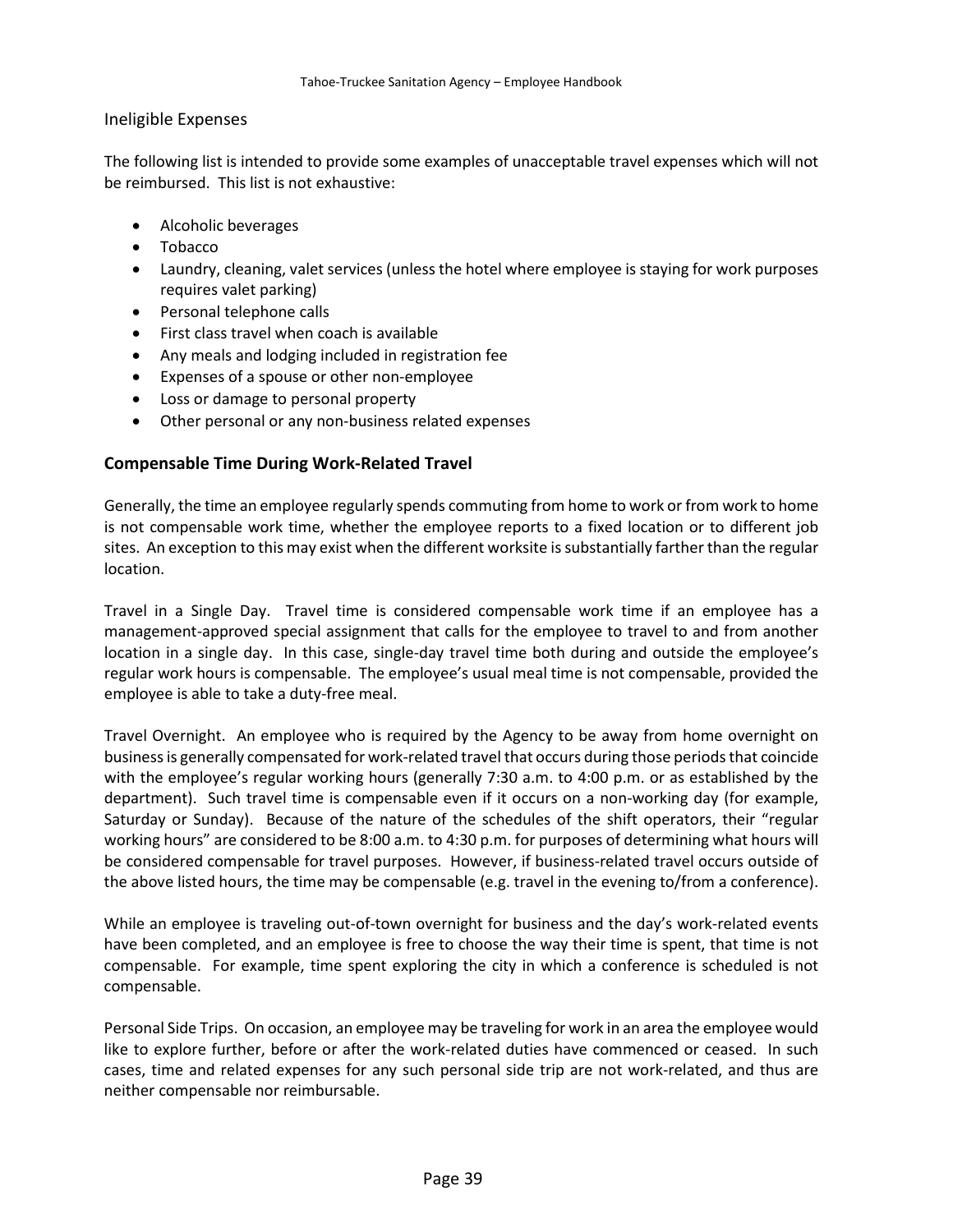### Ineligible Expenses

The following list is intended to provide some examples of unacceptable travel expenses which will not be reimbursed. This list is not exhaustive:

- Alcoholic beverages
- Tobacco
- Laundry, cleaning, valet services (unless the hotel where employee is staying for work purposes requires valet parking)
- Personal telephone calls
- First class travel when coach is available
- Any meals and lodging included in registration fee
- Expenses of a spouse or other non-employee
- Loss or damage to personal property
- Other personal or any non-business related expenses

## Compensable Time During Work-Related Travel

Generally, the time an employee regularly spends commuting from home to work or from work to home is not compensable work time, whether the employee reports to a fixed location or to different job sites. An exception to this may exist when the different worksite is substantially farther than the regular location.

Travel in a Single Day. Travel time is considered compensable work time if an employee has a management-approved special assignment that calls for the employee to travel to and from another location in a single day. In this case, single-day travel time both during and outside the employee's regular work hours is compensable. The employee's usual meal time is not compensable, provided the employee is able to take a duty-free meal.

Travel Overnight. An employee who is required by the Agency to be away from home overnight on business is generally compensated for work-related travel that occurs during those periods that coincide with the employee's regular working hours (generally 7:30 a.m. to 4:00 p.m. or as established by the department). Such travel time is compensable even if it occurs on a non-working day (for example, Saturday or Sunday). Because of the nature of the schedules of the shift operators, their "regular working hours" are considered to be 8:00 a.m. to 4:30 p.m. for purposes of determining what hours will be considered compensable for travel purposes. However, if business-related travel occurs outside of the above listed hours, the time may be compensable (e.g. travel in the evening to/from a conference).

While an employee is traveling out-of-town overnight for business and the day's work-related events have been completed, and an employee is free to choose the way their time is spent, that time is not compensable. For example, time spent exploring the city in which a conference is scheduled is not compensable.

Personal Side Trips. On occasion, an employee may be traveling for work in an area the employee would like to explore further, before or after the work-related duties have commenced or ceased. In such cases, time and related expenses for any such personal side trip are not work-related, and thus are neither compensable nor reimbursable.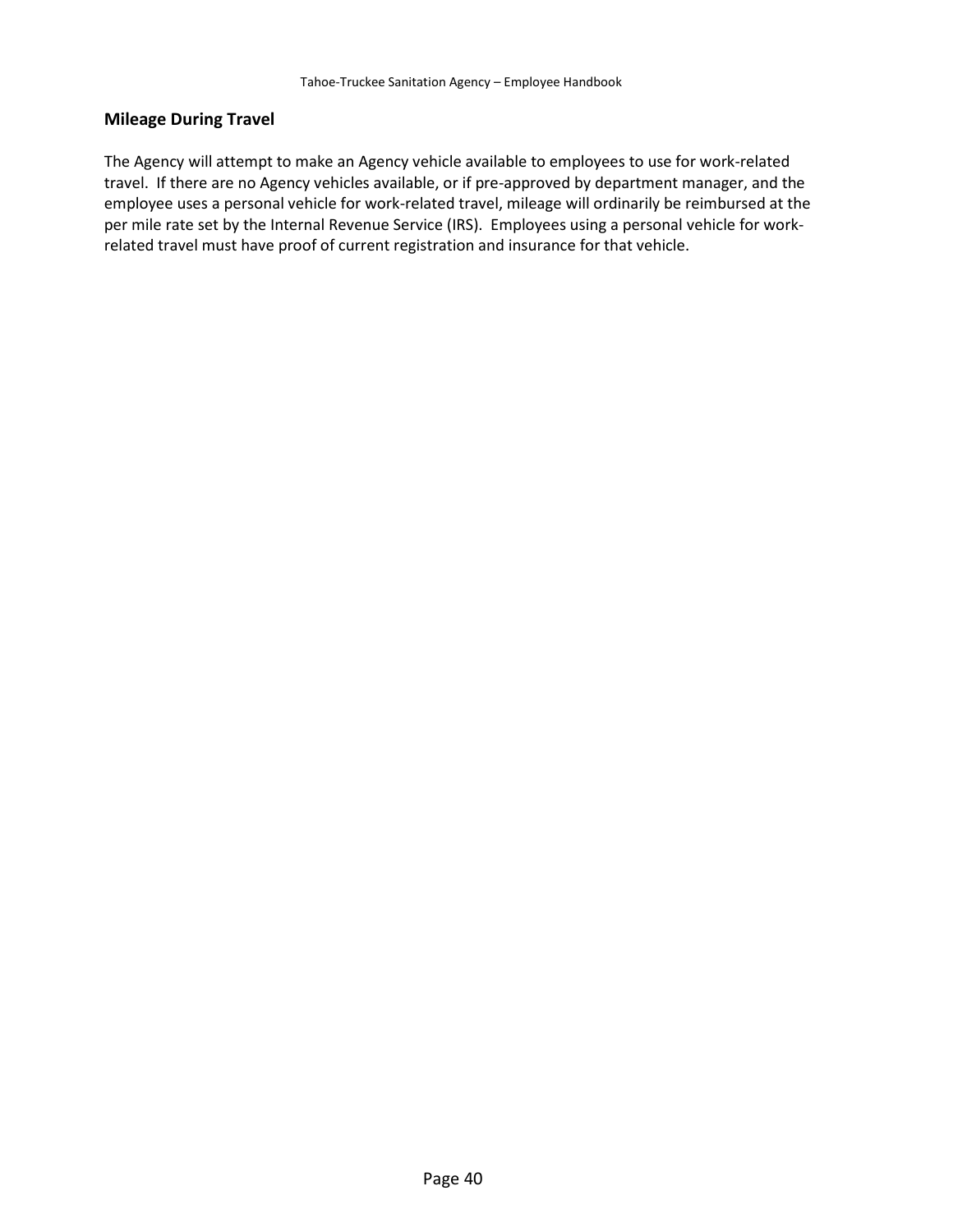### Mileage During Travel

The Agency will attempt to make an Agency vehicle available to employees to use for work-related travel. If there are no Agency vehicles available, or if pre-approved by department manager, and the employee uses a personal vehicle for work-related travel, mileage will ordinarily be reimbursed at the per mile rate set by the Internal Revenue Service (IRS). Employees using a personal vehicle for work-related travel must have proof of current registration and insurance for that vehicle.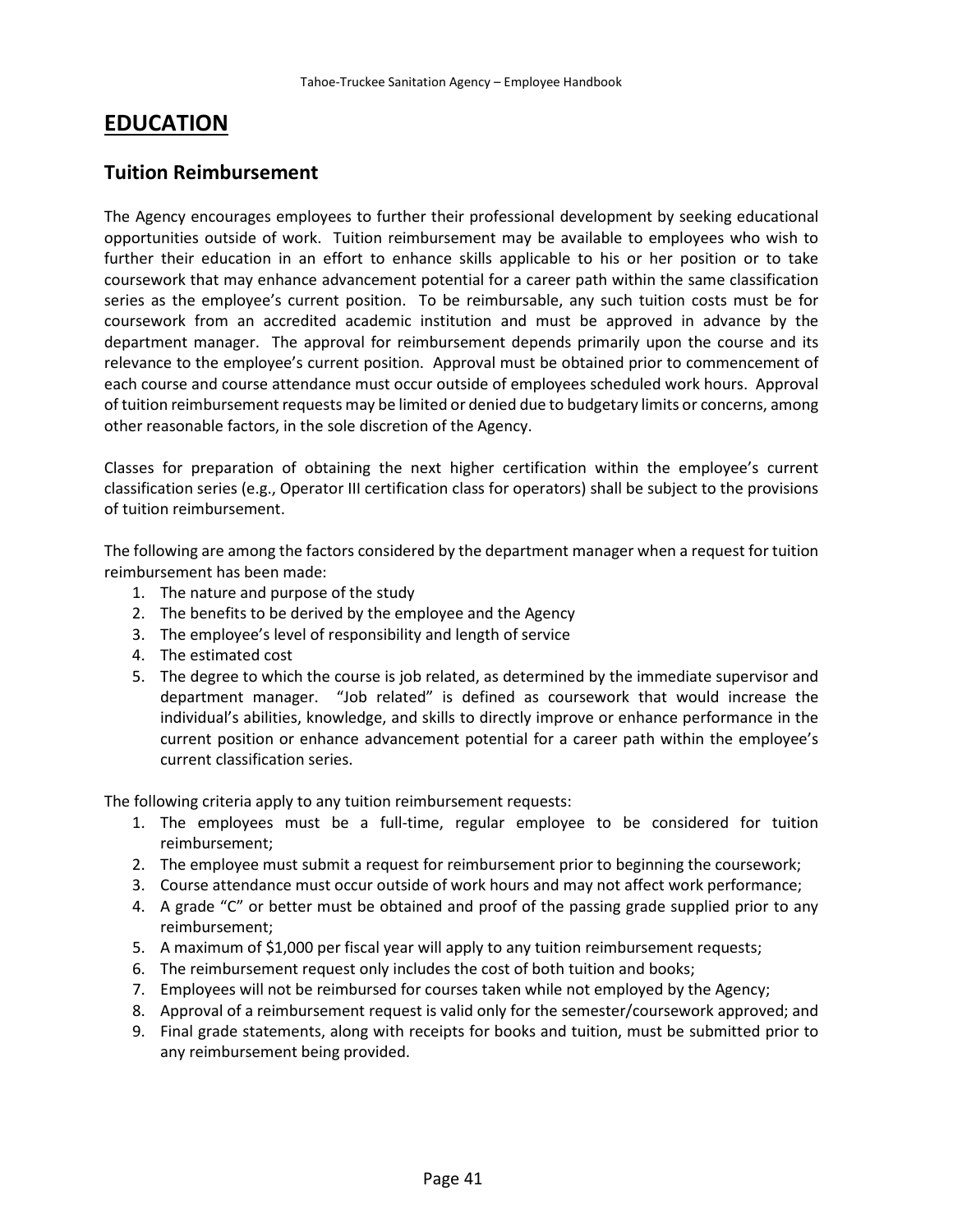# EDUCATION

## Tuition Reimbursement

The Agency encourages employees to further their professional development by seeking educational opportunities outside of work. Tuition reimbursement may be available to employees who wish to further their education in an effort to enhance skills applicable to his or her position or to take coursework that may enhance advancement potential for a career path within the same classification series as the employee's current position. To be reimbursable, any such tuition costs must be for coursework from an accredited academic institution and must be approved in advance by the department manager. The approval for reimbursement depends primarily upon the course and its relevance to the employee's current position. Approval must be obtained prior to commencement of each course and course attendance must occur outside of employees scheduled work hours. Approval of tuition reimbursement requests may be limited or denied due to budgetary limits or concerns, among other reasonable factors, in the sole discretion of the Agency.

Classes for preparation of obtaining the next higher certification within the employee's current classification series (e.g., Operator III certification class for operators) shall be subject to the provisions of tuition reimbursement.

The following are among the factors considered by the department manager when a request for tuition reimbursement has been made:

1. The nature and purpose of the study
2. The benefits to be derived by the employee and the Agency
3. The employee's level of responsibility and length of service
4. The estimated cost
5. The degree to which the course is job related, as determined by the immediate supervisor and department manager. "Job related" is defined as coursework that would increase the individual's abilities, knowledge, and skills to directly improve or enhance performance in the current position or enhance advancement potential for a career path within the employee's current classification series.

The following criteria apply to any tuition reimbursement requests:

1. The employees must be a full-time, regular employee to be considered for tuition reimbursement;
2. The employee must submit a request for reimbursement prior to beginning the coursework;
3. Course attendance must occur outside of work hours and may not affect work performance;
4. A grade "C" or better must be obtained and proof of the passing grade supplied prior to any reimbursement;
5. A maximum of $1,000 per fiscal year will apply to any tuition reimbursement requests;
6. The reimbursement request only includes the cost of both tuition and books;
7. Employees will not be reimbursed for courses taken while not employed by the Agency;
8. Approval of a reimbursement request is valid only for the semester/coursework approved; and
9. Final grade statements, along with receipts for books and tuition, must be submitted prior to any reimbursement being provided.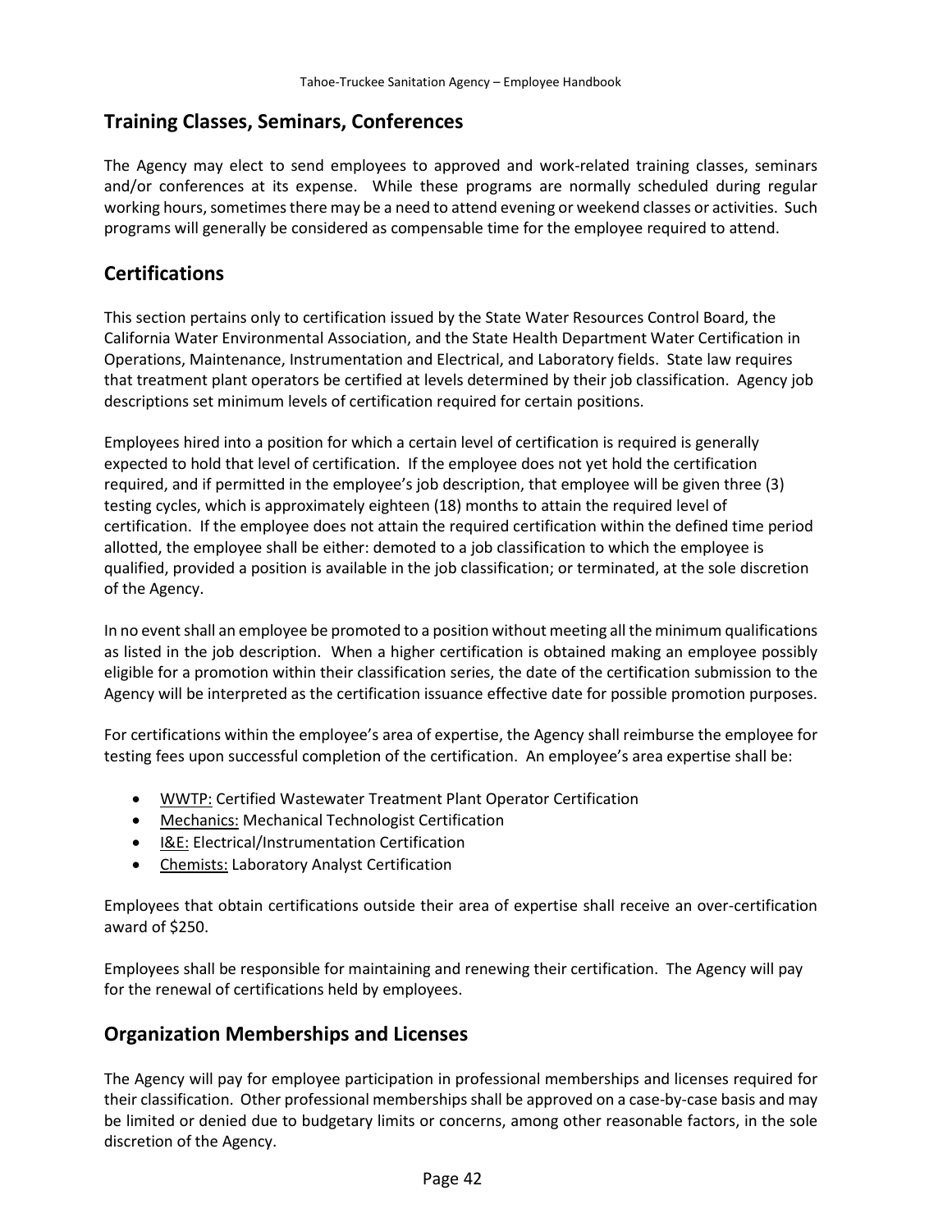## Training Classes, Seminars, Conferences

The Agency may elect to send employees to approved and work-related training classes, seminars and/or conferences at its expense. While these programs are normally scheduled during regular working hours, sometimes there may be a need to attend evening or weekend classes or activities. Such programs will generally be considered as compensable time for the employee required to attend.

## Certifications

This section pertains only to certification issued by the State Water Resources Control Board, the California Water Environmental Association, and the State Health Department Water Certification in Operations, Maintenance, Instrumentation and Electrical, and Laboratory fields. State law requires that treatment plant operators be certified at levels determined by their job classification. Agency job descriptions set minimum levels of certification required for certain positions.

Employees hired into a position for which a certain level of certification is required is generally expected to hold that level of certification. If the employee does not yet hold the certification required, and if permitted in the employee's job description, that employee will be given three (3) testing cycles, which is approximately eighteen (18) months to attain the required level of certification. If the employee does not attain the required certification within the defined time period allotted, the employee shall be either: demoted to a job classification to which the employee is qualified, provided a position is available in the job classification; or terminated, at the sole discretion of the Agency.

In no event shall an employee be promoted to a position without meeting all the minimum qualifications as listed in the job description. When a higher certification is obtained making an employee possibly eligible for a promotion within their classification series, the date of the certification submission to the Agency will be interpreted as the certification issuance effective date for possible promotion purposes.

For certifications within the employee's area of expertise, the Agency shall reimburse the employee for testing fees upon successful completion of the certification. An employee's area expertise shall be:

- WWTP: Certified Wastewater Treatment Plant Operator Certification
- Mechanics: Mechanical Technologist Certification
- I&E: Electrical/Instrumentation Certification
- Chemists: Laboratory Analyst Certification

Employees that obtain certifications outside their area of expertise shall receive an over-certification award of $250.

Employees shall be responsible for maintaining and renewing their certification. The Agency will pay for the renewal of certifications held by employees.

## Organization Memberships and Licenses

The Agency will pay for employee participation in professional memberships and licenses required for their classification. Other professional memberships shall be approved on a case-by-case basis and may be limited or denied due to budgetary limits or concerns, among other reasonable factors, in the sole discretion of the Agency.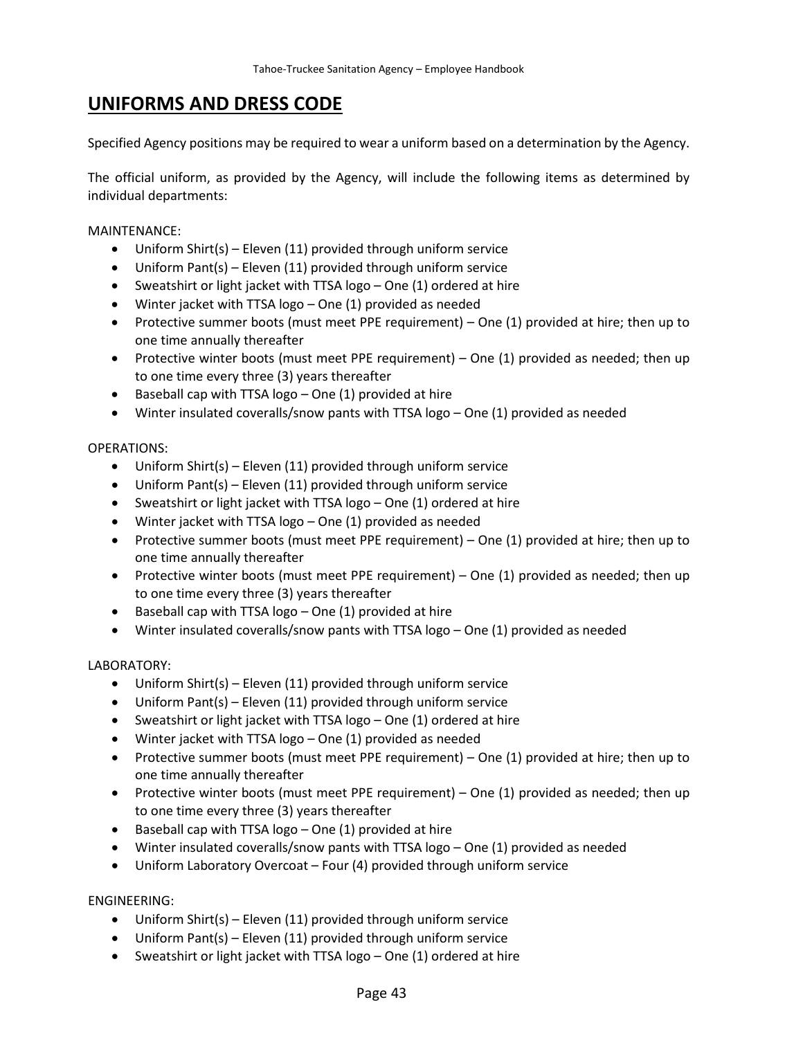# UNIFORMS AND DRESS CODE

Specified Agency positions may be required to wear a uniform based on a determination by the Agency.

The official uniform, as provided by the Agency, will include the following items as determined by individual departments:

MAINTENANCE:

- Uniform Shirt(s) – Eleven (11) provided through uniform service
- Uniform Pant(s) – Eleven (11) provided through uniform service
- Sweatshirt or light jacket with TTSA logo – One (1) ordered at hire
- Winter jacket with TTSA logo – One (1) provided as needed
- Protective summer boots (must meet PPE requirement) – One (1) provided at hire; then up to one time annually thereafter
- Protective winter boots (must meet PPE requirement) – One (1) provided as needed; then up to one time every three (3) years thereafter
- Baseball cap with TTSA logo – One (1) provided at hire
- Winter insulated coveralls/snow pants with TTSA logo – One (1) provided as needed

OPERATIONS:

- Uniform Shirt(s) – Eleven (11) provided through uniform service
- Uniform Pant(s) – Eleven (11) provided through uniform service
- Sweatshirt or light jacket with TTSA logo – One (1) ordered at hire
- Winter jacket with TTSA logo – One (1) provided as needed
- Protective summer boots (must meet PPE requirement) – One (1) provided at hire; then up to one time annually thereafter
- Protective winter boots (must meet PPE requirement) – One (1) provided as needed; then up to one time every three (3) years thereafter
- Baseball cap with TTSA logo – One (1) provided at hire
- Winter insulated coveralls/snow pants with TTSA logo – One (1) provided as needed

LABORATORY:

- Uniform Shirt(s) – Eleven (11) provided through uniform service
- Uniform Pant(s) – Eleven (11) provided through uniform service
- Sweatshirt or light jacket with TTSA logo – One (1) ordered at hire
- Winter jacket with TTSA logo – One (1) provided as needed
- Protective summer boots (must meet PPE requirement) – One (1) provided at hire; then up to one time annually thereafter
- Protective winter boots (must meet PPE requirement) – One (1) provided as needed; then up to one time every three (3) years thereafter
- Baseball cap with TTSA logo – One (1) provided at hire
- Winter insulated coveralls/snow pants with TTSA logo – One (1) provided as needed
- Uniform Laboratory Overcoat – Four (4) provided through uniform service

ENGINEERING:

- Uniform Shirt(s) – Eleven (11) provided through uniform service
- Uniform Pant(s) – Eleven (11) provided through uniform service
- Sweatshirt or light jacket with TTSA logo – One (1) ordered at hire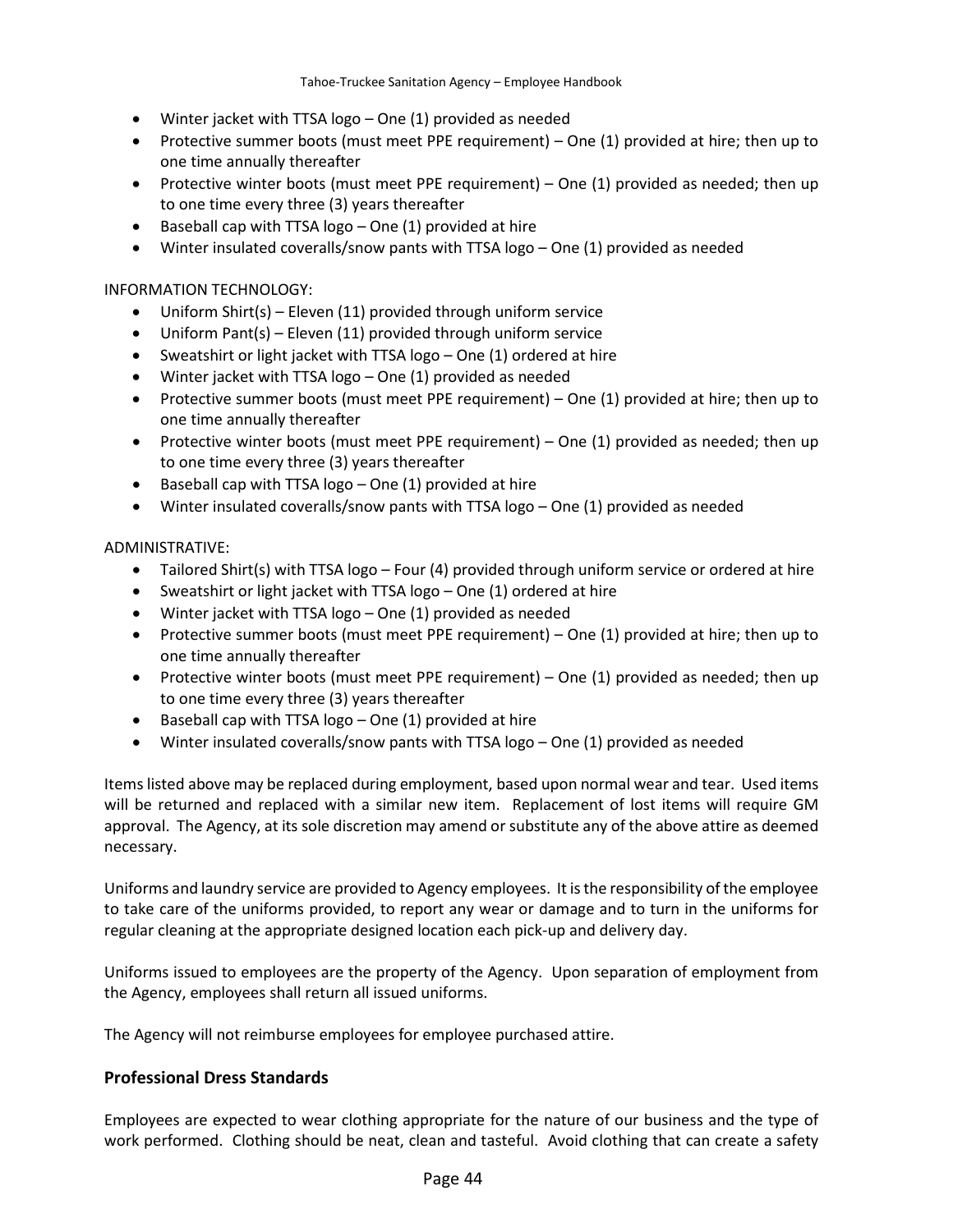- Winter jacket with TTSA logo – One (1) provided as needed
- Protective summer boots (must meet PPE requirement) – One (1) provided at hire; then up to one time annually thereafter
- Protective winter boots (must meet PPE requirement) – One (1) provided as needed; then up to one time every three (3) years thereafter
- Baseball cap with TTSA logo – One (1) provided at hire
- Winter insulated coveralls/snow pants with TTSA logo – One (1) provided as needed

INFORMATION TECHNOLOGY:

- Uniform Shirt(s) – Eleven (11) provided through uniform service
- Uniform Pant(s) – Eleven (11) provided through uniform service
- Sweatshirt or light jacket with TTSA logo – One (1) ordered at hire
- Winter jacket with TTSA logo – One (1) provided as needed
- Protective summer boots (must meet PPE requirement) – One (1) provided at hire; then up to one time annually thereafter
- Protective winter boots (must meet PPE requirement) – One (1) provided as needed; then up to one time every three (3) years thereafter
- Baseball cap with TTSA logo – One (1) provided at hire
- Winter insulated coveralls/snow pants with TTSA logo – One (1) provided as needed

ADMINISTRATIVE:

- Tailored Shirt(s) with TTSA logo – Four (4) provided through uniform service or ordered at hire
- Sweatshirt or light jacket with TTSA logo – One (1) ordered at hire
- Winter jacket with TTSA logo – One (1) provided as needed
- Protective summer boots (must meet PPE requirement) – One (1) provided at hire; then up to one time annually thereafter
- Protective winter boots (must meet PPE requirement) – One (1) provided as needed; then up to one time every three (3) years thereafter
- Baseball cap with TTSA logo – One (1) provided at hire
- Winter insulated coveralls/snow pants with TTSA logo – One (1) provided as needed

Items listed above may be replaced during employment, based upon normal wear and tear. Used items will be returned and replaced with a similar new item. Replacement of lost items will require GM approval. The Agency, at its sole discretion may amend or substitute any of the above attire as deemed necessary.

Uniforms and laundry service are provided to Agency employees. It is the responsibility of the employee to take care of the uniforms provided, to report any wear or damage and to turn in the uniforms for regular cleaning at the appropriate designed location each pick-up and delivery day.

Uniforms issued to employees are the property of the Agency. Upon separation of employment from the Agency, employees shall return all issued uniforms.

The Agency will not reimburse employees for employee purchased attire.

## Professional Dress Standards

Employees are expected to wear clothing appropriate for the nature of our business and the type of work performed. Clothing should be neat, clean and tasteful. Avoid clothing that can create a safety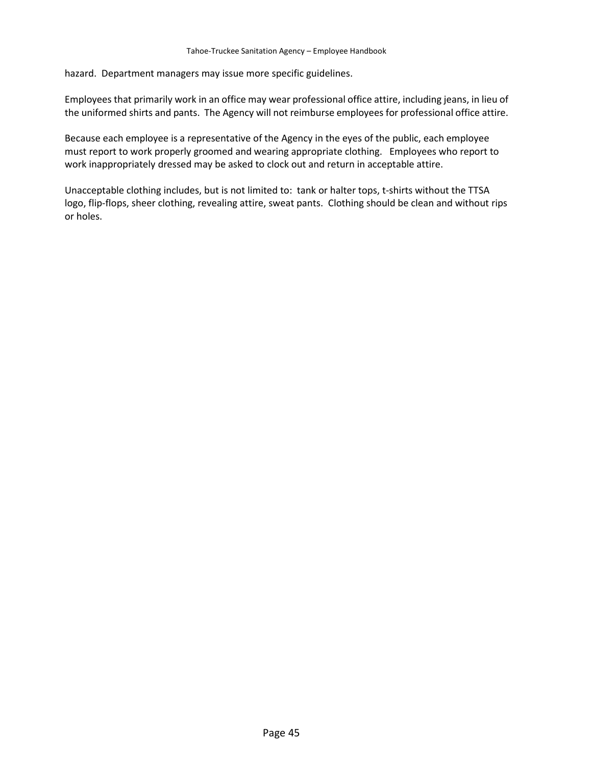hazard.  Department managers may issue more specific guidelines.

Employees that primarily work in an office may wear professional office attire, including jeans, in lieu of the uniformed shirts and pants.  The Agency will not reimburse employees for professional office attire.

Because each employee is a representative of the Agency in the eyes of the public, each employee must report to work properly groomed and wearing appropriate clothing.   Employees who report to work inappropriately dressed may be asked to clock out and return in acceptable attire.

Unacceptable clothing includes, but is not limited to:  tank or halter tops, t-shirts without the TTSA logo, flip-flops, sheer clothing, revealing attire, sweat pants.  Clothing should be clean and without rips or holes.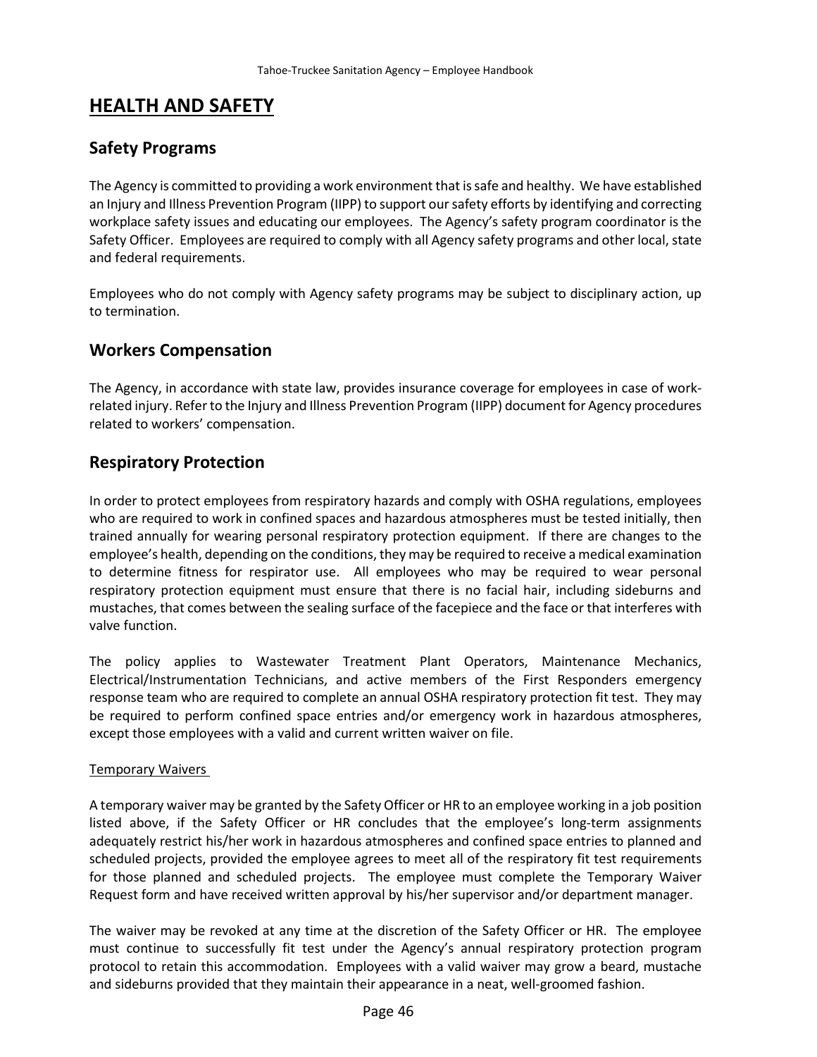# HEALTH AND SAFETY

## Safety Programs

The Agency is committed to providing a work environment that is safe and healthy. We have established an Injury and Illness Prevention Program (IIPP) to support our safety efforts by identifying and correcting workplace safety issues and educating our employees. The Agency's safety program coordinator is the Safety Officer. Employees are required to comply with all Agency safety programs and other local, state and federal requirements.

Employees who do not comply with Agency safety programs may be subject to disciplinary action, up to termination.

## Workers Compensation

The Agency, in accordance with state law, provides insurance coverage for employees in case of work-related injury. Refer to the Injury and Illness Prevention Program (IIPP) document for Agency procedures related to workers' compensation.

## Respiratory Protection

In order to protect employees from respiratory hazards and comply with OSHA regulations, employees who are required to work in confined spaces and hazardous atmospheres must be tested initially, then trained annually for wearing personal respiratory protection equipment. If there are changes to the employee's health, depending on the conditions, they may be required to receive a medical examination to determine fitness for respirator use. All employees who may be required to wear personal respiratory protection equipment must ensure that there is no facial hair, including sideburns and mustaches, that comes between the sealing surface of the facepiece and the face or that interferes with valve function.

The policy applies to Wastewater Treatment Plant Operators, Maintenance Mechanics, Electrical/Instrumentation Technicians, and active members of the First Responders emergency response team who are required to complete an annual OSHA respiratory protection fit test. They may be required to perform confined space entries and/or emergency work in hazardous atmospheres, except those employees with a valid and current written waiver on file.

Temporary Waivers

A temporary waiver may be granted by the Safety Officer or HR to an employee working in a job position listed above, if the Safety Officer or HR concludes that the employee's long-term assignments adequately restrict his/her work in hazardous atmospheres and confined space entries to planned and scheduled projects, provided the employee agrees to meet all of the respiratory fit test requirements for those planned and scheduled projects. The employee must complete the Temporary Waiver Request form and have received written approval by his/her supervisor and/or department manager.

The waiver may be revoked at any time at the discretion of the Safety Officer or HR. The employee must continue to successfully fit test under the Agency's annual respiratory protection program protocol to retain this accommodation. Employees with a valid waiver may grow a beard, mustache and sideburns provided that they maintain their appearance in a neat, well-groomed fashion.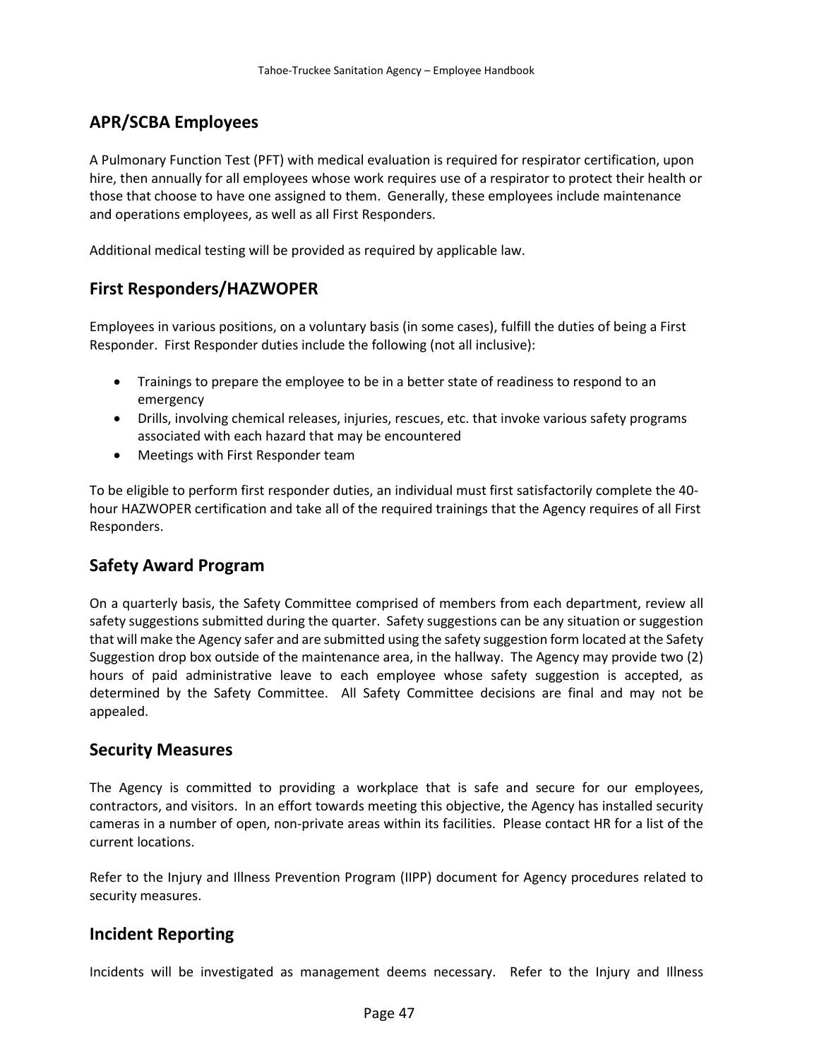## APR/SCBA Employees

A Pulmonary Function Test (PFT) with medical evaluation is required for respirator certification, upon hire, then annually for all employees whose work requires use of a respirator to protect their health or those that choose to have one assigned to them. Generally, these employees include maintenance and operations employees, as well as all First Responders.

Additional medical testing will be provided as required by applicable law.

## First Responders/HAZWOPER

Employees in various positions, on a voluntary basis (in some cases), fulfill the duties of being a First Responder. First Responder duties include the following (not all inclusive):

- Trainings to prepare the employee to be in a better state of readiness to respond to an emergency
- Drills, involving chemical releases, injuries, rescues, etc. that invoke various safety programs associated with each hazard that may be encountered
- Meetings with First Responder team

To be eligible to perform first responder duties, an individual must first satisfactorily complete the 40-hour HAZWOPER certification and take all of the required trainings that the Agency requires of all First Responders.

## Safety Award Program

On a quarterly basis, the Safety Committee comprised of members from each department, review all safety suggestions submitted during the quarter. Safety suggestions can be any situation or suggestion that will make the Agency safer and are submitted using the safety suggestion form located at the Safety Suggestion drop box outside of the maintenance area, in the hallway. The Agency may provide two (2) hours of paid administrative leave to each employee whose safety suggestion is accepted, as determined by the Safety Committee. All Safety Committee decisions are final and may not be appealed.

## Security Measures

The Agency is committed to providing a workplace that is safe and secure for our employees, contractors, and visitors. In an effort towards meeting this objective, the Agency has installed security cameras in a number of open, non-private areas within its facilities. Please contact HR for a list of the current locations.

Refer to the Injury and Illness Prevention Program (IIPP) document for Agency procedures related to security measures.

## Incident Reporting

Incidents will be investigated as management deems necessary. Refer to the Injury and Illness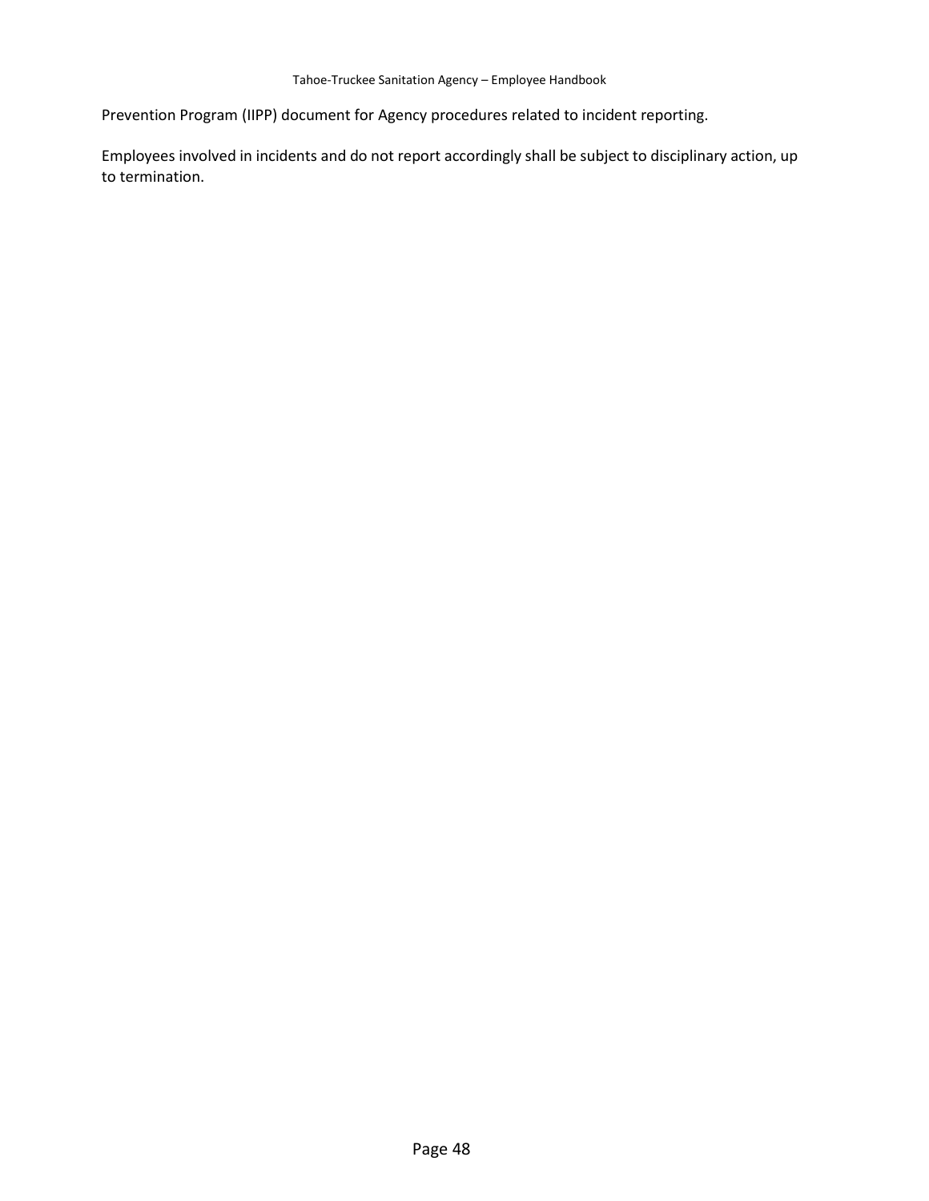Prevention Program (IIPP) document for Agency procedures related to incident reporting.

Employees involved in incidents and do not report accordingly shall be subject to disciplinary action, up to termination.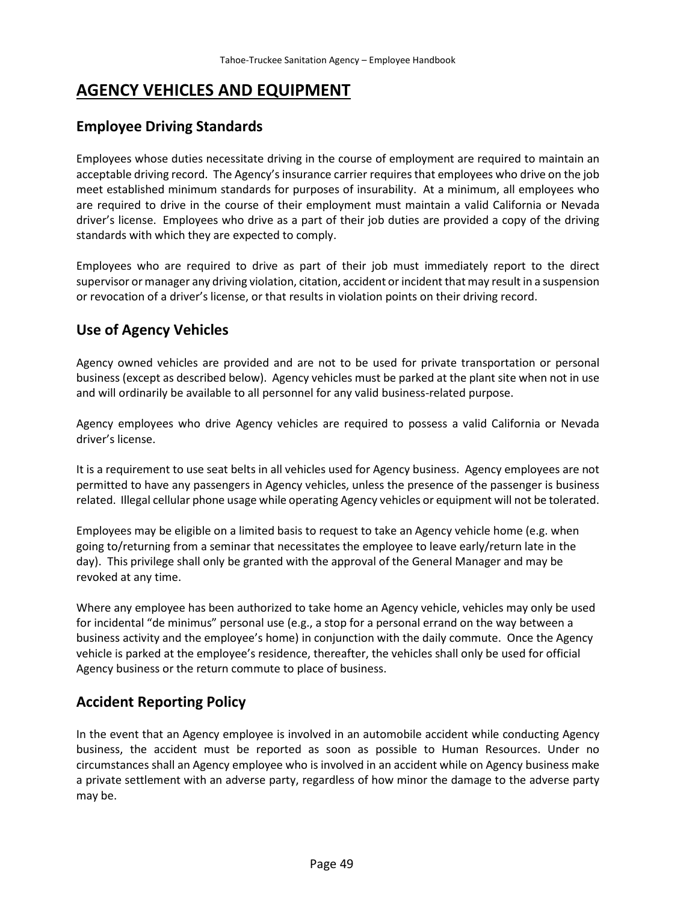# AGENCY VEHICLES AND EQUIPMENT

## Employee Driving Standards

Employees whose duties necessitate driving in the course of employment are required to maintain an acceptable driving record. The Agency's insurance carrier requires that employees who drive on the job meet established minimum standards for purposes of insurability. At a minimum, all employees who are required to drive in the course of their employment must maintain a valid California or Nevada driver's license. Employees who drive as a part of their job duties are provided a copy of the driving standards with which they are expected to comply.

Employees who are required to drive as part of their job must immediately report to the direct supervisor or manager any driving violation, citation, accident or incident that may result in a suspension or revocation of a driver's license, or that results in violation points on their driving record.

## Use of Agency Vehicles

Agency owned vehicles are provided and are not to be used for private transportation or personal business (except as described below). Agency vehicles must be parked at the plant site when not in use and will ordinarily be available to all personnel for any valid business-related purpose.

Agency employees who drive Agency vehicles are required to possess a valid California or Nevada driver's license.

It is a requirement to use seat belts in all vehicles used for Agency business. Agency employees are not permitted to have any passengers in Agency vehicles, unless the presence of the passenger is business related. Illegal cellular phone usage while operating Agency vehicles or equipment will not be tolerated.

Employees may be eligible on a limited basis to request to take an Agency vehicle home (e.g. when going to/returning from a seminar that necessitates the employee to leave early/return late in the day). This privilege shall only be granted with the approval of the General Manager and may be revoked at any time.

Where any employee has been authorized to take home an Agency vehicle, vehicles may only be used for incidental "de minimus" personal use (e.g., a stop for a personal errand on the way between a business activity and the employee's home) in conjunction with the daily commute. Once the Agency vehicle is parked at the employee's residence, thereafter, the vehicles shall only be used for official Agency business or the return commute to place of business.

## Accident Reporting Policy

In the event that an Agency employee is involved in an automobile accident while conducting Agency business, the accident must be reported as soon as possible to Human Resources. Under no circumstances shall an Agency employee who is involved in an accident while on Agency business make a private settlement with an adverse party, regardless of how minor the damage to the adverse party may be.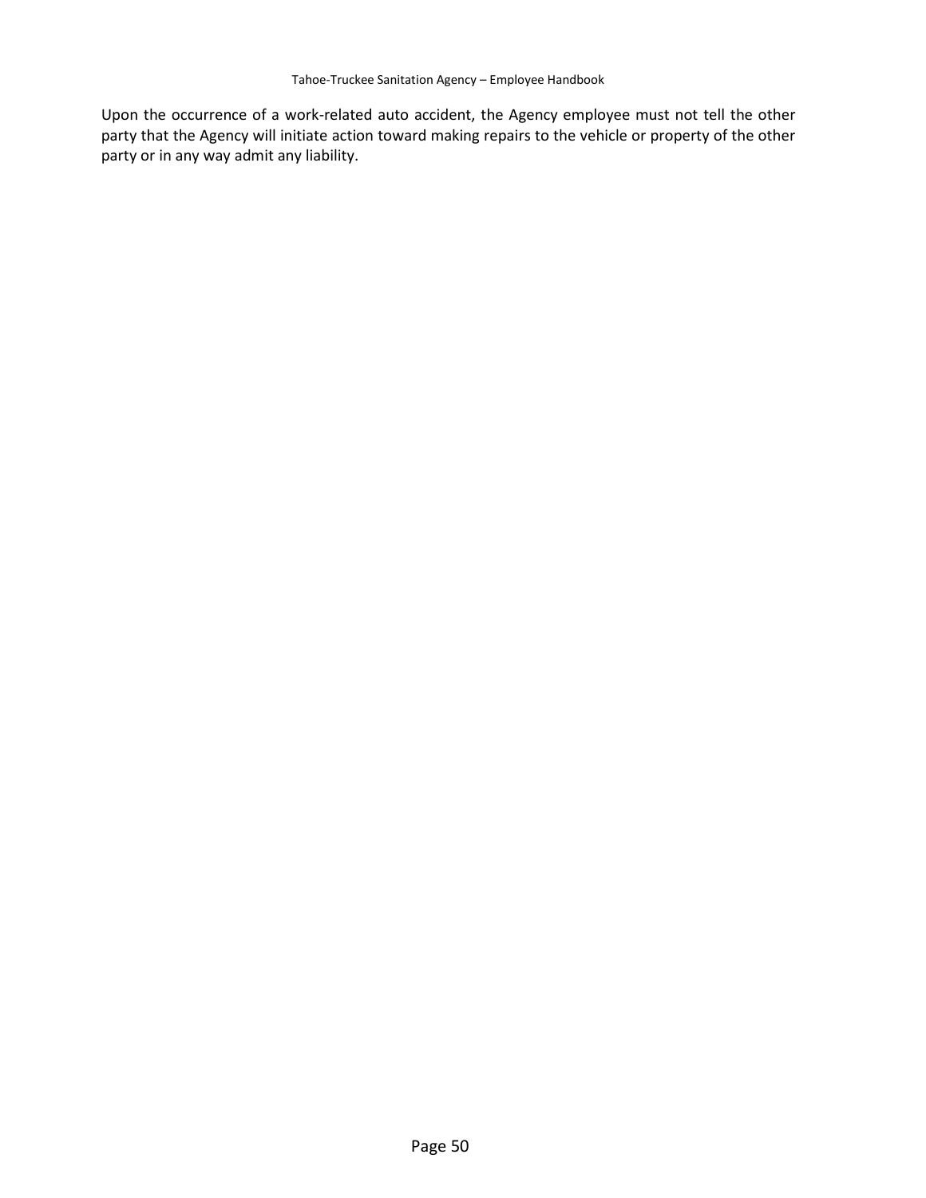Upon the occurrence of a work-related auto accident, the Agency employee must not tell the other party that the Agency will initiate action toward making repairs to the vehicle or property of the other party or in any way admit any liability.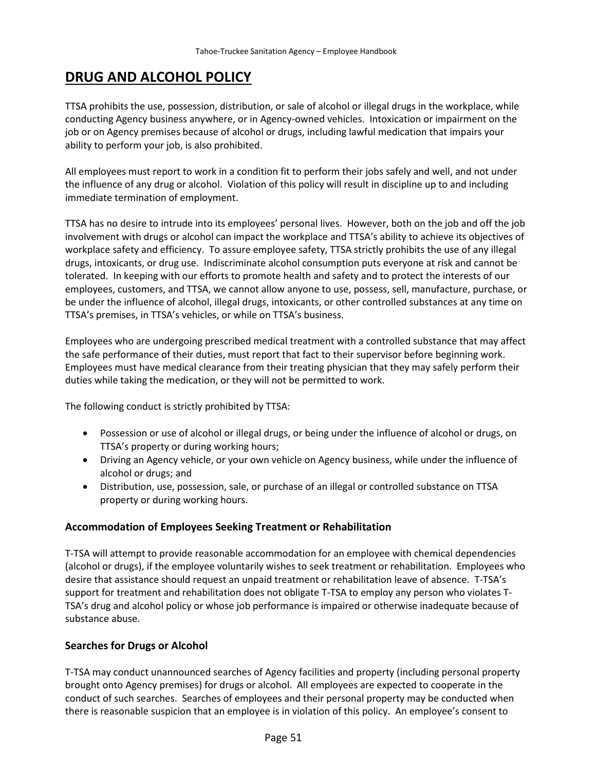# DRUG AND ALCOHOL POLICY

TTSA prohibits the use, possession, distribution, or sale of alcohol or illegal drugs in the workplace, while conducting Agency business anywhere, or in Agency-owned vehicles. Intoxication or impairment on the job or on Agency premises because of alcohol or drugs, including lawful medication that impairs your ability to perform your job, is also prohibited.

All employees must report to work in a condition fit to perform their jobs safely and well, and not under the influence of any drug or alcohol. Violation of this policy will result in discipline up to and including immediate termination of employment.

TTSA has no desire to intrude into its employees' personal lives. However, both on the job and off the job involvement with drugs or alcohol can impact the workplace and TTSA's ability to achieve its objectives of workplace safety and efficiency. To assure employee safety, TTSA strictly prohibits the use of any illegal drugs, intoxicants, or drug use. Indiscriminate alcohol consumption puts everyone at risk and cannot be tolerated. In keeping with our efforts to promote health and safety and to protect the interests of our employees, customers, and TTSA, we cannot allow anyone to use, possess, sell, manufacture, purchase, or be under the influence of alcohol, illegal drugs, intoxicants, or other controlled substances at any time on TTSA's premises, in TTSA's vehicles, or while on TTSA's business.

Employees who are undergoing prescribed medical treatment with a controlled substance that may affect the safe performance of their duties, must report that fact to their supervisor before beginning work. Employees must have medical clearance from their treating physician that they may safely perform their duties while taking the medication, or they will not be permitted to work.

The following conduct is strictly prohibited by TTSA:

- Possession or use of alcohol or illegal drugs, or being under the influence of alcohol or drugs, on TTSA's property or during working hours;
- Driving an Agency vehicle, or your own vehicle on Agency business, while under the influence of alcohol or drugs; and
- Distribution, use, possession, sale, or purchase of an illegal or controlled substance on TTSA property or during working hours.

### Accommodation of Employees Seeking Treatment or Rehabilitation

T-TSA will attempt to provide reasonable accommodation for an employee with chemical dependencies (alcohol or drugs), if the employee voluntarily wishes to seek treatment or rehabilitation. Employees who desire that assistance should request an unpaid treatment or rehabilitation leave of absence. T-TSA's support for treatment and rehabilitation does not obligate T-TSA to employ any person who violates T-TSA's drug and alcohol policy or whose job performance is impaired or otherwise inadequate because of substance abuse.

### Searches for Drugs or Alcohol

T-TSA may conduct unannounced searches of Agency facilities and property (including personal property brought onto Agency premises) for drugs or alcohol. All employees are expected to cooperate in the conduct of such searches. Searches of employees and their personal property may be conducted when there is reasonable suspicion that an employee is in violation of this policy. An employee's consent to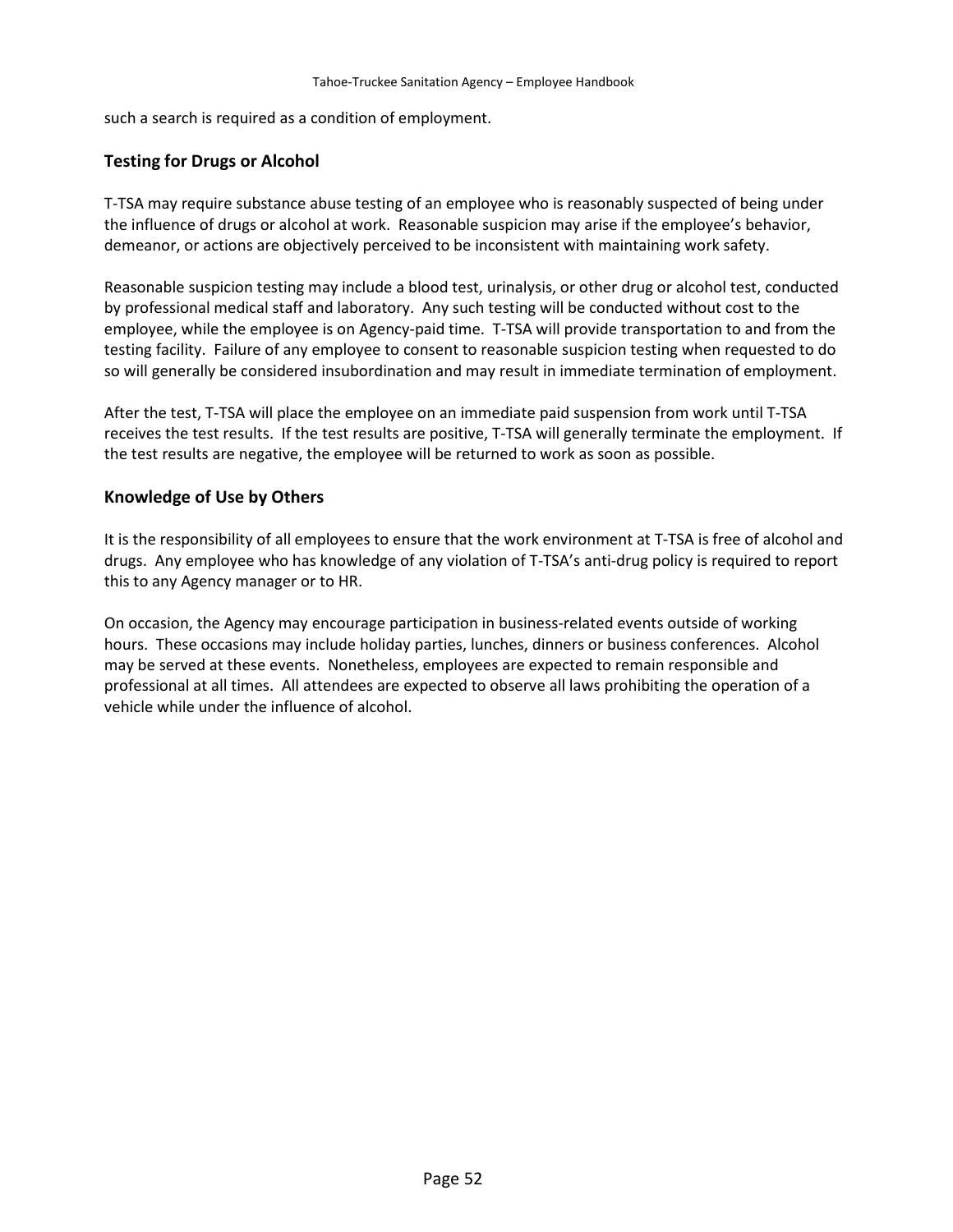such a search is required as a condition of employment.

### Testing for Drugs or Alcohol

T-TSA may require substance abuse testing of an employee who is reasonably suspected of being under the influence of drugs or alcohol at work. Reasonable suspicion may arise if the employee's behavior, demeanor, or actions are objectively perceived to be inconsistent with maintaining work safety.

Reasonable suspicion testing may include a blood test, urinalysis, or other drug or alcohol test, conducted by professional medical staff and laboratory. Any such testing will be conducted without cost to the employee, while the employee is on Agency-paid time. T-TSA will provide transportation to and from the testing facility. Failure of any employee to consent to reasonable suspicion testing when requested to do so will generally be considered insubordination and may result in immediate termination of employment.

After the test, T-TSA will place the employee on an immediate paid suspension from work until T-TSA receives the test results. If the test results are positive, T-TSA will generally terminate the employment. If the test results are negative, the employee will be returned to work as soon as possible.

### Knowledge of Use by Others

It is the responsibility of all employees to ensure that the work environment at T-TSA is free of alcohol and drugs. Any employee who has knowledge of any violation of T-TSA's anti-drug policy is required to report this to any Agency manager or to HR.

On occasion, the Agency may encourage participation in business-related events outside of working hours. These occasions may include holiday parties, lunches, dinners or business conferences. Alcohol may be served at these events. Nonetheless, employees are expected to remain responsible and professional at all times. All attendees are expected to observe all laws prohibiting the operation of a vehicle while under the influence of alcohol.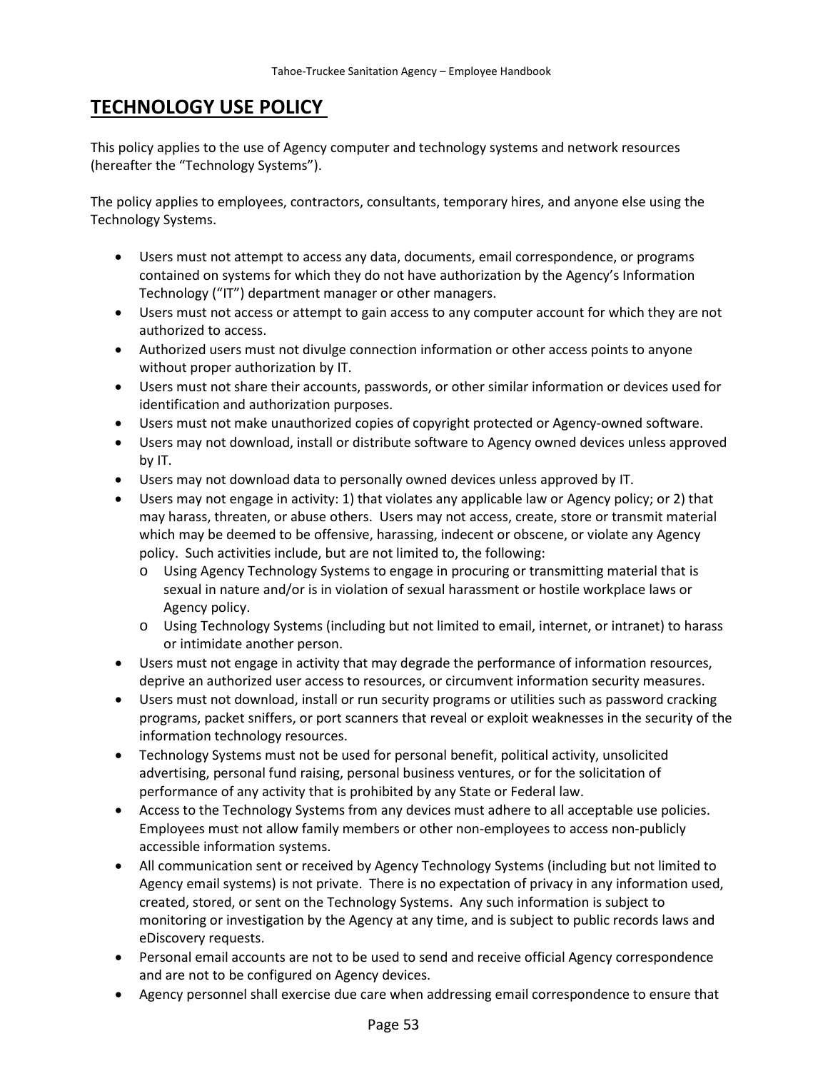# TECHNOLOGY USE POLICY

This policy applies to the use of Agency computer and technology systems and network resources (hereafter the "Technology Systems").

The policy applies to employees, contractors, consultants, temporary hires, and anyone else using the Technology Systems.

- Users must not attempt to access any data, documents, email correspondence, or programs contained on systems for which they do not have authorization by the Agency's Information Technology ("IT") department manager or other managers.
- Users must not access or attempt to gain access to any computer account for which they are not authorized to access.
- Authorized users must not divulge connection information or other access points to anyone without proper authorization by IT.
- Users must not share their accounts, passwords, or other similar information or devices used for identification and authorization purposes.
- Users must not make unauthorized copies of copyright protected or Agency-owned software.
- Users may not download, install or distribute software to Agency owned devices unless approved by IT.
- Users may not download data to personally owned devices unless approved by IT.
- Users may not engage in activity: 1) that violates any applicable law or Agency policy; or 2) that may harass, threaten, or abuse others. Users may not access, create, store or transmit material which may be deemed to be offensive, harassing, indecent or obscene, or violate any Agency policy. Such activities include, but are not limited to, the following:
  - Using Agency Technology Systems to engage in procuring or transmitting material that is sexual in nature and/or is in violation of sexual harassment or hostile workplace laws or Agency policy.
  - Using Technology Systems (including but not limited to email, internet, or intranet) to harass or intimidate another person.
- Users must not engage in activity that may degrade the performance of information resources, deprive an authorized user access to resources, or circumvent information security measures.
- Users must not download, install or run security programs or utilities such as password cracking programs, packet sniffers, or port scanners that reveal or exploit weaknesses in the security of the information technology resources.
- Technology Systems must not be used for personal benefit, political activity, unsolicited advertising, personal fund raising, personal business ventures, or for the solicitation of performance of any activity that is prohibited by any State or Federal law.
- Access to the Technology Systems from any devices must adhere to all acceptable use policies. Employees must not allow family members or other non-employees to access non-publicly accessible information systems.
- All communication sent or received by Agency Technology Systems (including but not limited to Agency email systems) is not private. There is no expectation of privacy in any information used, created, stored, or sent on the Technology Systems. Any such information is subject to monitoring or investigation by the Agency at any time, and is subject to public records laws and eDiscovery requests.
- Personal email accounts are not to be used to send and receive official Agency correspondence and are not to be configured on Agency devices.
- Agency personnel shall exercise due care when addressing email correspondence to ensure that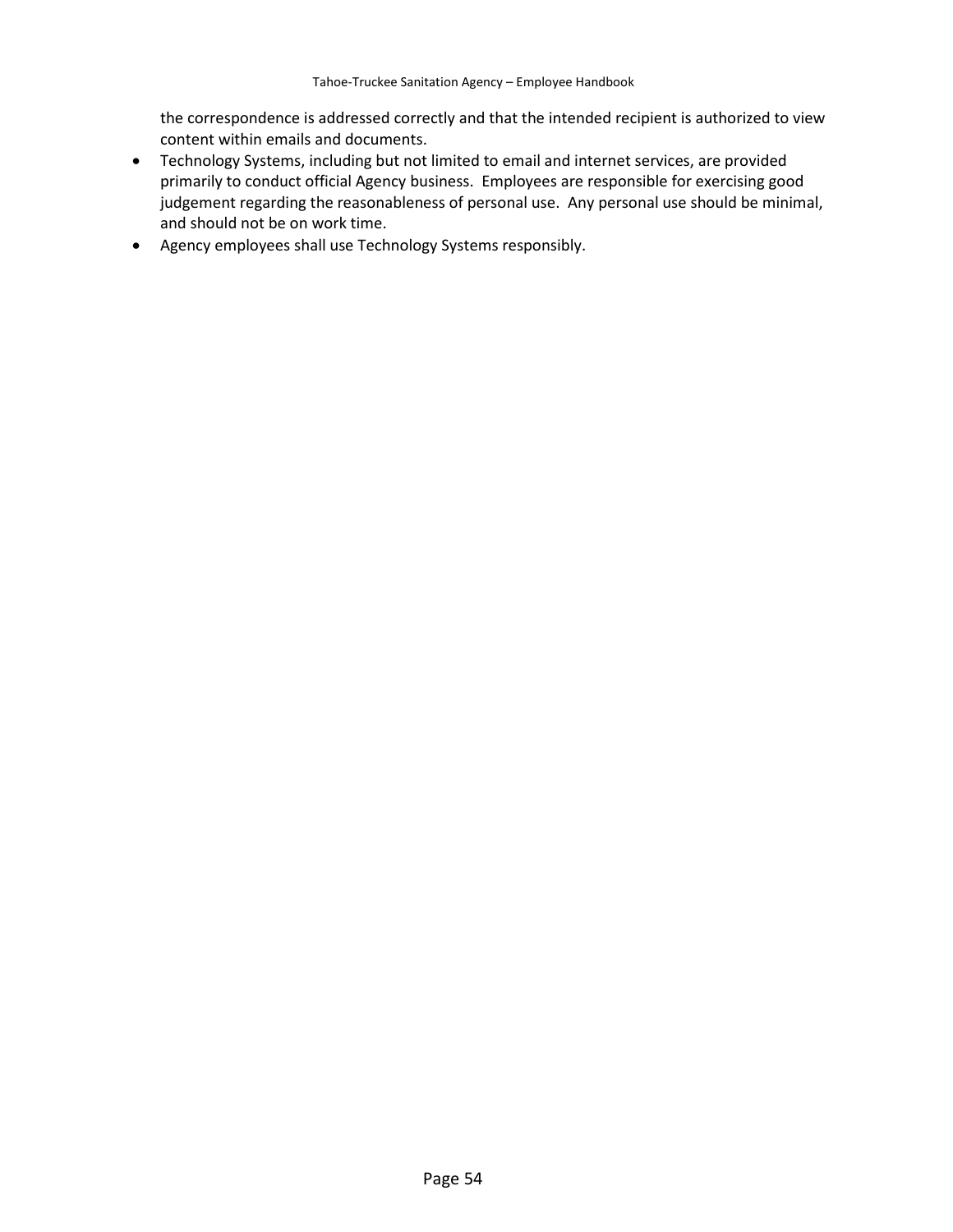the correspondence is addressed correctly and that the intended recipient is authorized to view content within emails and documents.

- Technology Systems, including but not limited to email and internet services, are provided primarily to conduct official Agency business. Employees are responsible for exercising good judgement regarding the reasonableness of personal use. Any personal use should be minimal, and should not be on work time.
- Agency employees shall use Technology Systems responsibly.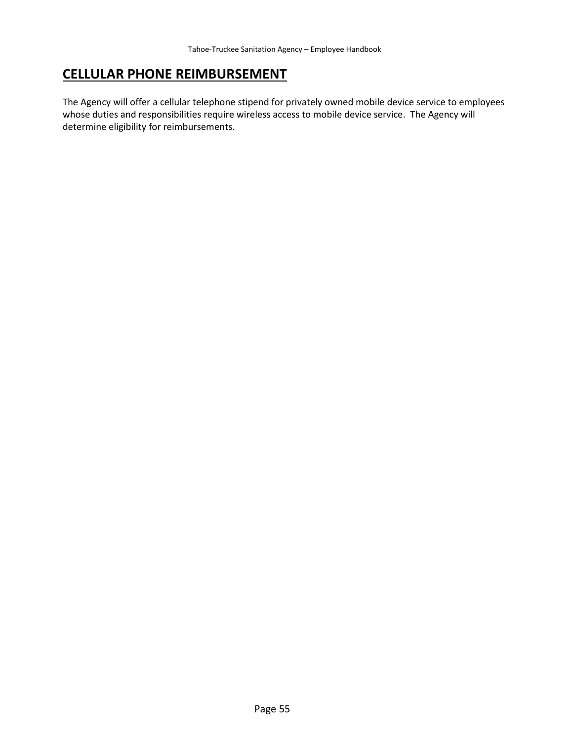# CELLULAR PHONE REIMBURSEMENT

The Agency will offer a cellular telephone stipend for privately owned mobile device service to employees whose duties and responsibilities require wireless access to mobile device service. The Agency will determine eligibility for reimbursements.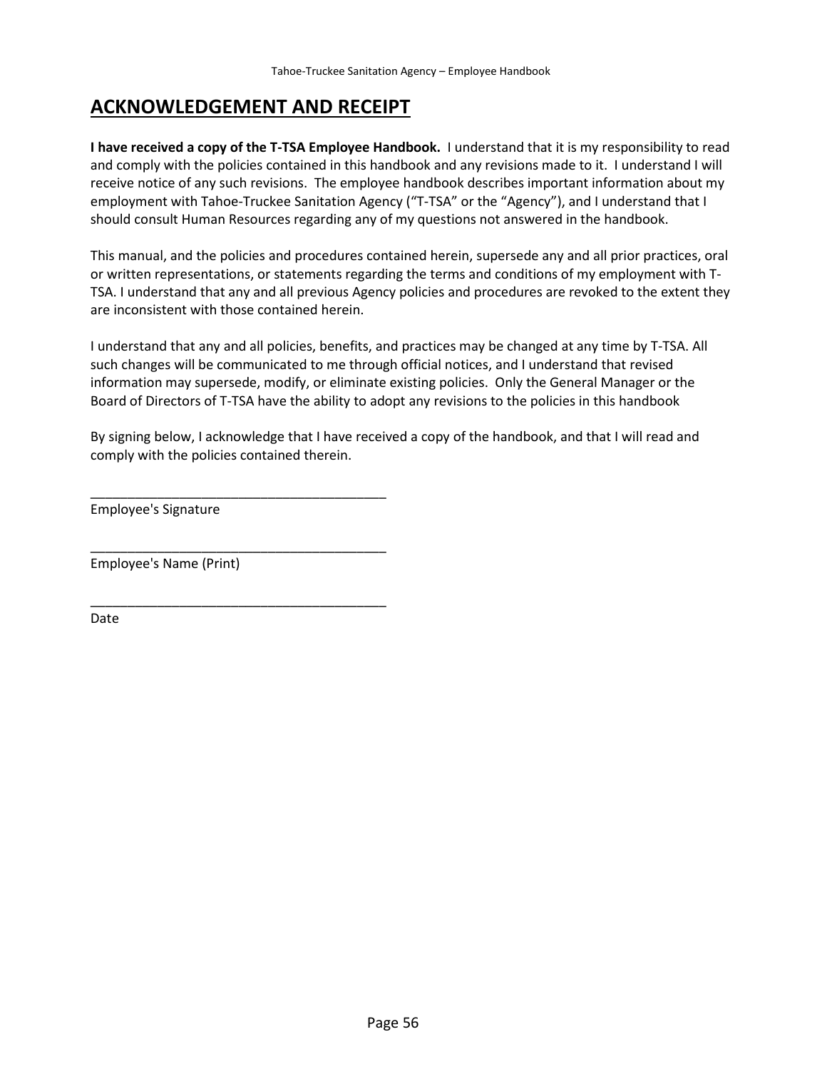# ACKNOWLEDGEMENT AND RECEIPT

**I have received a copy of the T-TSA Employee Handbook.** I understand that it is my responsibility to read and comply with the policies contained in this handbook and any revisions made to it. I understand I will receive notice of any such revisions. The employee handbook describes important information about my employment with Tahoe-Truckee Sanitation Agency ("T-TSA" or the "Agency"), and I understand that I should consult Human Resources regarding any of my questions not answered in the handbook.

This manual, and the policies and procedures contained herein, supersede any and all prior practices, oral or written representations, or statements regarding the terms and conditions of my employment with T-TSA. I understand that any and all previous Agency policies and procedures are revoked to the extent they are inconsistent with those contained herein.

I understand that any and all policies, benefits, and practices may be changed at any time by T-TSA. All such changes will be communicated to me through official notices, and I understand that revised information may supersede, modify, or eliminate existing policies. Only the General Manager or the Board of Directors of T-TSA have the ability to adopt any revisions to the policies in this handbook

By signing below, I acknowledge that I have received a copy of the handbook, and that I will read and comply with the policies contained therein.

_________________________________________
Employee's Signature

_________________________________________
Employee's Name (Print)

_________________________________________
Date